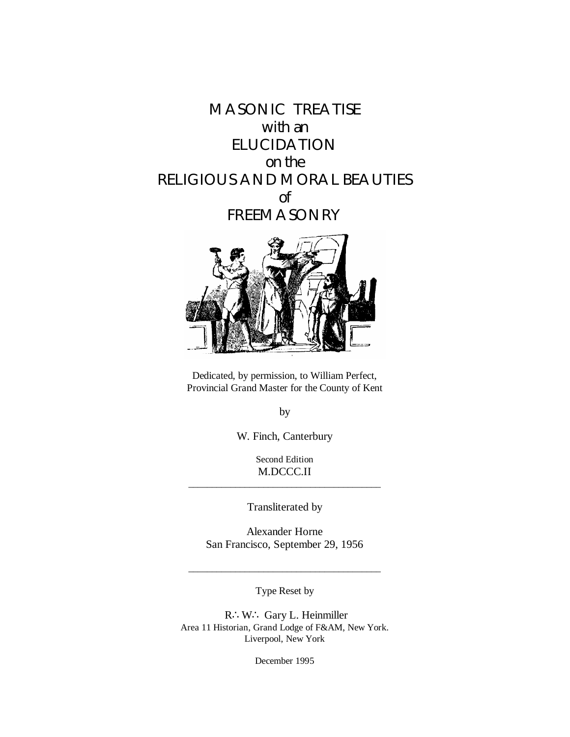# MASONIC TREATISE
## with an
# ELUCIDATION
## on the
# RELIGIOUS AND MORAL BEAUTIES
## of
# FREEMASONRY

Dedicated, by permission, to William Perfect,
Provincial Grand Master for the County of Kent

by

W. Finch, Canterbury

Second Edition
M.DCCC.II

---

Transliterated by

Alexander Horne
San Francisco, September 29, 1956

---

Type Reset by

R∴W∴ Gary L. Heinmiller
Area 11 Historian, Grand Lodge of F&AM, New York.
Liverpool, New York

December 1995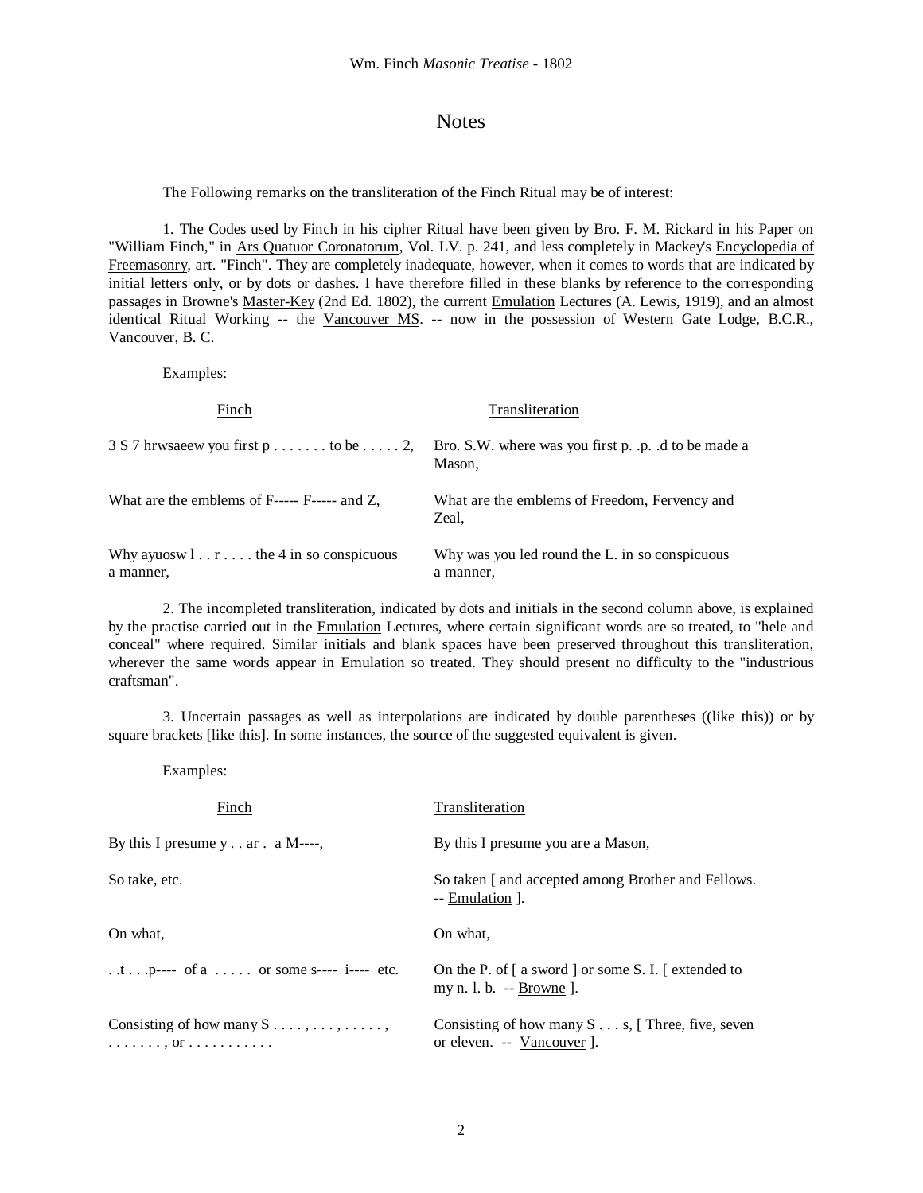## Notes

The Following remarks on the transliteration of the Finch Ritual may be of interest:

1. The Codes used by Finch in his cipher Ritual have been given by Bro. F. M. Rickard in his Paper on "William Finch," in Ars Quatuor Coronatorum, Vol. LV. p. 241, and less completely in Mackey's Encyclopedia of Freemasonry, art. "Finch". They are completely inadequate, however, when it comes to words that are indicated by initial letters only, or by dots or dashes. I have therefore filled in these blanks by reference to the corresponding passages in Browne's Master-Key (2nd Ed. 1802), the current Emulation Lectures (A. Lewis, 1919), and an almost identical Ritual Working -- the Vancouver MS. -- now in the possession of Western Gate Lodge, B.C.R., Vancouver, B. C.

Examples:

| Finch | Transliteration |
|---|---|
| 3 S 7 hrwsaeew you first p . . . . . . . to be . . . . . 2, | Bro. S.W. where was you first p. .p. .d to be made a Mason, |
| What are the emblems of F----- F----- and Z, | What are the emblems of Freedom, Fervency and Zeal, |
| Why ayuosw l . . r . . . . the 4 in so conspicuous a manner, | Why was you led round the L. in so conspicuous a manner, |

2. The incompleted transliteration, indicated by dots and initials in the second column above, is explained by the practise carried out in the Emulation Lectures, where certain significant words are so treated, to "hele and conceal" where required. Similar initials and blank spaces have been preserved throughout this transliteration, wherever the same words appear in Emulation so treated. They should present no difficulty to the "industrious craftsman".

3. Uncertain passages as well as interpolations are indicated by double parentheses ((like this)) or by square brackets [like this]. In some instances, the source of the suggested equivalent is given.

Examples:

| Finch | Transliteration |
|---|---|
| By this I presume y . . ar . a M----, | By this I presume you are a Mason, |
| So take, etc. | So taken [ and accepted among Brother and Fellows. -- Emulation ]. |
| On what, | On what, |
| . .t . . .p---- of a . . . . . or some s---- i---- etc. | On the P. of [ a sword ] or some S. I. [ extended to my n. l. b. -- Browne ]. |
| Consisting of how many S . . . . , . . . . . . . , . . . . . . . , or . . . . . . . . . . . | Consisting of how many S . . . s, [ Three, five, seven or eleven. -- Vancouver ]. |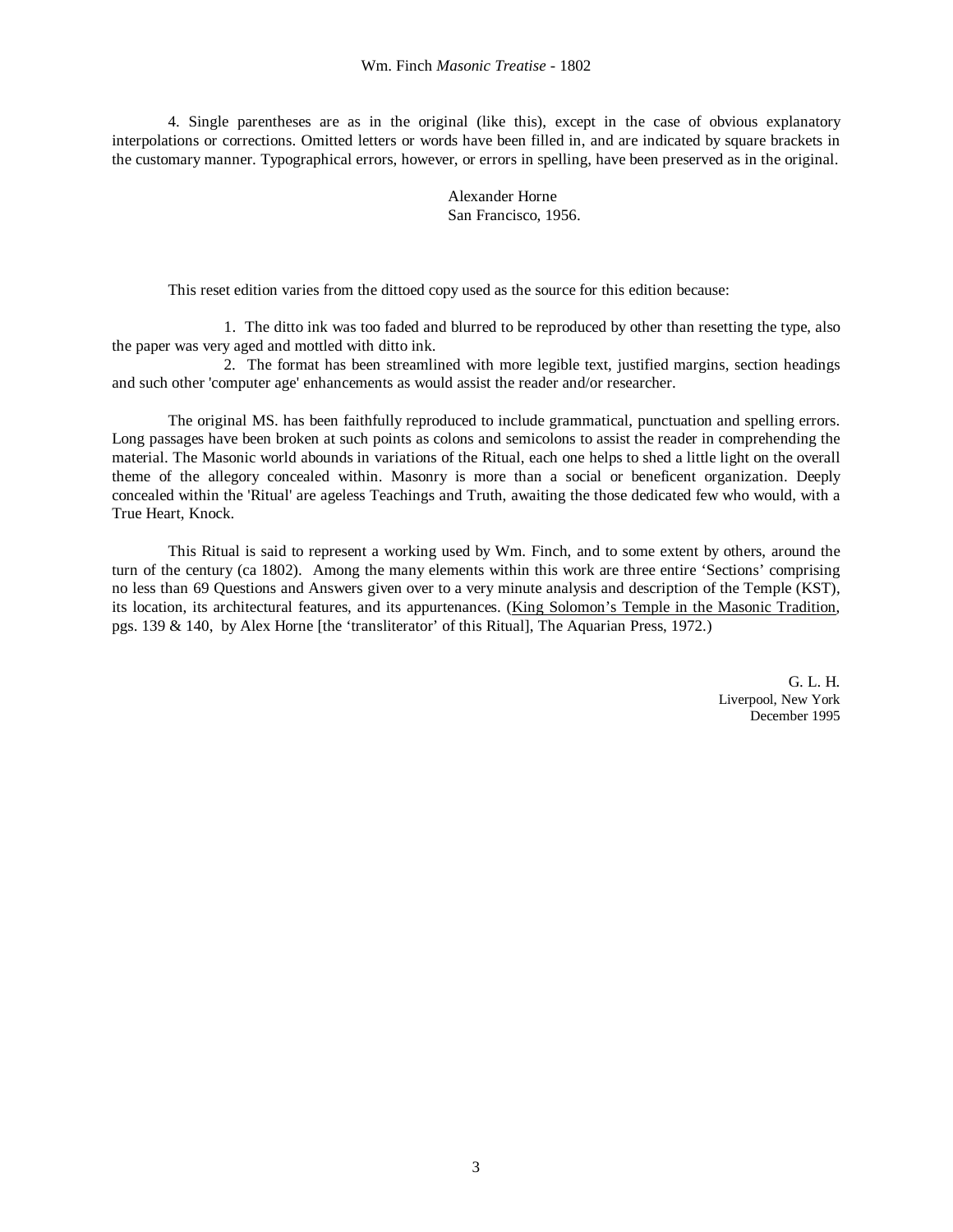4. Single parentheses are as in the original (like this), except in the case of obvious explanatory interpolations or corrections. Omitted letters or words have been filled in, and are indicated by square brackets in the customary manner. Typographical errors, however, or errors in spelling, have been preserved as in the original.

Alexander Horne
San Francisco, 1956.

This reset edition varies from the dittoed copy used as the source for this edition because:

1. The ditto ink was too faded and blurred to be reproduced by other than resetting the type, also the paper was very aged and mottled with ditto ink.
2. The format has been streamlined with more legible text, justified margins, section headings and such other 'computer age' enhancements as would assist the reader and/or researcher.

The original MS. has been faithfully reproduced to include grammatical, punctuation and spelling errors. Long passages have been broken at such points as colons and semicolons to assist the reader in comprehending the material. The Masonic world abounds in variations of the Ritual, each one helps to shed a little light on the overall theme of the allegory concealed within. Masonry is more than a social or beneficent organization. Deeply concealed within the 'Ritual' are ageless Teachings and Truth, awaiting the those dedicated few who would, with a True Heart, Knock.

This Ritual is said to represent a working used by Wm. Finch, and to some extent by others, around the turn of the century (ca 1802). Among the many elements within this work are three entire 'Sections' comprising no less than 69 Questions and Answers given over to a very minute analysis and description of the Temple (KST), its location, its architectural features, and its appurtenances. (King Solomon's Temple in the Masonic Tradition, pgs. 139 & 140, by Alex Horne [the 'transliterator' of this Ritual], The Aquarian Press, 1972.)

G. L. H.
Liverpool, New York
December 1995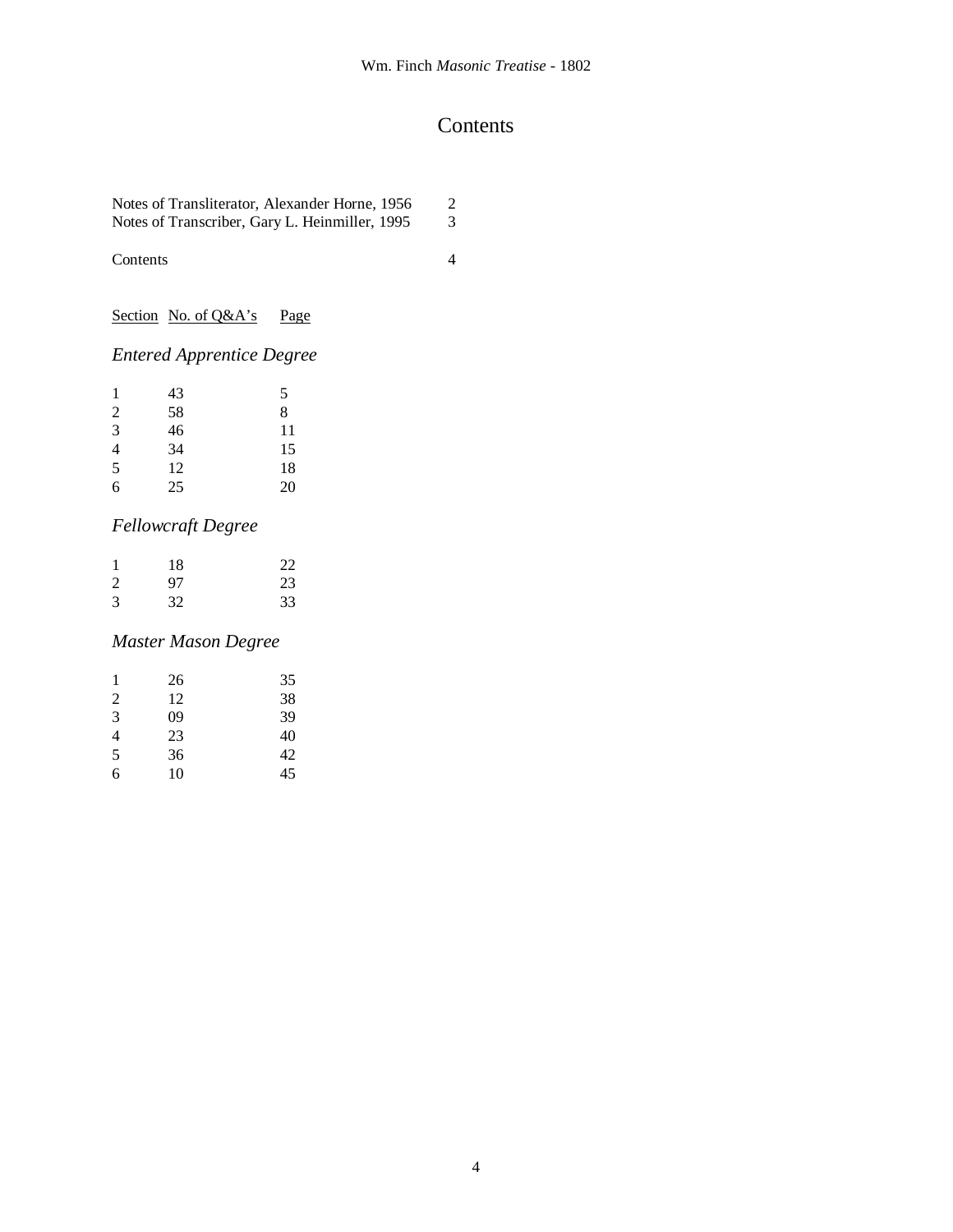# Contents

| | |
|---|---|
| Notes of Transliterator, Alexander Horne, 1956 | 2 |
| Notes of Transcriber, Gary L. Heinmiller, 1995 | 3 |
| Contents | 4 |

## *Entered Apprentice Degree*

| Section | No. of Q&A's | Page |
|---|---|---|
| 1 | 43 | 5 |
| 2 | 58 | 8 |
| 3 | 46 | 11 |
| 4 | 34 | 15 |
| 5 | 12 | 18 |
| 6 | 25 | 20 |

## *Fellowcraft Degree*

| Section | No. of Q&A's | Page |
|---|---|---|
| 1 | 18 | 22 |
| 2 | 97 | 23 |
| 3 | 32 | 33 |

## *Master Mason Degree*

| Section | No. of Q&A's | Page |
|---|---|---|
| 1 | 26 | 35 |
| 2 | 12 | 38 |
| 3 | 09 | 39 |
| 4 | 23 | 40 |
| 5 | 36 | 42 |
| 6 | 10 | 45 |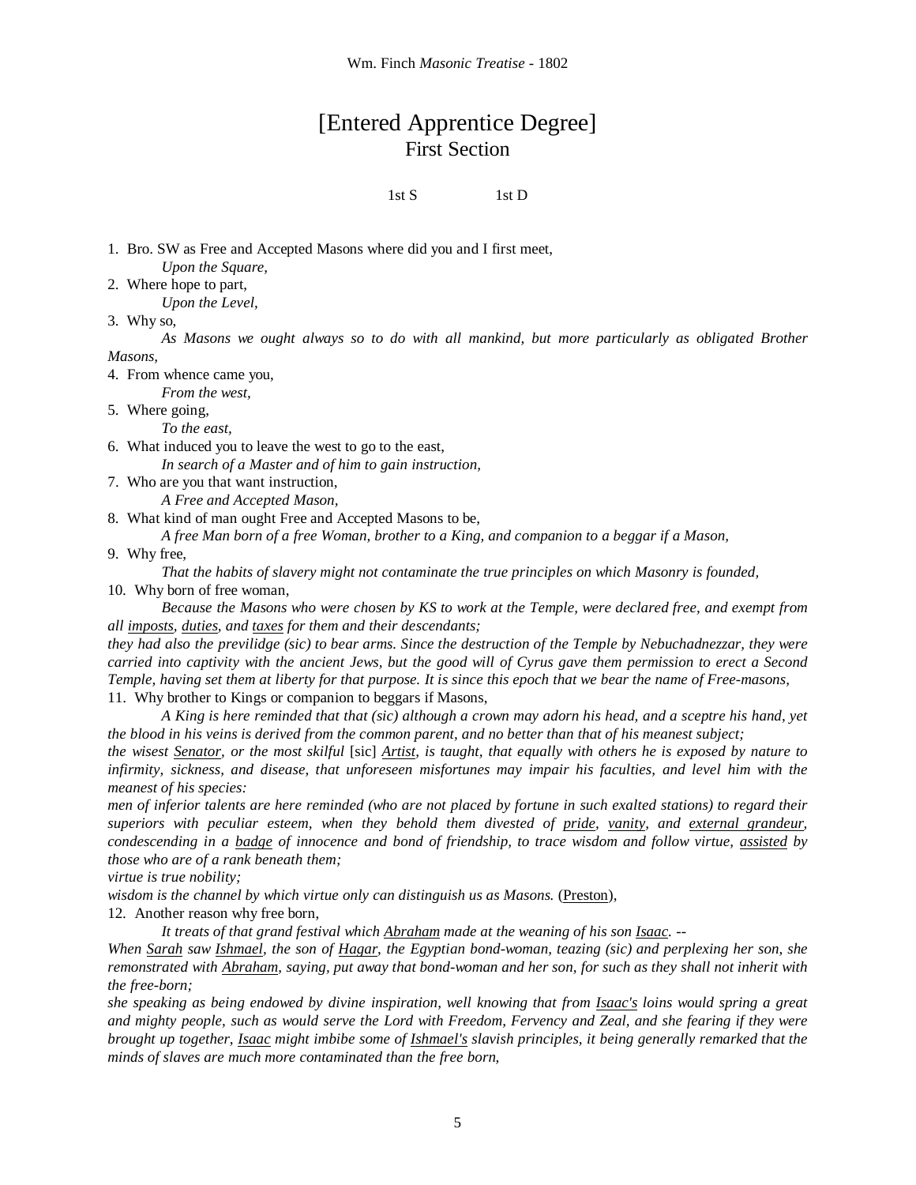# [Entered Apprentice Degree]

## First Section

1st S 1st D

1. Bro. SW as Free and Accepted Masons where did you and I first meet,

   *Upon the Square,*

2. Where hope to part,

   *Upon the Level,*

3. Why so,

   *As Masons we ought always so to do with all mankind, but more particularly as obligated Brother Masons,*

4. From whence came you,

   *From the west,*

5. Where going,

   *To the east,*

6. What induced you to leave the west to go to the east,

   *In search of a Master and of him to gain instruction,*

7. Who are you that want instruction,

   *A Free and Accepted Mason,*

8. What kind of man ought Free and Accepted Masons to be,

   *A free Man born of a free Woman, brother to a King, and companion to a beggar if a Mason,*

9. Why free,

   *That the habits of slavery might not contaminate the true principles on which Masonry is founded,*

10. Why born of free woman,

    *Because the Masons who were chosen by KS to work at the Temple, were declared free, and exempt from all imposts, duties, and taxes for them and their descendants;*

    *they had also the previlidge (sic) to bear arms. Since the destruction of the Temple by Nebuchadnezzar, they were carried into captivity with the ancient Jews, but the good will of Cyrus gave them permission to erect a Second Temple, having set them at liberty for that purpose. It is since this epoch that we bear the name of Free-masons,*

11. Why brother to Kings or companion to beggars if Masons,

    *A King is here reminded that that (sic) although a crown may adorn his head, and a sceptre his hand, yet the blood in his veins is derived from the common parent, and no better than that of his meanest subject;*

    *the wisest Senator, or the most skilful* [sic] *Artist, is taught, that equally with others he is exposed by nature to infirmity, sickness, and disease, that unforeseen misfortunes may impair his faculties, and level him with the meanest of his species:*

    *men of inferior talents are here reminded (who are not placed by fortune in such exalted stations) to regard their superiors with peculiar esteem, when they behold them divested of pride, vanity, and external grandeur, condescending in a badge of innocence and bond of friendship, to trace wisdom and follow virtue, assisted by those who are of a rank beneath them;*

    *virtue is true nobility;*

    *wisdom is the channel by which virtue only can distinguish us as Masons.* (Preston),

12. Another reason why free born,

    *It treats of that grand festival which Abraham made at the weaning of his son Isaac. --*

    *When Sarah saw Ishmael, the son of Hagar, the Egyptian bond-woman, teazing (sic) and perplexing her son, she remonstrated with Abraham, saying, put away that bond-woman and her son, for such as they shall not inherit with the free-born;*

    *she speaking as being endowed by divine inspiration, well knowing that from Isaac's loins would spring a great and mighty people, such as would serve the Lord with Freedom, Fervency and Zeal, and she fearing if they were brought up together, Isaac might imbibe some of Ishmael's slavish principles, it being generally remarked that the minds of slaves are much more contaminated than the free born,*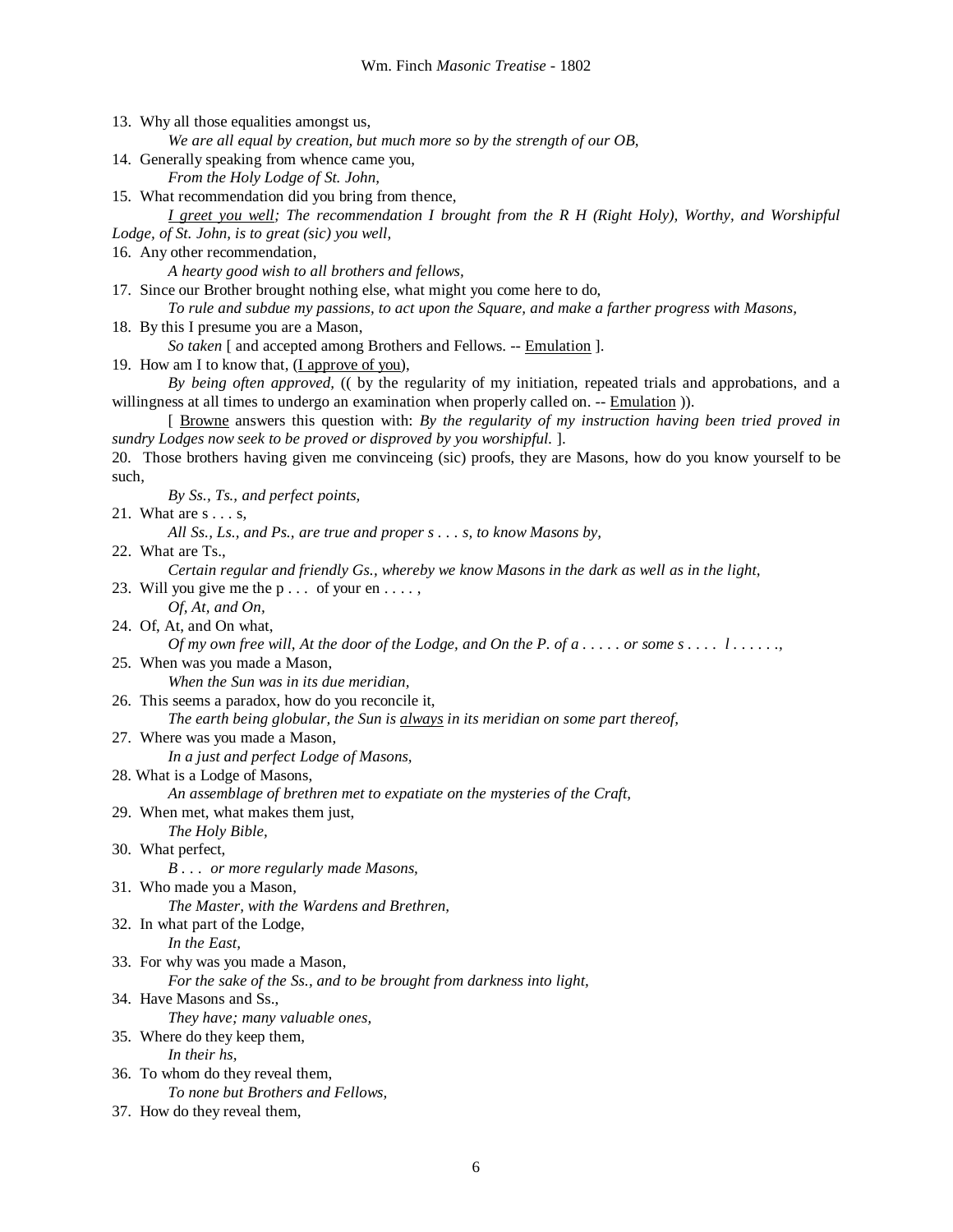13. Why all those equalities amongst us,

    *We are all equal by creation, but much more so by the strength of our OB,*

14. Generally speaking from whence came you,

    *From the Holy Lodge of St. John,*

15. What recommendation did you bring from thence,

    *I greet you well; The recommendation I brought from the R H (Right Holy), Worthy, and Worshipful Lodge, of St. John, is to great (sic) you well,*

16. Any other recommendation,

    *A hearty good wish to all brothers and fellows,*

17. Since our Brother brought nothing else, what might you come here to do,

    *To rule and subdue my passions, to act upon the Square, and make a farther progress with Masons,*

18. By this I presume you are a Mason,

    *So taken* [ and accepted among Brothers and Fellows. -- Emulation ].

19. How am I to know that, (I approve of you),

    *By being often approved,* (( by the regularity of my initiation, repeated trials and approbations, and a willingness at all times to undergo an examination when properly called on. -- Emulation )).

    [ Browne answers this question with: *By the regularity of my instruction having been tried proved in sundry Lodges now seek to be proved or disproved by you worshipful.* ].

20. Those brothers having given me convinceing (sic) proofs, they are Masons, how do you know yourself to be such,

    *By Ss., Ts., and perfect points,*

21. What are s . . . s,

    *All Ss., Ls., and Ps., are true and proper s . . . s, to know Masons by,*

22. What are Ts.,

    *Certain regular and friendly Gs., whereby we know Masons in the dark as well as in the light,*

23. Will you give me the p . . . of your en . . . . ,

    *Of, At, and On,*

24. Of, At, and On what,

    *Of my own free will, At the door of the Lodge, and On the P. of a . . . . . or some s . . . . l . . . . . .,*

25. When was you made a Mason,

    *When the Sun was in its due meridian,*

26. This seems a paradox, how do you reconcile it,

    *The earth being globular, the Sun is always in its meridian on some part thereof,*

27. Where was you made a Mason,

    *In a just and perfect Lodge of Masons,*

28. What is a Lodge of Masons,

    *An assemblage of brethren met to expatiate on the mysteries of the Craft,*

29. When met, what makes them just,

    *The Holy Bible,*

30. What perfect,

    *B . . . or more regularly made Masons,*

31. Who made you a Mason,

    *The Master, with the Wardens and Brethren,*

32. In what part of the Lodge,

    *In the East,*

33. For why was you made a Mason,

    *For the sake of the Ss., and to be brought from darkness into light,*

34. Have Masons and Ss.,

    *They have; many valuable ones,*

35. Where do they keep them,

    *In their hs,*

36. To whom do they reveal them,

    *To none but Brothers and Fellows,*

37. How do they reveal them,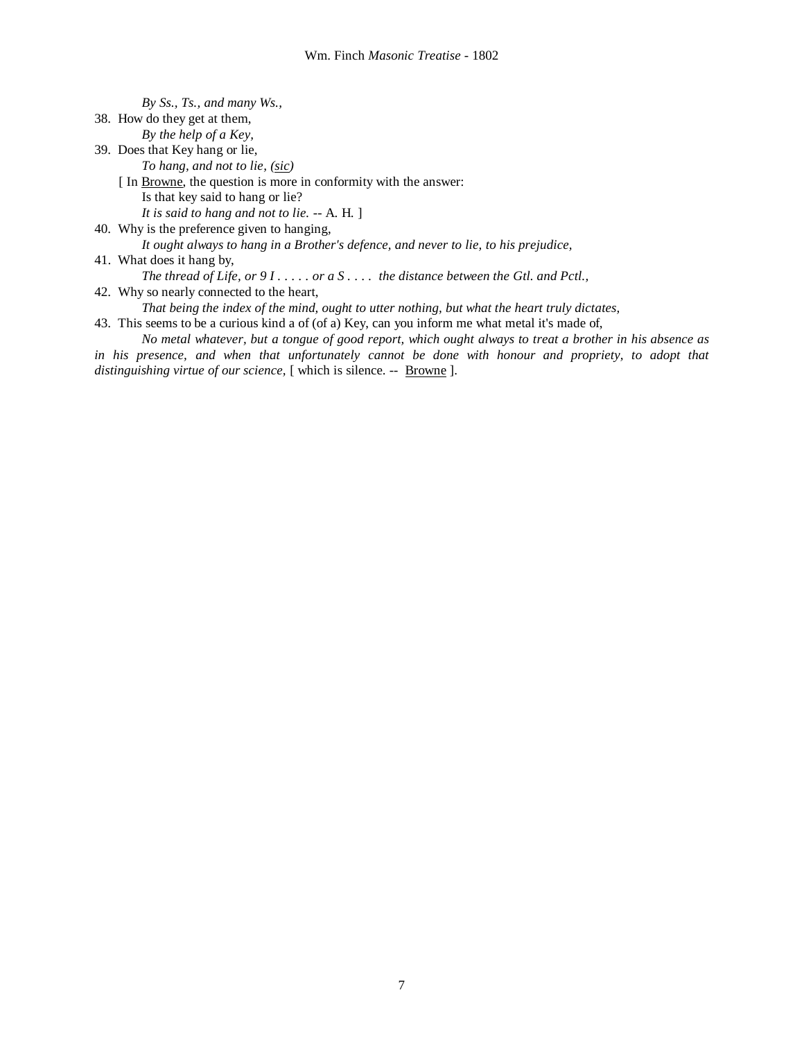*By Ss., Ts., and many Ws.,*

38. How do they get at them,

    *By the help of a Key,*

39. Does that Key hang or lie,

    *To hang, and not to lie, (sic)*

    [ In Browne, the question is more in conformity with the answer:

    Is that key said to hang or lie?

    *It is said to hang and not to lie.* -- A. H. ]

40. Why is the preference given to hanging,

    *It ought always to hang in a Brother's defence, and never to lie, to his prejudice,*

41. What does it hang by,

    *The thread of Life, or 9 I . . . . . or a S . . . .  the distance between the Gtl. and Pctl.,*

42. Why so nearly connected to the heart,

    *That being the index of the mind, ought to utter nothing, but what the heart truly dictates,*

43. This seems to be a curious kind a of (of a) Key, can you inform me what metal it's made of,

    *No metal whatever, but a tongue of good report, which ought always to treat a brother in his absence as in his presence, and when that unfortunately cannot be done with honour and propriety, to adopt that distinguishing virtue of our science,* [ which is silence. -- Browne ].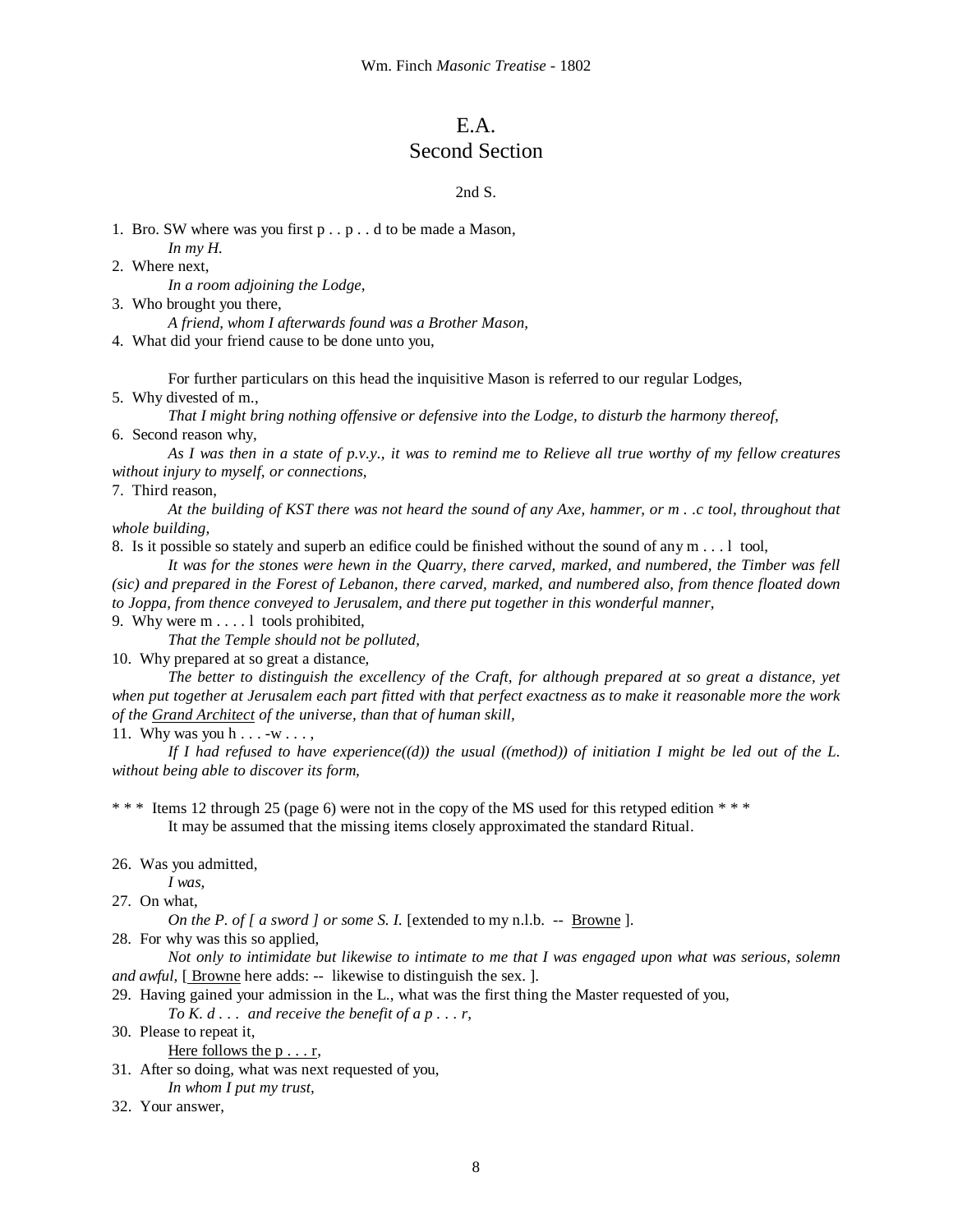# E.A.
## Second Section

2nd S.

1. Bro. SW where was you first p . . p . . d to be made a Mason,
   *In my H.*
2. Where next,
   *In a room adjoining the Lodge,*
3. Who brought you there,
   *A friend, whom I afterwards found was a Brother Mason,*
4. What did your friend cause to be done unto you,

   For further particulars on this head the inquisitive Mason is referred to our regular Lodges,
5. Why divested of m.,
   *That I might bring nothing offensive or defensive into the Lodge, to disturb the harmony thereof,*
6. Second reason why,
   *As I was then in a state of p.v.y., it was to remind me to Relieve all true worthy of my fellow creatures without injury to myself, or connections,*
7. Third reason,
   *At the building of KST there was not heard the sound of any Axe, hammer, or m . .c tool, throughout that whole building,*
8. Is it possible so stately and superb an edifice could be finished without the sound of any m . . . l tool,
   *It was for the stones were hewn in the Quarry, there carved, marked, and numbered, the Timber was fell (sic) and prepared in the Forest of Lebanon, there carved, marked, and numbered also, from thence floated down to Joppa, from thence conveyed to Jerusalem, and there put together in this wonderful manner,*
9. Why were m . . . . l tools prohibited,
   *That the Temple should not be polluted,*
10. Why prepared at so great a distance,
    *The better to distinguish the excellency of the Craft, for although prepared at so great a distance, yet when put together at Jerusalem each part fitted with that perfect exactness as to make it reasonable more the work of the* <u>*Grand Architect*</u> *of the universe, than that of human skill,*
11. Why was you h . . . -w . . . ,
    *If I had refused to have experience((d)) the usual ((method)) of initiation I might be led out of the L. without being able to discover its form,*

\* \* \* Items 12 through 25 (page 6) were not in the copy of the MS used for this retyped edition \* \* \*
It may be assumed that the missing items closely approximated the standard Ritual.

26. Was you admitted,
    *I was,*
27. On what,
    *On the P. of [ a sword ] or some S. I.* [extended to my n.l.b. -- <u>Browne</u> ].
28. For why was this so applied,
    *Not only to intimidate but likewise to intimate to me that I was engaged upon what was serious, solemn and awful,* [ <u>Browne</u> here adds: -- likewise to distinguish the sex. ].
29. Having gained your admission in the L., what was the first thing the Master requested of you,
    *To K. d . . . and receive the benefit of a p . . . r,*
30. Please to repeat it,
    <u>Here follows the p . . . r</u>,
31. After so doing, what was next requested of you,
    *In whom I put my trust,*
32. Your answer,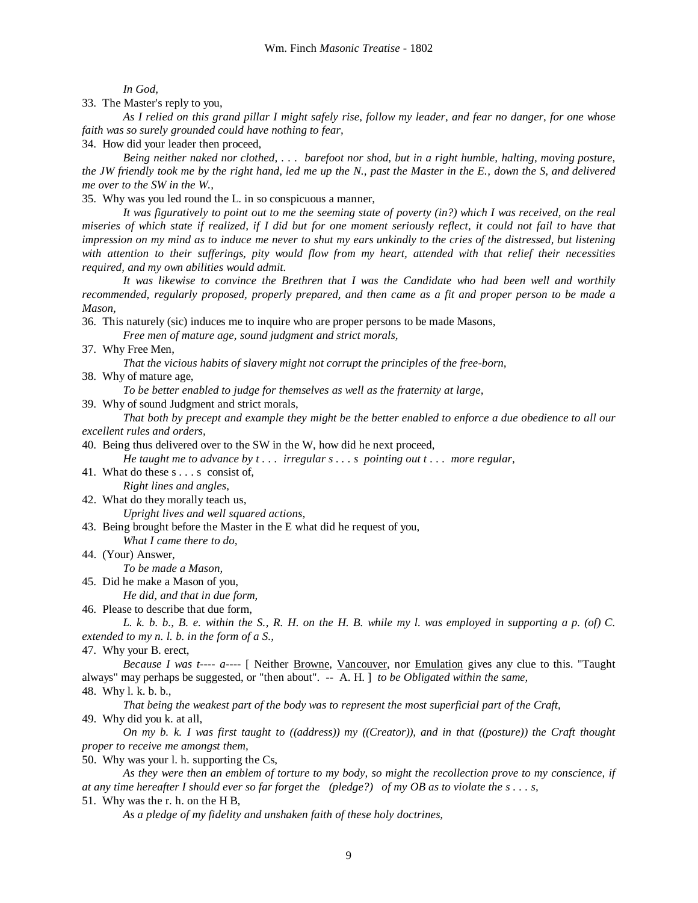*In God,*

33. The Master's reply to you,

*As I relied on this grand pillar I might safely rise, follow my leader, and fear no danger, for one whose faith was so surely grounded could have nothing to fear,*

34. How did your leader then proceed,

*Being neither naked nor clothed, . . . barefoot nor shod, but in a right humble, halting, moving posture, the JW friendly took me by the right hand, led me up the N., past the Master in the E., down the S, and delivered me over to the SW in the W.,*

35. Why was you led round the L. in so conspicuous a manner,

*It was figuratively to point out to me the seeming state of poverty (in?) which I was received, on the real miseries of which state if realized, if I did but for one moment seriously reflect, it could not fail to have that impression on my mind as to induce me never to shut my ears unkindly to the cries of the distressed, but listening with attention to their sufferings, pity would flow from my heart, attended with that relief their necessities required, and my own abilities would admit.*

*It was likewise to convince the Brethren that I was the Candidate who had been well and worthily recommended, regularly proposed, properly prepared, and then came as a fit and proper person to be made a Mason,*

36. This naturely (sic) induces me to inquire who are proper persons to be made Masons,

*Free men of mature age, sound judgment and strict morals,*

37. Why Free Men,

*That the vicious habits of slavery might not corrupt the principles of the free-born,*

38. Why of mature age,

*To be better enabled to judge for themselves as well as the fraternity at large,*

39. Why of sound Judgment and strict morals,

*That both by precept and example they might be the better enabled to enforce a due obedience to all our excellent rules and orders,*

40. Being thus delivered over to the SW in the W, how did he next proceed,

*He taught me to advance by t . . . irregular s . . . s pointing out t . . . more regular,*

41. What do these s . . . s consist of,

*Right lines and angles,*

42. What do they morally teach us,

*Upright lives and well squared actions,*

43. Being brought before the Master in the E what did he request of you,

*What I came there to do,*

44. (Your) Answer,

*To be made a Mason,*

45. Did he make a Mason of you,

*He did, and that in due form,*

46. Please to describe that due form,

*L. k. b. b., B. e. within the S., R. H. on the H. B. while my l. was employed in supporting a p. (of) C. extended to my n. l. b. in the form of a S.,*

47. Why your B. erect,

*Because I was t---- a----* [ Neither Browne, Vancouver, nor Emulation gives any clue to this. "Taught always" may perhaps be suggested, or "then about". -- A. H. ] *to be Obligated within the same,*

48. Why l. k. b. b.,

*That being the weakest part of the body was to represent the most superficial part of the Craft,*

49. Why did you k. at all,

*On my b. k. I was first taught to ((address)) my ((Creator)), and in that ((posture)) the Craft thought proper to receive me amongst them,*

50. Why was your l. h. supporting the Cs,

*As they were then an emblem of torture to my body, so might the recollection prove to my conscience, if at any time hereafter I should ever so far forget the (pledge?) of my OB as to violate the s . . . s,*

51. Why was the r. h. on the H B,

*As a pledge of my fidelity and unshaken faith of these holy doctrines,*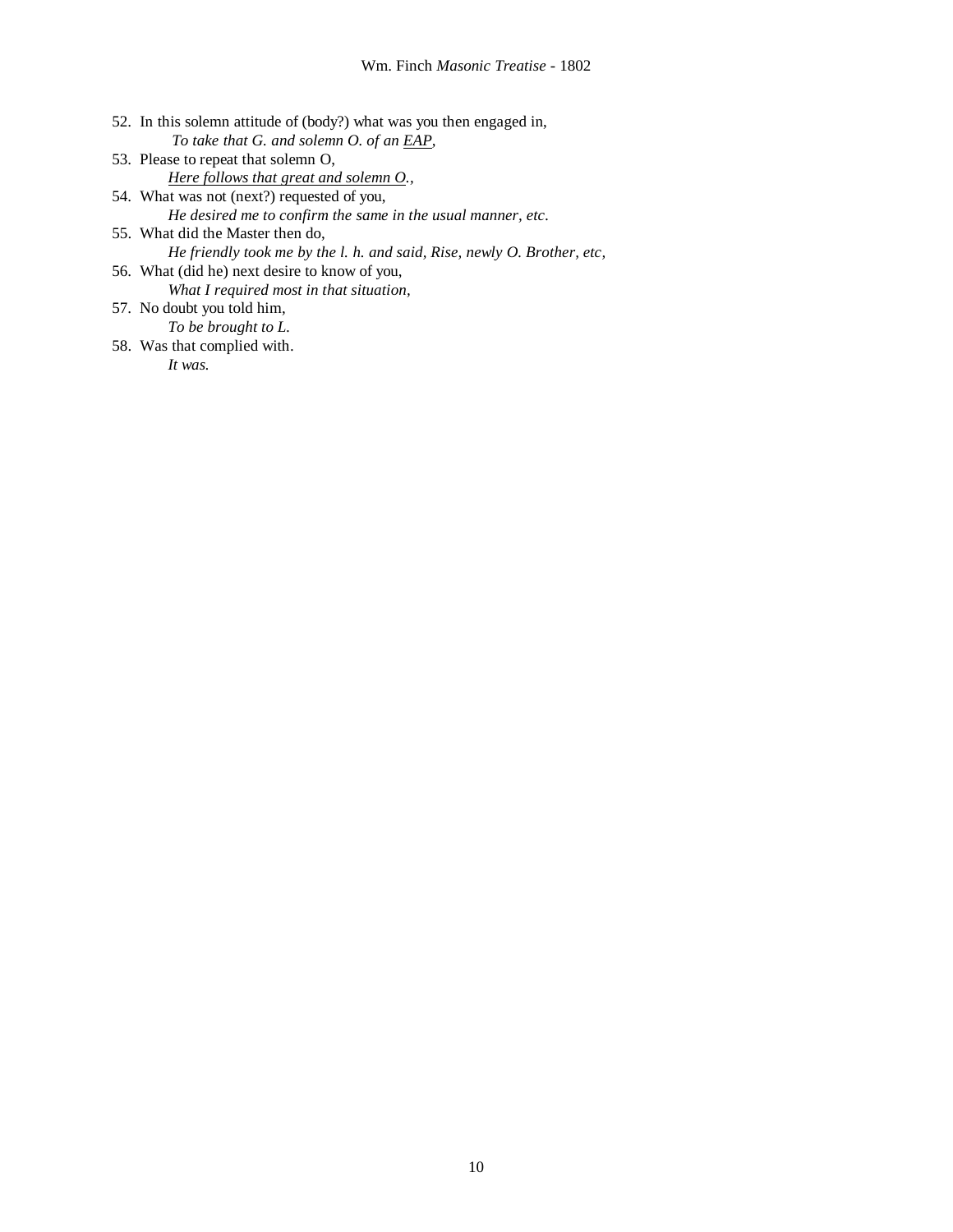52. In this solemn attitude of (body?) what was you then engaged in,
    *To take that G. and solemn O. of an <u>EAP</u>,*
53. Please to repeat that solemn O,
    *<u>Here follows that great and solemn O.</u>,*
54. What was not (next?) requested of you,
    *He desired me to confirm the same in the usual manner, etc.*
55. What did the Master then do,
    *He friendly took me by the l. h. and said, Rise, newly O. Brother, etc,*
56. What (did he) next desire to know of you,
    *What I required most in that situation,*
57. No doubt you told him,
    *To be brought to L.*
58. Was that complied with.
    *It was.*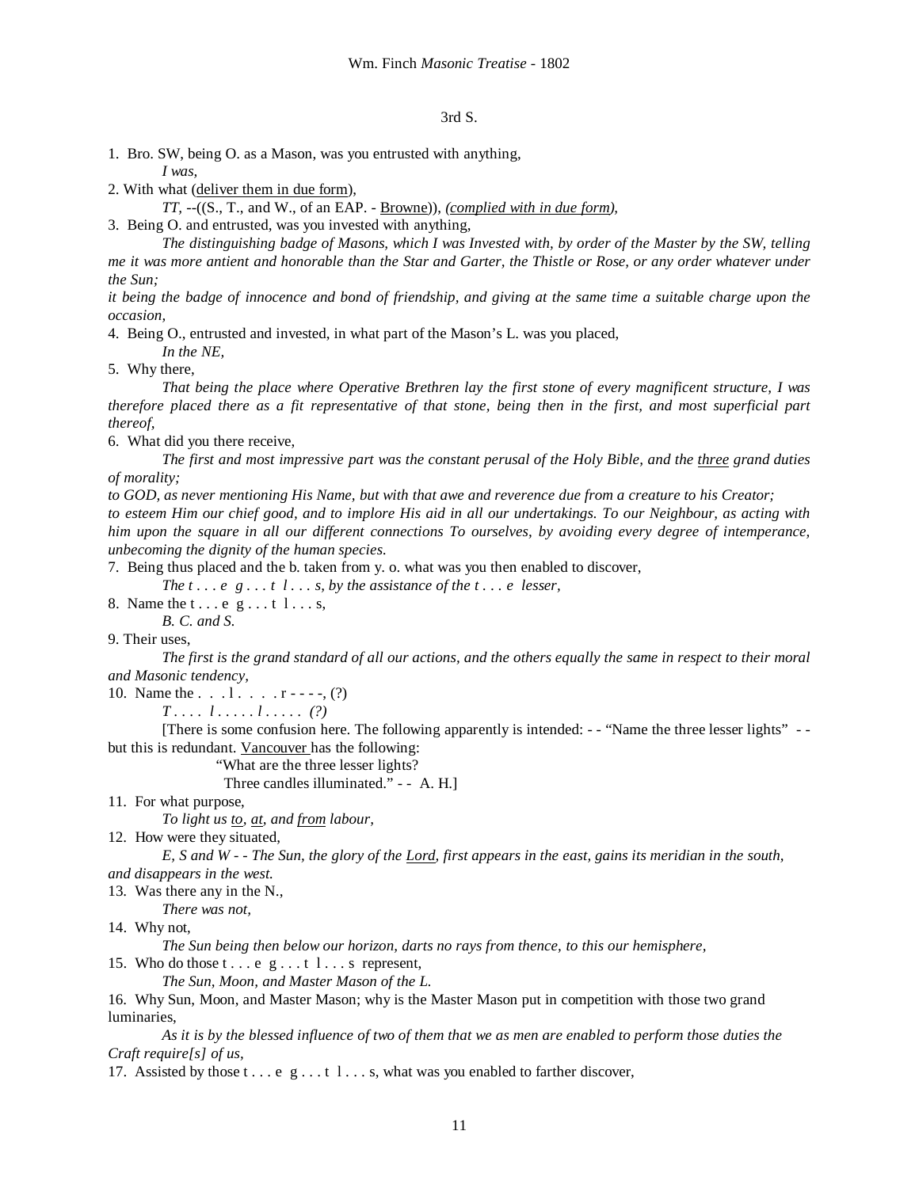3rd S.

1. Bro. SW, being O. as a Mason, was you entrusted with anything,

*I was,*

2. With what (<u>deliver them in due form</u>),

*TT*, --((S., T., and W., of an EAP. - <u>Browne</u>)), *(<u>complied with in due form</u>),*

3. Being O. and entrusted, was you invested with anything,

*The distinguishing badge of Masons, which I was Invested with, by order of the Master by the SW, telling me it was more antient and honorable than the Star and Garter, the Thistle or Rose, or any order whatever under the Sun;*

*it being the badge of innocence and bond of friendship, and giving at the same time a suitable charge upon the occasion,*

4. Being O., entrusted and invested, in what part of the Mason's L. was you placed,

*In the NE,*

5. Why there,

*That being the place where Operative Brethren lay the first stone of every magnificent structure, I was therefore placed there as a fit representative of that stone, being then in the first, and most superficial part thereof,*

6. What did you there receive,

*The first and most impressive part was the constant perusal of the Holy Bible, and the <u>three</u> grand duties of morality;*

*to GOD, as never mentioning His Name, but with that awe and reverence due from a creature to his Creator; to esteem Him our chief good, and to implore His aid in all our undertakings. To our Neighbour, as acting with him upon the square in all our different connections To ourselves, by avoiding every degree of intemperance, unbecoming the dignity of the human species.*

7. Being thus placed and the b. taken from y. o. what was you then enabled to discover,

*The t . . . e g . . . t l . . . s, by the assistance of the t . . . e lesser,*

8. Name the t . . . e g . . . t l . . . s,

*B. C. and S.*

9. Their uses,

*The first is the grand standard of all our actions, and the others equally the same in respect to their moral and Masonic tendency,*

10. Name the . . . l . . . . r - - - -, (?)

*T . . . . l . . . . . l . . . . . (?)*

[There is some confusion here. The following apparently is intended: - - "Name the three lesser lights" - - but this is redundant. <u>Vancouver</u> has the following:

"What are the three lesser lights?

Three candles illuminated." - - A. H.]

11. For what purpose,

*To light us <u>to</u>, <u>at</u>, and <u>from</u> labour,*

12. How were they situated,

*E, S and W - - The Sun, the glory of the <u>Lord</u>, first appears in the east, gains its meridian in the south, and disappears in the west.*

13. Was there any in the N.,

*There was not,*

14. Why not,

*The Sun being then below our horizon, darts no rays from thence, to this our hemisphere,*

15. Who do those t . . . e g . . . t l . . . s represent,

*The Sun, Moon, and Master Mason of the L.*

16. Why Sun, Moon, and Master Mason; why is the Master Mason put in competition with those two grand luminaries,

*As it is by the blessed influence of two of them that we as men are enabled to perform those duties the Craft require[s] of us,*

17. Assisted by those t . . . e g . . . t l . . . s, what was you enabled to farther discover,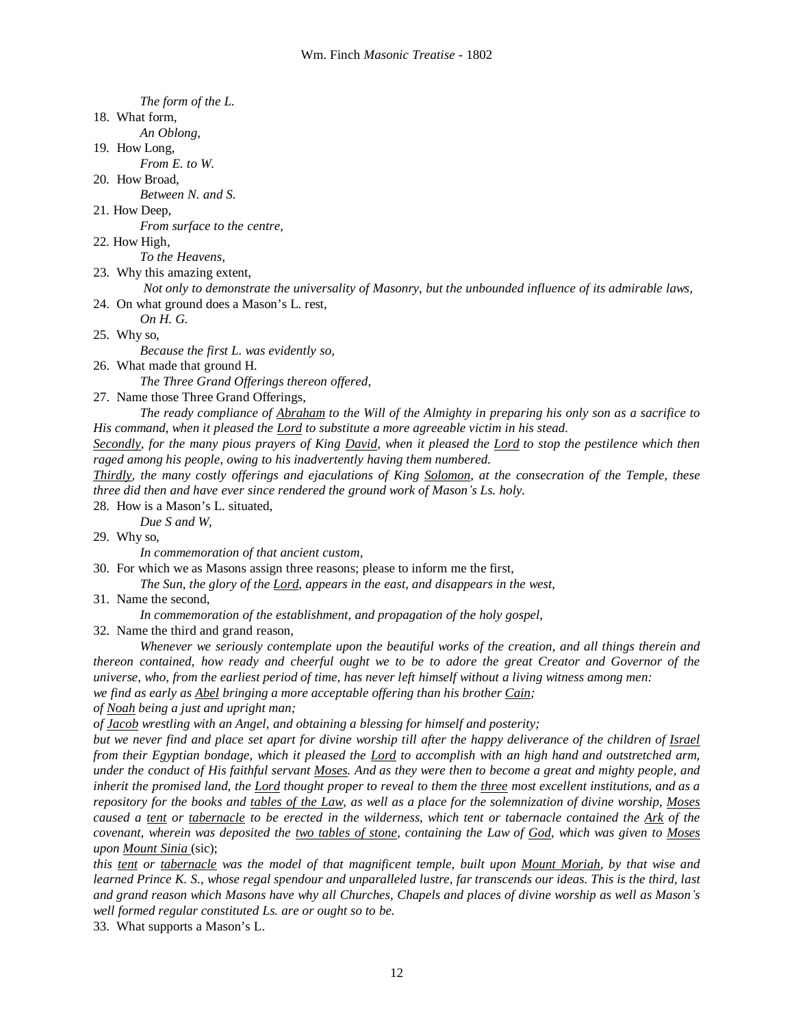*The form of the L.*

18. What form,

*An Oblong,*

19. How Long,

*From E. to W.*

20. How Broad,

*Between N. and S.*

21. How Deep,

*From surface to the centre,*

22. How High,

*To the Heavens,*

23. Why this amazing extent,

*Not only to demonstrate the universality of Masonry, but the unbounded influence of its admirable laws,*

24. On what ground does a Mason's L. rest,

*On H. G.*

25. Why so,

*Because the first L. was evidently so,*

26. What made that ground H.

*The Three Grand Offerings thereon offered,*

27. Name those Three Grand Offerings,

*The ready compliance of <u>Abraham</u> to the Will of the Almighty in preparing his only son as a sacrifice to His command, when it pleased the <u>Lord</u> to substitute a more agreeable victim in his stead.*

*<u>Secondly</u>, for the many pious prayers of King <u>David</u>, when it pleased the <u>Lord</u> to stop the pestilence which then raged among his people, owing to his inadvertently having them numbered.*

*<u>Thirdly</u>, the many costly offerings and ejaculations of King <u>Solomon</u>, at the consecration of the Temple, these three did then and have ever since rendered the ground work of Mason's Ls. holy.*

28. How is a Mason's L. situated,

*Due S and W,*

29. Why so,

*In commemoration of that ancient custom,*

30. For which we as Masons assign three reasons; please to inform me the first,

*The Sun, the glory of the <u>Lord</u>, appears in the east, and disappears in the west,*

31. Name the second,

*In commemoration of the establishment, and propagation of the holy gospel,*

32. Name the third and grand reason,

*Whenever we seriously contemplate upon the beautiful works of the creation, and all things therein and thereon contained, how ready and cheerful ought we to be to adore the great Creator and Governor of the universe, who, from the earliest period of time, has never left himself without a living witness among men:*

*we find as early as <u>Abel</u> bringing a more acceptable offering than his brother <u>Cain</u>;*

*of <u>Noah</u> being a just and upright man;*

*of <u>Jacob</u> wrestling with an Angel, and obtaining a blessing for himself and posterity;*

*but we never find and place set apart for divine worship till after the happy deliverance of the children of <u>Israel</u> from their Egyptian bondage, which it pleased the <u>Lord</u> to accomplish with an high hand and outstretched arm, under the conduct of His faithful servant <u>Moses</u>. And as they were then to become a great and mighty people, and inherit the promised land, the <u>Lord</u> thought proper to reveal to them the <u>three</u> most excellent institutions, and as a repository for the books and <u>tables of the Law</u>, as well as a place for the solemnization of divine worship, <u>Moses</u> caused a <u>tent</u> or <u>tabernacle</u> to be erected in the wilderness, which tent or tabernacle contained the <u>Ark</u> of the covenant, wherein was deposited the <u>two tables of stone</u>, containing the Law of <u>God</u>, which was given to <u>Moses</u> upon <u>Mount Sinia</u>* (sic);

*this <u>tent</u> or <u>tabernacle</u> was the model of that magnificent temple, built upon <u>Mount Moriah</u>, by that wise and learned Prince K. S., whose regal spendour and unparalleled lustre, far transcends our ideas. This is the third, last and grand reason which Masons have why all Churches, Chapels and places of divine worship as well as Mason's well formed regular constituted Ls. are or ought so to be.*

33. What supports a Mason's L.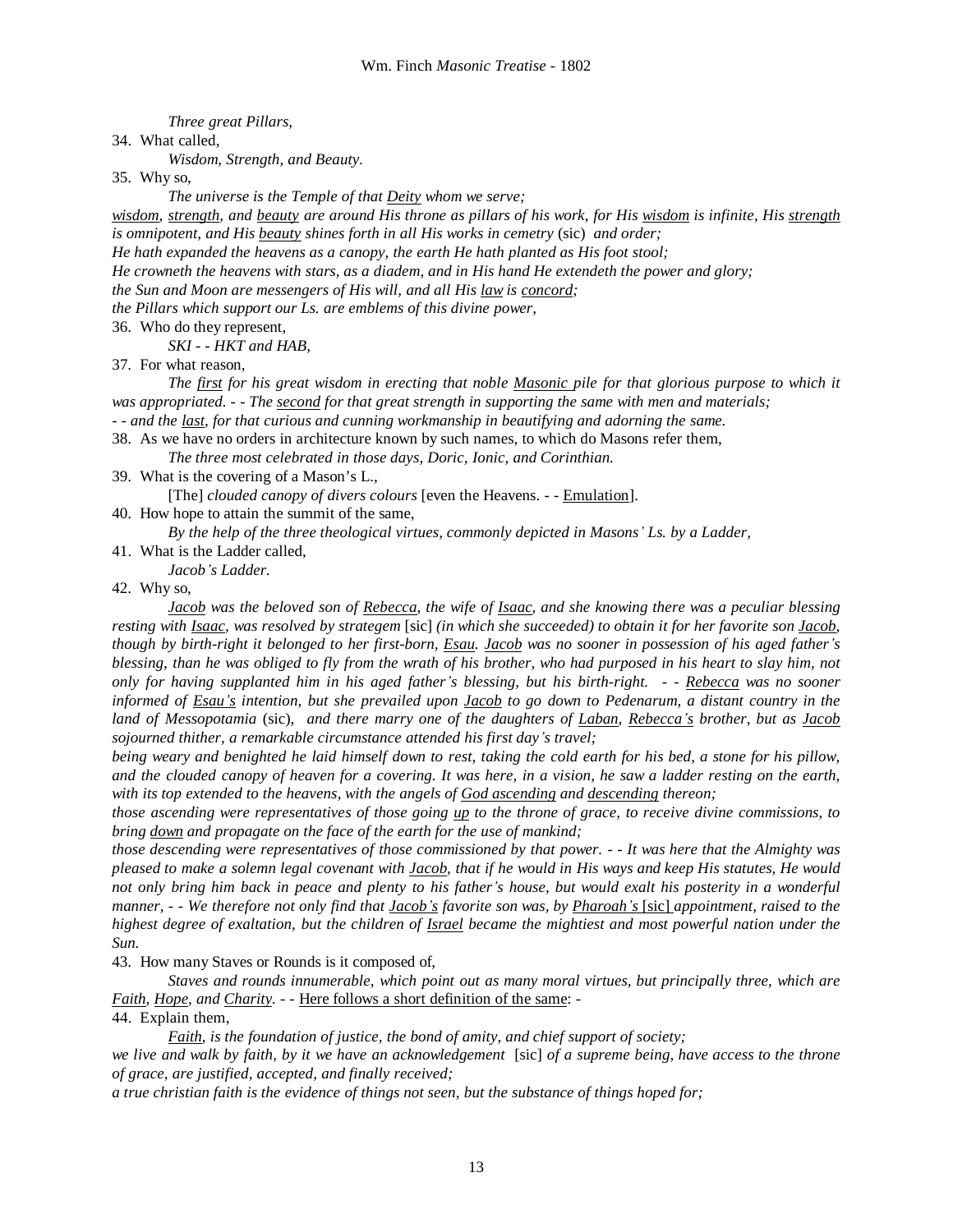*Three great Pillars,*

34. What called,

*Wisdom, Strength, and Beauty.*

35. Why so,

*The universe is the Temple of that Deity whom we serve;*

*wisdom, strength, and beauty are around His throne as pillars of his work, for His wisdom is infinite, His strength is omnipotent, and His beauty shines forth in all His works in cemetry* (sic) *and order;*

*He hath expanded the heavens as a canopy, the earth He hath planted as His foot stool;*

*He crowneth the heavens with stars, as a diadem, and in His hand He extendeth the power and glory;*

*the Sun and Moon are messengers of His will, and all His law is concord;*

*the Pillars which support our Ls. are emblems of this divine power,*

36. Who do they represent,

*SKI - - HKT and HAB,*

37. For what reason,

*The first for his great wisdom in erecting that noble Masonic pile for that glorious purpose to which it was appropriated. - - The second for that great strength in supporting the same with men and materials;*

*- - and the last, for that curious and cunning workmanship in beautifying and adorning the same.*

38. As we have no orders in architecture known by such names, to which do Masons refer them,

*The three most celebrated in those days, Doric, Ionic, and Corinthian.*

39. What is the covering of a Mason's L.,

[The] *clouded canopy of divers colours* [even the Heavens. - - Emulation].

40. How hope to attain the summit of the same,

*By the help of the three theological virtues, commonly depicted in Masons' Ls. by a Ladder,*

41. What is the Ladder called,

*Jacob's Ladder.*

42. Why so,

*Jacob was the beloved son of Rebecca, the wife of Isaac, and she knowing there was a peculiar blessing resting with Isaac, was resolved by strategem* [sic] *(in which she succeeded) to obtain it for her favorite son Jacob, though by birth-right it belonged to her first-born, Esau. Jacob was no sooner in possession of his aged father's blessing, than he was obliged to fly from the wrath of his brother, who had purposed in his heart to slay him, not only for having supplanted him in his aged father's blessing, but his birth-right. - - Rebecca was no sooner informed of Esau's intention, but she prevailed upon Jacob to go down to Pedenarum, a distant country in the land of Messopotamia* (sic), *and there marry one of the daughters of Laban, Rebecca's brother, but as Jacob sojourned thither, a remarkable circumstance attended his first day's travel;*

*being weary and benighted he laid himself down to rest, taking the cold earth for his bed, a stone for his pillow, and the clouded canopy of heaven for a covering. It was here, in a vision, he saw a ladder resting on the earth, with its top extended to the heavens, with the angels of God ascending and descending thereon;*

*those ascending were representatives of those going up to the throne of grace, to receive divine commissions, to bring down and propagate on the face of the earth for the use of mankind;*

*those descending were representatives of those commissioned by that power. - - It was here that the Almighty was pleased to make a solemn legal covenant with Jacob, that if he would in His ways and keep His statutes, He would not only bring him back in peace and plenty to his father's house, but would exalt his posterity in a wonderful manner, - - We therefore not only find that Jacob's favorite son was, by Pharoah's* [sic] *appointment, raised to the highest degree of exaltation, but the children of Israel became the mightiest and most powerful nation under the Sun.*

43. How many Staves or Rounds is it composed of,

*Staves and rounds innumerable, which point out as many moral virtues, but principally three, which are Faith, Hope, and Charity.* - - Here follows a short definition of the same: -

44. Explain them,

*Faith, is the foundation of justice, the bond of amity, and chief support of society;*

*we live and walk by faith, by it we have an acknowledgement* [sic] *of a supreme being, have access to the throne of grace, are justified, accepted, and finally received;*

*a true christian faith is the evidence of things not seen, but the substance of things hoped for;*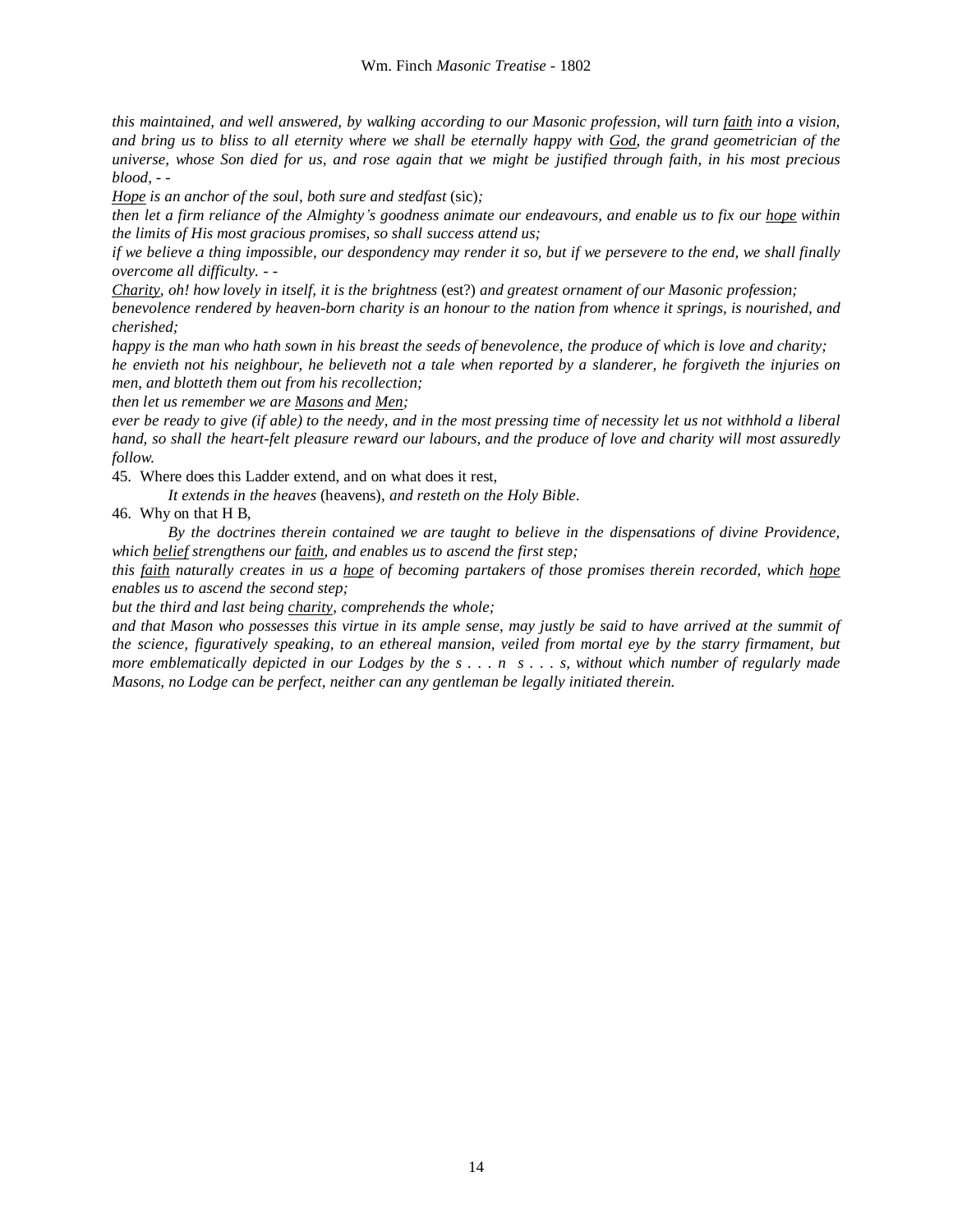*this maintained, and well answered, by walking according to our Masonic profession, will turn faith into a vision, and bring us to bliss to all eternity where we shall be eternally happy with God, the grand geometrician of the universe, whose Son died for us, and rose again that we might be justified through faith, in his most precious blood, - -*

*Hope is an anchor of the soul, both sure and stedfast* (sic)*;*

*then let a firm reliance of the Almighty's goodness animate our endeavours, and enable us to fix our hope within the limits of His most gracious promises, so shall success attend us;*

*if we believe a thing impossible, our despondency may render it so, but if we persevere to the end, we shall finally overcome all difficulty. - -*

*Charity, oh! how lovely in itself, it is the brightness* (est?) *and greatest ornament of our Masonic profession;*

*benevolence rendered by heaven-born charity is an honour to the nation from whence it springs, is nourished, and cherished;*

*happy is the man who hath sown in his breast the seeds of benevolence, the produce of which is love and charity;*

*he envieth not his neighbour, he believeth not a tale when reported by a slanderer, he forgiveth the injuries on men, and blotteth them out from his recollection;*

*then let us remember we are Masons and Men;*

*ever be ready to give (if able) to the needy, and in the most pressing time of necessity let us not withhold a liberal hand, so shall the heart-felt pleasure reward our labours, and the produce of love and charity will most assuredly follow.*

45. Where does this Ladder extend, and on what does it rest,

*It extends in the heaves* (heavens)*, and resteth on the Holy Bible.*

46. Why on that H B,

*By the doctrines therein contained we are taught to believe in the dispensations of divine Providence, which belief strengthens our faith, and enables us to ascend the first step;*

*this faith naturally creates in us a hope of becoming partakers of those promises therein recorded, which hope enables us to ascend the second step;*

*but the third and last being charity, comprehends the whole;*

*and that Mason who possesses this virtue in its ample sense, may justly be said to have arrived at the summit of the science, figuratively speaking, to an ethereal mansion, veiled from mortal eye by the starry firmament, but more emblematically depicted in our Lodges by the s . . . n s . . . s, without which number of regularly made Masons, no Lodge can be perfect, neither can any gentleman be legally initiated therein.*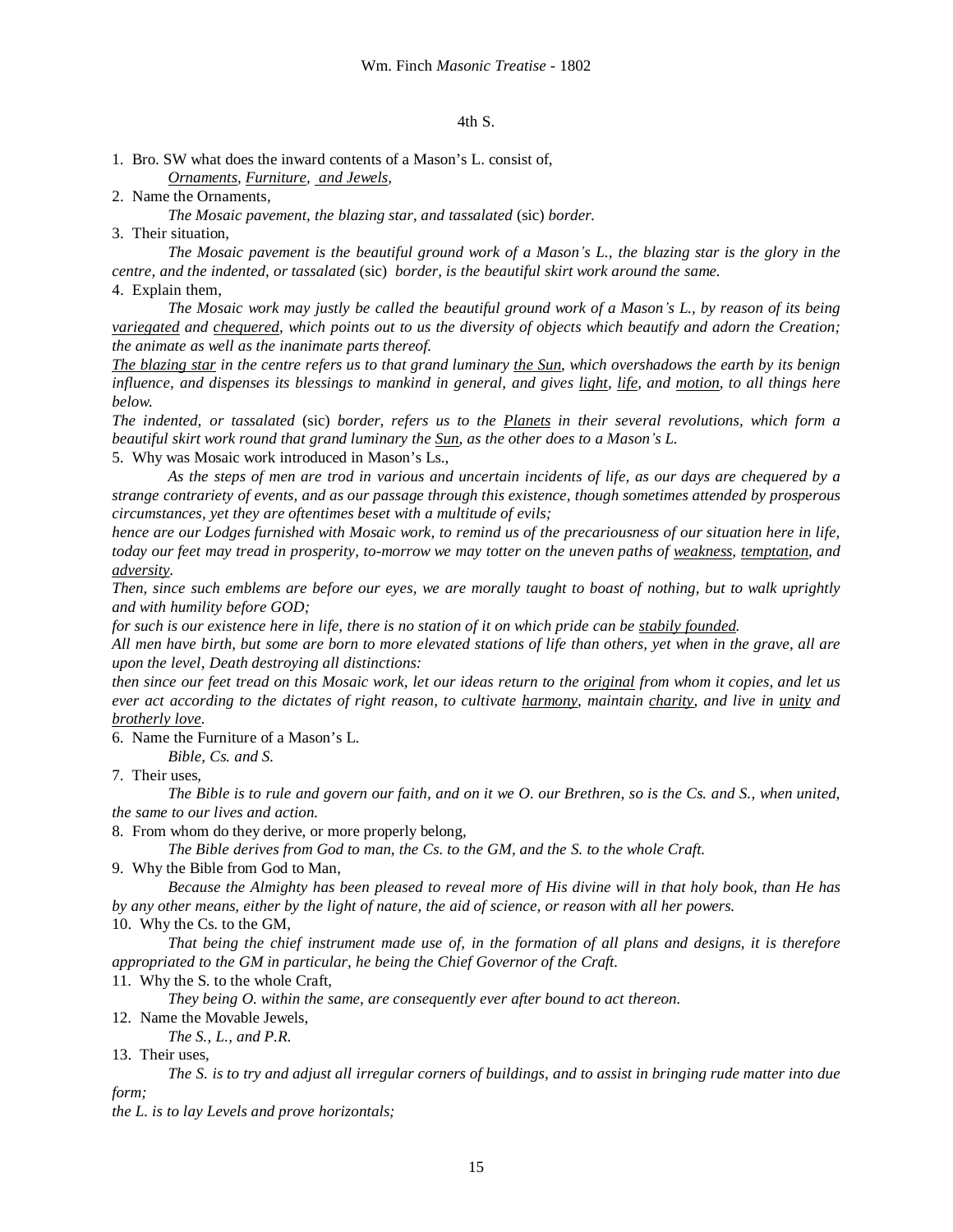4th S.

1. Bro. SW what does the inward contents of a Mason's L. consist of,

   *<u>Ornaments</u>, <u>Furniture</u>, <u>and Jewels</u>,*

2. Name the Ornaments,

   *The Mosaic pavement, the blazing star, and tassalated* (sic) *border.*

3. Their situation,

   *The Mosaic pavement is the beautiful ground work of a Mason's L., the blazing star is the glory in the centre, and the indented, or tassalated* (sic) *border, is the beautiful skirt work around the same.*

4. Explain them,

   *The Mosaic work may justly be called the beautiful ground work of a Mason's L., by reason of its being <u>variegated</u> and <u>chequered</u>, which points out to us the diversity of objects which beautify and adorn the Creation; the animate as well as the inanimate parts thereof.*

   *<u>The blazing star</u> in the centre refers us to that grand luminary <u>the Sun</u>, which overshadows the earth by its benign influence, and dispenses its blessings to mankind in general, and gives <u>light</u>, <u>life</u>, and <u>motion</u>, to all things here below.*

   *The indented, or tassalated* (sic) *border, refers us to the <u>Planets</u> in their several revolutions, which form a beautiful skirt work round that grand luminary the <u>Sun</u>, as the other does to a Mason's L.*

5. Why was Mosaic work introduced in Mason's Ls.,

   *As the steps of men are trod in various and uncertain incidents of life, as our days are chequered by a strange contrariety of events, and as our passage through this existence, though sometimes attended by prosperous circumstances, yet they are oftentimes beset with a multitude of evils;*

   *hence are our Lodges furnished with Mosaic work, to remind us of the precariousness of our situation here in life, today our feet may tread in prosperity, to-morrow we may totter on the uneven paths of <u>weakness</u>, <u>temptation</u>, and <u>adversity</u>.*

   *Then, since such emblems are before our eyes, we are morally taught to boast of nothing, but to walk uprightly and with humility before GOD;*

   *for such is our existence here in life, there is no station of it on which pride can be <u>stabily founded</u>.*

   *All men have birth, but some are born to more elevated stations of life than others, yet when in the grave, all are upon the level, Death destroying all distinctions:*

   *then since our feet tread on this Mosaic work, let our ideas return to the <u>original</u> from whom it copies, and let us ever act according to the dictates of right reason, to cultivate <u>harmony</u>, maintain <u>charity</u>, and live in <u>unity</u> and <u>brotherly love</u>.*

6. Name the Furniture of a Mason's L.

   *Bible, Cs. and S.*

7. Their uses,

   *The Bible is to rule and govern our faith, and on it we O. our Brethren, so is the Cs. and S., when united, the same to our lives and action.*

8. From whom do they derive, or more properly belong,

   *The Bible derives from God to man, the Cs. to the GM, and the S. to the whole Craft.*

9. Why the Bible from God to Man,

   *Because the Almighty has been pleased to reveal more of His divine will in that holy book, than He has by any other means, either by the light of nature, the aid of science, or reason with all her powers.*

10. Why the Cs. to the GM,

    *That being the chief instrument made use of, in the formation of all plans and designs, it is therefore appropriated to the GM in particular, he being the Chief Governor of the Craft.*

11. Why the S. to the whole Craft,

    *They being O. within the same, are consequently ever after bound to act thereon.*

12. Name the Movable Jewels,

    *The S., L., and P.R.*

13. Their uses,

    *The S. is to try and adjust all irregular corners of buildings, and to assist in bringing rude matter into due form;*

    *the L. is to lay Levels and prove horizontals;*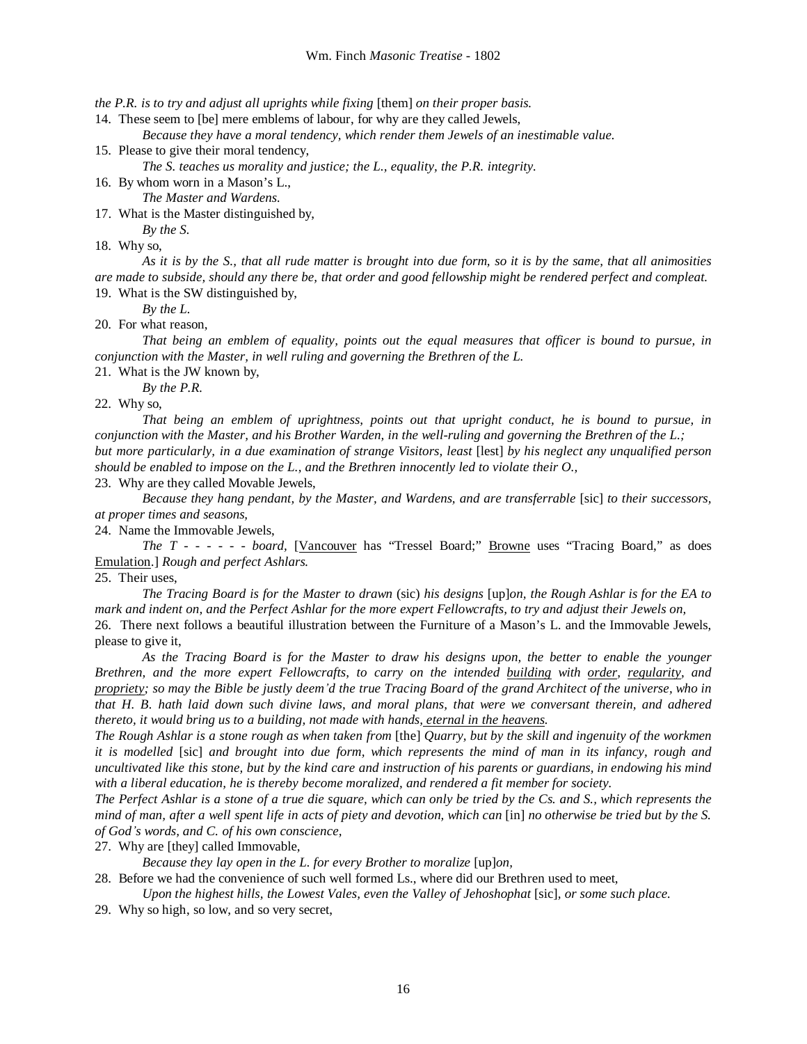*the P.R. is to try and adjust all uprights while fixing* [them] *on their proper basis.*

14. These seem to [be] mere emblems of labour, for why are they called Jewels,

    *Because they have a moral tendency, which render them Jewels of an inestimable value.*

15. Please to give their moral tendency,

    *The S. teaches us morality and justice; the L., equality, the P.R. integrity.*

16. By whom worn in a Mason's L.,

    *The Master and Wardens.*

17. What is the Master distinguished by,

    *By the S.*

18. Why so,

    *As it is by the S., that all rude matter is brought into due form, so it is by the same, that all animosities are made to subside, should any there be, that order and good fellowship might be rendered perfect and compleat.*

19. What is the SW distinguished by,

    *By the L.*

20. For what reason,

    *That being an emblem of equality, points out the equal measures that officer is bound to pursue, in conjunction with the Master, in well ruling and governing the Brethren of the L.*

21. What is the JW known by,

    *By the P.R.*

22. Why so,

    *That being an emblem of uprightness, points out that upright conduct, he is bound to pursue, in conjunction with the Master, and his Brother Warden, in the well-ruling and governing the Brethren of the L.; but more particularly, in a due examination of strange Visitors, least* [lest] *by his neglect any unqualified person should be enabled to impose on the L., and the Brethren innocently led to violate their O.,*

23. Why are they called Movable Jewels,

    *Because they hang pendant, by the Master, and Wardens, and are transferrable* [sic] *to their successors, at proper times and seasons,*

24. Name the Immovable Jewels,

    *The T - - - - - - board,* [Vancouver has "Tressel Board;" Browne uses "Tracing Board," as does Emulation.] *Rough and perfect Ashlars.*

25. Their uses,

    *The Tracing Board is for the Master to drawn* (sic) *his designs* [up]*on, the Rough Ashlar is for the EA to mark and indent on, and the Perfect Ashlar for the more expert Fellowcrafts, to try and adjust their Jewels on,*

26. There next follows a beautiful illustration between the Furniture of a Mason's L. and the Immovable Jewels, please to give it,

    *As the Tracing Board is for the Master to draw his designs upon, the better to enable the younger Brethren, and the more expert Fellowcrafts, to carry on the intended building with order, regularity, and propriety; so may the Bible be justly deem'd the true Tracing Board of the grand Architect of the universe, who in that H. B. hath laid down such divine laws, and moral plans, that were we conversant therein, and adhered thereto, it would bring us to a building, not made with hands, eternal in the heavens.*

    *The Rough Ashlar is a stone rough as when taken from* [the] *Quarry, but by the skill and ingenuity of the workmen it is modelled* [sic] *and brought into due form, which represents the mind of man in its infancy, rough and uncultivated like this stone, but by the kind care and instruction of his parents or guardians, in endowing his mind with a liberal education, he is thereby become moralized, and rendered a fit member for society.*

    *The Perfect Ashlar is a stone of a true die square, which can only be tried by the Cs. and S., which represents the mind of man, after a well spent life in acts of piety and devotion, which can* [in] *no otherwise be tried but by the S. of God's words, and C. of his own conscience,*

27. Why are [they] called Immovable,

    *Because they lay open in the L. for every Brother to moralize* [up]*on,*

28. Before we had the convenience of such well formed Ls., where did our Brethren used to meet,

    *Upon the highest hills, the Lowest Vales, even the Valley of Jehoshophat* [sic]*, or some such place.*

29. Why so high, so low, and so very secret,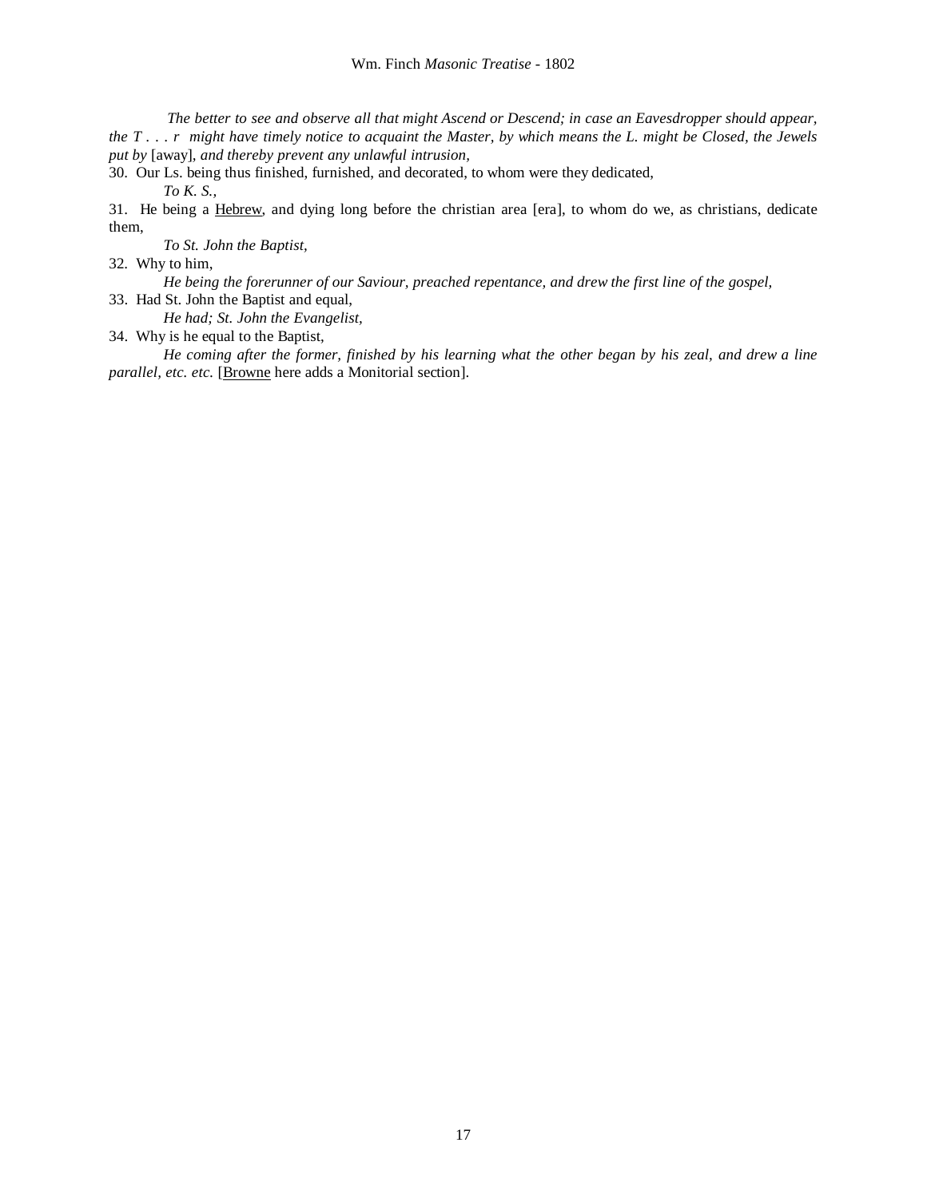*The better to see and observe all that might Ascend or Descend; in case an Eavesdropper should appear, the T . . . r might have timely notice to acquaint the Master, by which means the L. might be Closed, the Jewels put by* [away], *and thereby prevent any unlawful intrusion,*

30. Our Ls. being thus finished, furnished, and decorated, to whom were they dedicated,

*To K. S.,*

31. He being a Hebrew, and dying long before the christian area [era], to whom do we, as christians, dedicate them,

*To St. John the Baptist,*

32. Why to him,

*He being the forerunner of our Saviour, preached repentance, and drew the first line of the gospel,*

33. Had St. John the Baptist and equal,

*He had; St. John the Evangelist,*

34. Why is he equal to the Baptist,

*He coming after the former, finished by his learning what the other began by his zeal, and drew a line parallel, etc. etc.* [Browne here adds a Monitorial section].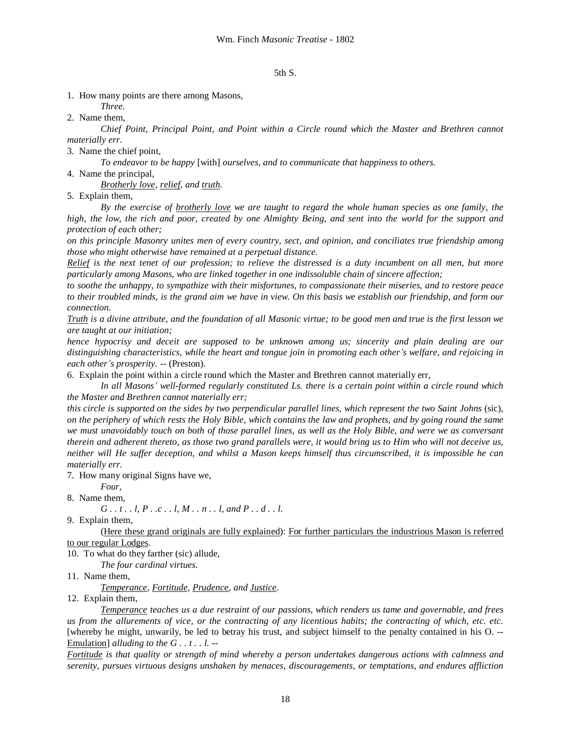5th S.

1. How many points are there among Masons,

   *Three.*

2. Name them,

   *Chief Point, Principal Point, and Point within a Circle round which the Master and Brethren cannot materially err.*

3. Name the chief point,

   *To endeavor to be happy* [with] *ourselves, and to communicate that happiness to others.*

4. Name the principal,

   *Brotherly love, relief, and truth.*

5. Explain them,

   *By the exercise of brotherly love we are taught to regard the whole human species as one family, the high, the low, the rich and poor, created by one Almighty Being, and sent into the world for the support and protection of each other;*

   *on this principle Masonry unites men of every country, sect, and opinion, and conciliates true friendship among those who might otherwise have remained at a perpetual distance.*

   *Relief is the next tenet of our profession; to relieve the distressed is a duty incumbent on all men, but more particularly among Masons, who are linked together in one indissoluble chain of sincere affection;*

   *to soothe the unhappy, to sympathize with their misfortunes, to compassionate their miseries, and to restore peace to their troubled minds, is the grand aim we have in view. On this basis we establish our friendship, and form our connection.*

   *Truth is a divine attribute, and the foundation of all Masonic virtue; to be good men and true is the first lesson we are taught at our initiation;*

   *hence hypocrisy and deceit are supposed to be unknown among us; sincerity and plain dealing are our distinguishing characteristics, while the heart and tongue join in promoting each other's welfare, and rejoicing in each other's prosperity.* -- (Preston).

6. Explain the point within a circle round which the Master and Brethren cannot materially err,

   *In all Masons' well-formed regularly constituted Ls. there is a certain point within a circle round which the Master and Brethren cannot materially err;*

   *this circle is supported on the sides by two perpendicular parallel lines, which represent the two Saint Johns* (sic), *on the periphery of which rests the Holy Bible, which contains the law and prophets, and by going round the same we must unavoidably touch on both of those parallel lines, as well as the Holy Bible, and were we as conversant therein and adherent thereto, as those two grand parallels were, it would bring us to Him who will not deceive us, neither will He suffer deception, and whilst a Mason keeps himself thus circumscribed, it is impossible he can materially err.*

7. How many original Signs have we,

   *Four,*

8. Name them,

   *G . . t . . l, P . .c . . l, M . . n . . l, and P . . d . . l.*

9. Explain them,

   (Here these grand originals are fully explained): For further particulars the industrious Mason is referred to our regular Lodges.

10. To what do they farther (sic) allude,

    *The four cardinal virtues.*

11. Name them,

    *Temperance, Fortitude, Prudence, and Justice.*

12. Explain them,

    *Temperance teaches us a due restraint of our passions, which renders us tame and governable, and frees us from the allurements of vice, or the contracting of any licentious habits; the contracting of which, etc. etc.* [whereby he might, unwarily, be led to betray his trust, and subject himself to the penalty contained in his O. -- Emulation] *alluding to the G . . t . . l.* --

    *Fortitude is that quality or strength of mind whereby a person undertakes dangerous actions with calmness and serenity, pursues virtuous designs unshaken by menaces, discouragements, or temptations, and endures affliction*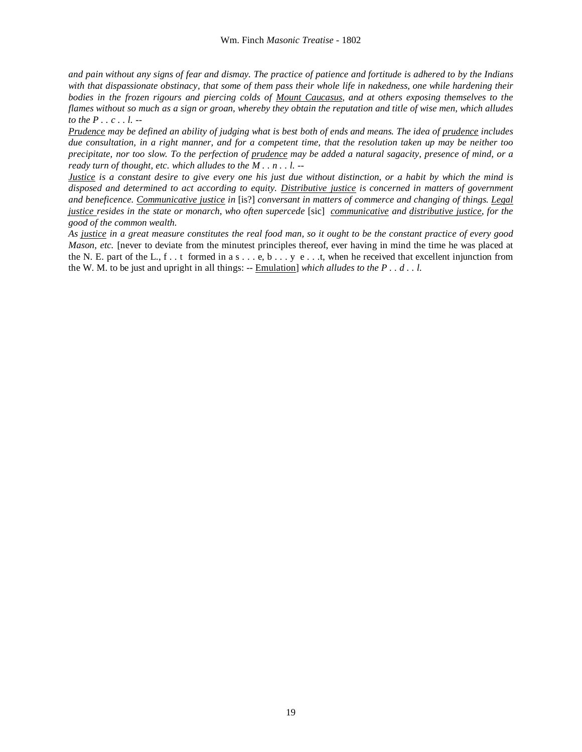*and pain without any signs of fear and dismay. The practice of patience and fortitude is adhered to by the Indians with that dispassionate obstinacy, that some of them pass their whole life in nakedness, one while hardening their bodies in the frozen rigours and piercing colds of <u>Mount Caucasus</u>, and at others exposing themselves to the flames without so much as a sign or groan, whereby they obtain the reputation and title of wise men, which alludes to the P . . c . . l. --*

*<u>Prudence</u> may be defined an ability of judging what is best both of ends and means. The idea of <u>prudence</u> includes due consultation, in a right manner, and for a competent time, that the resolution taken up may be neither too precipitate, nor too slow. To the perfection of <u>prudence</u> may be added a natural sagacity, presence of mind, or a ready turn of thought, etc. which alludes to the M . . n . . l. --*

*<u>Justice</u> is a constant desire to give every one his just due without distinction, or a habit by which the mind is disposed and determined to act according to equity. <u>Distributive justice</u> is concerned in matters of government and beneficence. <u>Communicative justice</u> in* [is?] *conversant in matters of commerce and changing of things. <u>Legal justice</u> resides in the state or monarch, who often supercede* [sic] *<u>communicative</u> and <u>distributive justice</u>, for the good of the common wealth.*

*As <u>justice</u> in a great measure constitutes the real food man, so it ought to be the constant practice of every good Mason, etc.* [never to deviate from the minutest principles thereof, ever having in mind the time he was placed at the N. E. part of the L., f . . t formed in a s . . . e, b . . . y e . . .t, when he received that excellent injunction from the W. M. to be just and upright in all things: -- <u>Emulation</u>] *which alludes to the P . . d . . l.*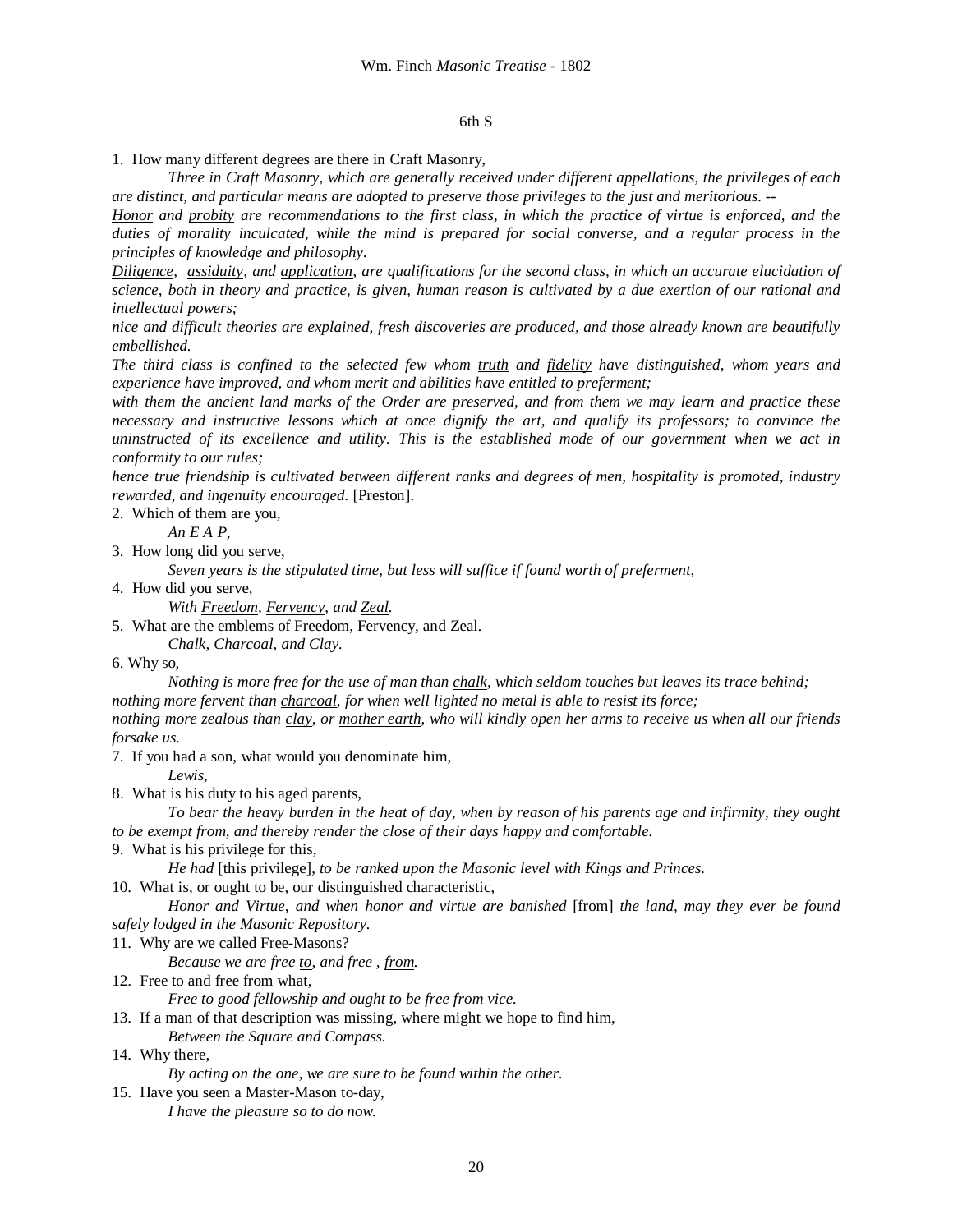6th S

1. How many different degrees are there in Craft Masonry,

*Three in Craft Masonry, which are generally received under different appellations, the privileges of each are distinct, and particular means are adopted to preserve those privileges to the just and meritorious. --*

*Honor and probity are recommendations to the first class, in which the practice of virtue is enforced, and the duties of morality inculcated, while the mind is prepared for social converse, and a regular process in the principles of knowledge and philosophy.*

*Diligence, assiduity, and application, are qualifications for the second class, in which an accurate elucidation of science, both in theory and practice, is given, human reason is cultivated by a due exertion of our rational and intellectual powers;*

*nice and difficult theories are explained, fresh discoveries are produced, and those already known are beautifully embellished.*

*The third class is confined to the selected few whom truth and fidelity have distinguished, whom years and experience have improved, and whom merit and abilities have entitled to preferment;*

*with them the ancient land marks of the Order are preserved, and from them we may learn and practice these necessary and instructive lessons which at once dignify the art, and qualify its professors; to convince the uninstructed of its excellence and utility. This is the established mode of our government when we act in conformity to our rules;*

*hence true friendship is cultivated between different ranks and degrees of men, hospitality is promoted, industry rewarded, and ingenuity encouraged.* [Preston].

2. Which of them are you,

*An E A P,*

3. How long did you serve,

*Seven years is the stipulated time, but less will suffice if found worth of preferment,*

4. How did you serve,

*With Freedom, Fervency, and Zeal.*

5. What are the emblems of Freedom, Fervency, and Zeal.

*Chalk, Charcoal, and Clay.*

6. Why so,

*Nothing is more free for the use of man than chalk, which seldom touches but leaves its trace behind;*
*nothing more fervent than charcoal, for when well lighted no metal is able to resist its force;*
*nothing more zealous than clay, or mother earth, who will kindly open her arms to receive us when all our friends forsake us.*

7. If you had a son, what would you denominate him,

*Lewis,*

8. What is his duty to his aged parents,

*To bear the heavy burden in the heat of day, when by reason of his parents age and infirmity, they ought to be exempt from, and thereby render the close of their days happy and comfortable.*

9. What is his privilege for this,

*He had* [this privilege], *to be ranked upon the Masonic level with Kings and Princes.*

10. What is, or ought to be, our distinguished characteristic,

*Honor and Virtue, and when honor and virtue are banished* [from] *the land, may they ever be found safely lodged in the Masonic Repository.*

11. Why are we called Free-Masons?

*Because we are free to, and free , from.*

12. Free to and free from what,

*Free to good fellowship and ought to be free from vice.*

13. If a man of that description was missing, where might we hope to find him,

*Between the Square and Compass.*

14. Why there,

*By acting on the one, we are sure to be found within the other.*

15. Have you seen a Master-Mason to-day,

*I have the pleasure so to do now.*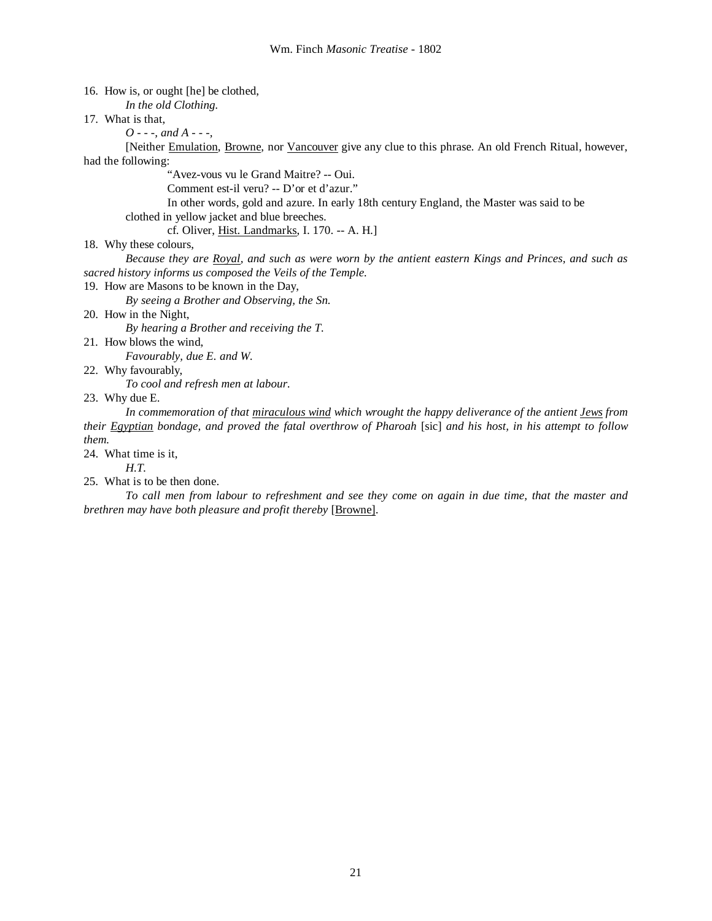16. How is, or ought [he] be clothed,

    *In the old Clothing.*

17. What is that,

    *O - - -, and A - - -,*

    [Neither Emulation, Browne, nor Vancouver give any clue to this phrase. An old French Ritual, however, had the following:

    > "Avez-vous vu le Grand Maitre? -- Oui.
    > Comment est-il veru? -- D'or et d'azur."
    > In other words, gold and azure. In early 18th century England, the Master was said to be clothed in yellow jacket and blue breeches.
    > cf. Oliver, Hist. Landmarks, I. 170. -- A. H.]

18. Why these colours,

    *Because they are Royal, and such as were worn by the antient eastern Kings and Princes, and such as sacred history informs us composed the Veils of the Temple.*

19. How are Masons to be known in the Day,

    *By seeing a Brother and Observing, the Sn.*

20. How in the Night,

    *By hearing a Brother and receiving the T.*

21. How blows the wind,

    *Favourably, due E. and W.*

22. Why favourably,

    *To cool and refresh men at labour.*

23. Why due E.

    *In commemoration of that miraculous wind which wrought the happy deliverance of the antient Jews from their Egyptian bondage, and proved the fatal overthrow of Pharoah* [sic] *and his host, in his attempt to follow them.*

24. What time is it,

    *H.T.*

25. What is to be then done.

    *To call men from labour to refreshment and see they come on again in due time, that the master and brethren may have both pleasure and profit thereby* [Browne].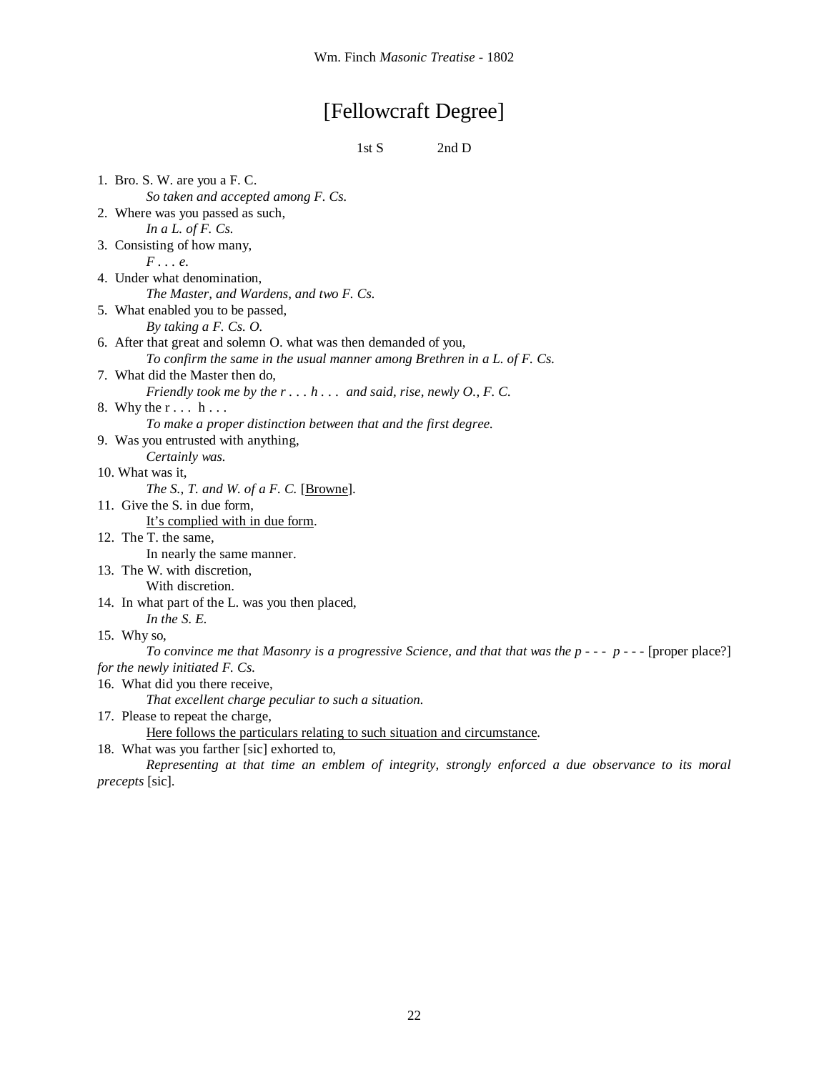# [Fellowcraft Degree]

1st S 2nd D

1. Bro. S. W. are you a F. C.
   *So taken and accepted among F. Cs.*
2. Where was you passed as such,
   *In a L. of F. Cs.*
3. Consisting of how many,
   *F . . . e.*
4. Under what denomination,
   *The Master, and Wardens, and two F. Cs.*
5. What enabled you to be passed,
   *By taking a F. Cs. O.*
6. After that great and solemn O. what was then demanded of you,
   *To confirm the same in the usual manner among Brethren in a L. of F. Cs.*
7. What did the Master then do,
   *Friendly took me by the r . . . h . . . and said, rise, newly O., F. C.*
8. Why the r . . . h . . .
   *To make a proper distinction between that and the first degree.*
9. Was you entrusted with anything,
   *Certainly was.*
10. What was it,
    *The S., T. and W. of a F. C.* [Browne].
11. Give the S. in due form,
    It's complied with in due form.
12. The T. the same,
    In nearly the same manner.
13. The W. with discretion,
    With discretion.
14. In what part of the L. was you then placed,
    *In the S. E.*
15. Why so,
    *To convince me that Masonry is a progressive Science, and that that was the p - - - p - - -* [proper place?] *for the newly initiated F. Cs.*
16. What did you there receive,
    *That excellent charge peculiar to such a situation.*
17. Please to repeat the charge,
    Here follows the particulars relating to such situation and circumstance.
18. What was you farther [sic] exhorted to,
    *Representing at that time an emblem of integrity, strongly enforced a due observance to its moral precepts* [sic].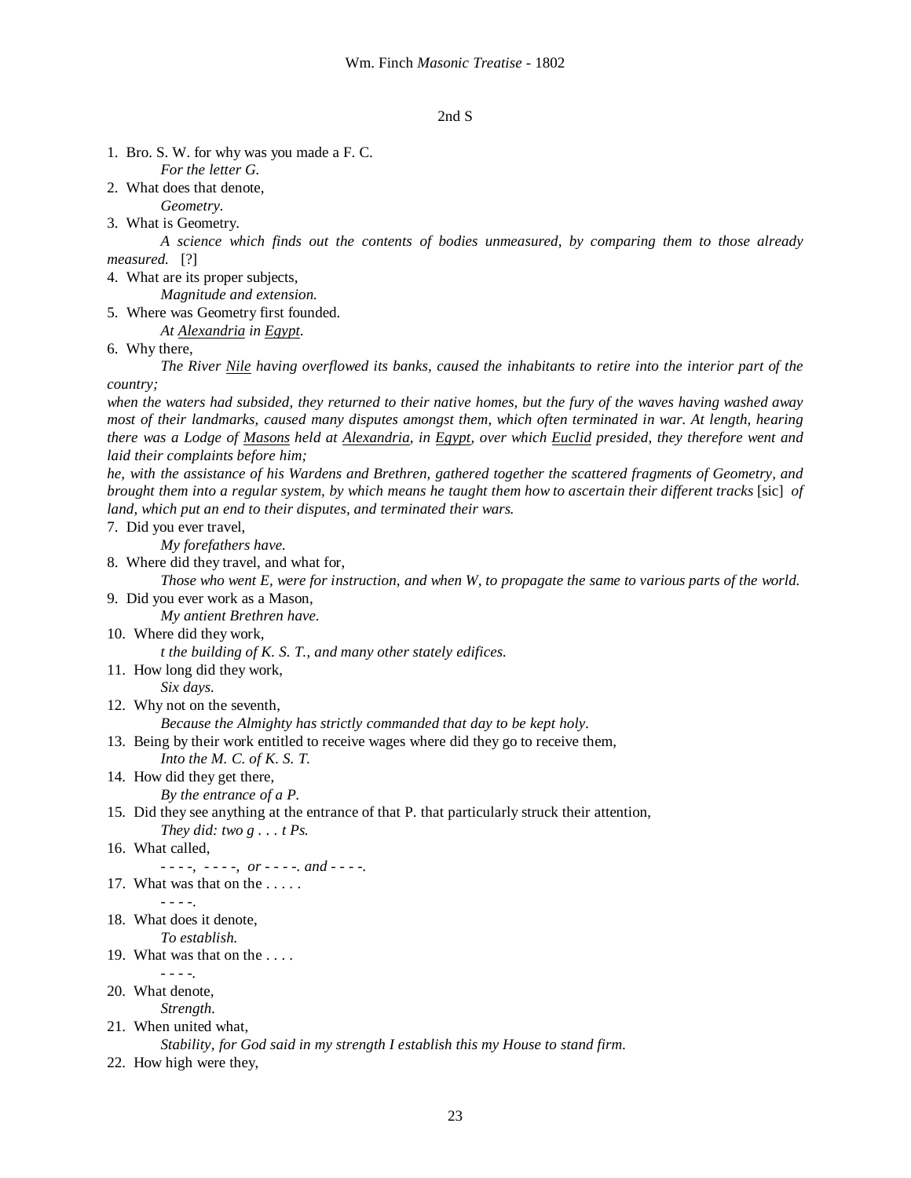2nd S

1. Bro. S. W. for why was you made a F. C.

   *For the letter G.*
2. What does that denote,

   *Geometry.*
3. What is Geometry.

   *A science which finds out the contents of bodies unmeasured, by comparing them to those already measured.* [?]
4. What are its proper subjects,

   *Magnitude and extension.*
5. Where was Geometry first founded.

   *At Alexandria in Egypt.*
6. Why there,

   *The River Nile having overflowed its banks, caused the inhabitants to retire into the interior part of the country;*

   *when the waters had subsided, they returned to their native homes, but the fury of the waves having washed away most of their landmarks, caused many disputes amongst them, which often terminated in war. At length, hearing there was a Lodge of Masons held at Alexandria, in Egypt, over which Euclid presided, they therefore went and laid their complaints before him;*

   *he, with the assistance of his Wardens and Brethren, gathered together the scattered fragments of Geometry, and brought them into a regular system, by which means he taught them how to ascertain their different tracks* [sic] *of land, which put an end to their disputes, and terminated their wars.*
7. Did you ever travel,

   *My forefathers have.*
8. Where did they travel, and what for,

   *Those who went E, were for instruction, and when W, to propagate the same to various parts of the world.*
9. Did you ever work as a Mason,

   *My antient Brethren have.*
10. Where did they work,

    *t the building of K. S. T., and many other stately edifices.*
11. How long did they work,

    *Six days.*
12. Why not on the seventh,

    *Because the Almighty has strictly commanded that day to be kept holy.*
13. Being by their work entitled to receive wages where did they go to receive them,

    *Into the M. C. of K. S. T.*
14. How did they get there,

    *By the entrance of a P.*
15. Did they see anything at the entrance of that P. that particularly struck their attention,

    *They did: two g . . . t Ps.*
16. What called,

    *- - - -, - - - -, or - - - -. and - - - -.*
17. What was that on the . . . . .

    - - - -.
18. What does it denote,

    *To establish.*
19. What was that on the . . . .

    - - - -.
20. What denote,

    *Strength.*
21. When united what,

    *Stability, for God said in my strength I establish this my House to stand firm.*
22. How high were they,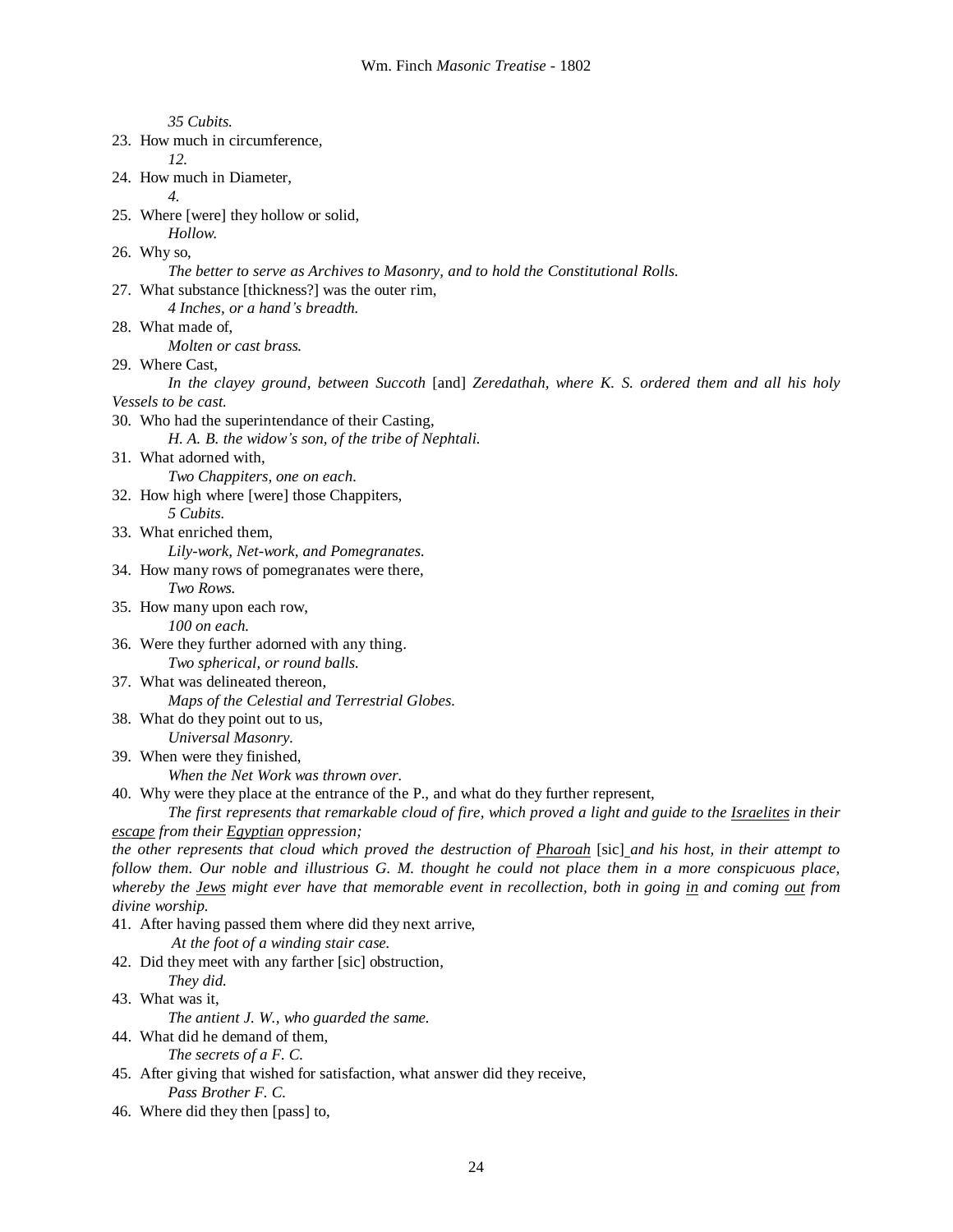*35 Cubits.*

23. How much in circumference,

    *12.*

24. How much in Diameter,

    *4.*

25. Where [were] they hollow or solid,

    *Hollow.*

26. Why so,

    *The better to serve as Archives to Masonry, and to hold the Constitutional Rolls.*

27. What substance [thickness?] was the outer rim,

    *4 Inches, or a hand's breadth.*

28. What made of,

    *Molten or cast brass.*

29. Where Cast,

    *In the clayey ground, between Succoth* [and] *Zeredathah, where K. S. ordered them and all his holy Vessels to be cast.*

30. Who had the superintendance of their Casting,

    *H. A. B. the widow's son, of the tribe of Nephtali.*

31. What adorned with,

    *Two Chappiters, one on each.*

32. How high where [were] those Chappiters,

    *5 Cubits.*

33. What enriched them,

    *Lily-work, Net-work, and Pomegranates.*

34. How many rows of pomegranates were there,

    *Two Rows.*

35. How many upon each row,

    *100 on each.*

36. Were they further adorned with any thing.

    *Two spherical, or round balls.*

37. What was delineated thereon,

    *Maps of the Celestial and Terrestrial Globes.*

38. What do they point out to us,

    *Universal Masonry.*

39. When were they finished,

    *When the Net Work was thrown over.*

40. Why were they place at the entrance of the P., and what do they further represent,

    *The first represents that remarkable cloud of fire, which proved a light and guide to the* <u>*Israelites*</u> *in their* <u>*escape*</u> *from their* <u>*Egyptian*</u> *oppression;*

    *the other represents that cloud which proved the destruction of* <u>*Pharoah*</u> [sic] *and his host, in their attempt to follow them. Our noble and illustrious G. M. thought he could not place them in a more conspicuous place, whereby the* <u>*Jews*</u> *might ever have that memorable event in recollection, both in going* <u>*in*</u> *and coming* <u>*out*</u> *from divine worship.*

41. After having passed them where did they next arrive,

    *At the foot of a winding stair case.*

42. Did they meet with any farther [sic] obstruction,

    *They did.*

43. What was it,

    *The antient J. W., who guarded the same.*

44. What did he demand of them,

    *The secrets of a F. C.*

45. After giving that wished for satisfaction, what answer did they receive,

    *Pass Brother F. C.*

46. Where did they then [pass] to,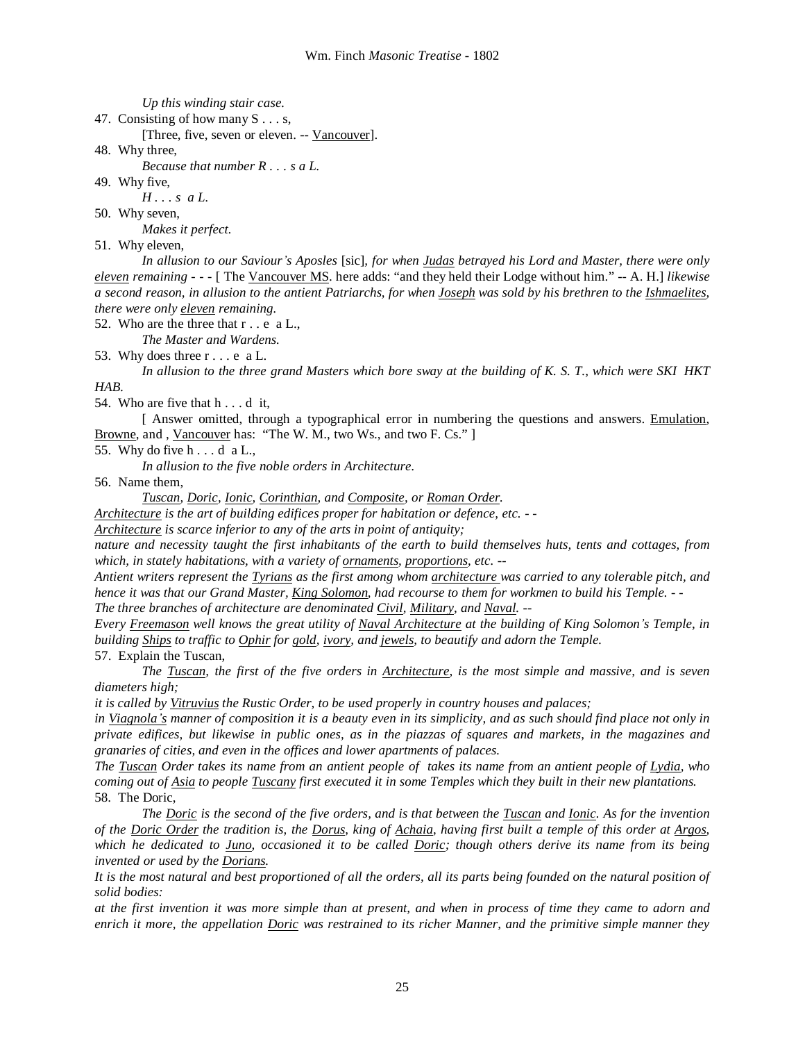*Up this winding stair case.*

47. Consisting of how many S . . . s,

    [Three, five, seven or eleven. -- Vancouver].

48. Why three,

    *Because that number R . . . s a L.*

49. Why five,

    *H . . . s a L.*

50. Why seven,

    *Makes it perfect.*

51. Why eleven,

    *In allusion to our Saviour's Aposles* [sic], *for when Judas betrayed his Lord and Master, there were only eleven remaining* - - - [ The Vancouver MS. here adds: "and they held their Lodge without him." -- A. H.] *likewise a second reason, in allusion to the antient Patriarchs, for when Joseph was sold by his brethren to the Ishmaelites, there were only eleven remaining.*

52. Who are the three that r . . e a L.,

    *The Master and Wardens.*

53. Why does three r . . . e a L.

    *In allusion to the three grand Masters which bore sway at the building of K. S. T., which were SKI HKT HAB.*

54. Who are five that h . . . d it,

    [ Answer omitted, through a typographical error in numbering the questions and answers. Emulation, Browne, and , Vancouver has: "The W. M., two Ws., and two F. Cs." ]

55. Why do five h . . . d a L.,

    *In allusion to the five noble orders in Architecture.*

56. Name them,

    *Tuscan, Doric, Ionic, Corinthian, and Composite, or Roman Order.*

*Architecture is the art of building edifices proper for habitation or defence, etc. - -*

*Architecture is scarce inferior to any of the arts in point of antiquity;*

*nature and necessity taught the first inhabitants of the earth to build themselves huts, tents and cottages, from which, in stately habitations, with a variety of ornaments, proportions, etc. --*

*Antient writers represent the Tyrians as the first among whom architecture was carried to any tolerable pitch, and hence it was that our Grand Master, King Solomon, had recourse to them for workmen to build his Temple. - -*

*The three branches of architecture are denominated Civil, Military, and Naval. --*

*Every Freemason well knows the great utility of Naval Architecture at the building of King Solomon's Temple, in building Ships to traffic to Ophir for gold, ivory, and jewels, to beautify and adorn the Temple.*

57. Explain the Tuscan,

    *The Tuscan, the first of the five orders in Architecture, is the most simple and massive, and is seven diameters high;*

*it is called by Vitruvius the Rustic Order, to be used properly in country houses and palaces;*

*in Viagnola's manner of composition it is a beauty even in its simplicity, and as such should find place not only in private edifices, but likewise in public ones, as in the piazzas of squares and markets, in the magazines and granaries of cities, and even in the offices and lower apartments of palaces.*

*The Tuscan Order takes its name from an antient people of takes its name from an antient people of Lydia, who coming out of Asia to people Tuscany first executed it in some Temples which they built in their new plantations.*

58. The Doric,

    *The Doric is the second of the five orders, and is that between the Tuscan and Ionic. As for the invention of the Doric Order the tradition is, the Dorus, king of Achaia, having first built a temple of this order at Argos, which he dedicated to Juno, occasioned it to be called Doric; though others derive its name from its being invented or used by the Dorians.*

*It is the most natural and best proportioned of all the orders, all its parts being founded on the natural position of solid bodies:*

*at the first invention it was more simple than at present, and when in process of time they came to adorn and enrich it more, the appellation Doric was restrained to its richer Manner, and the primitive simple manner they*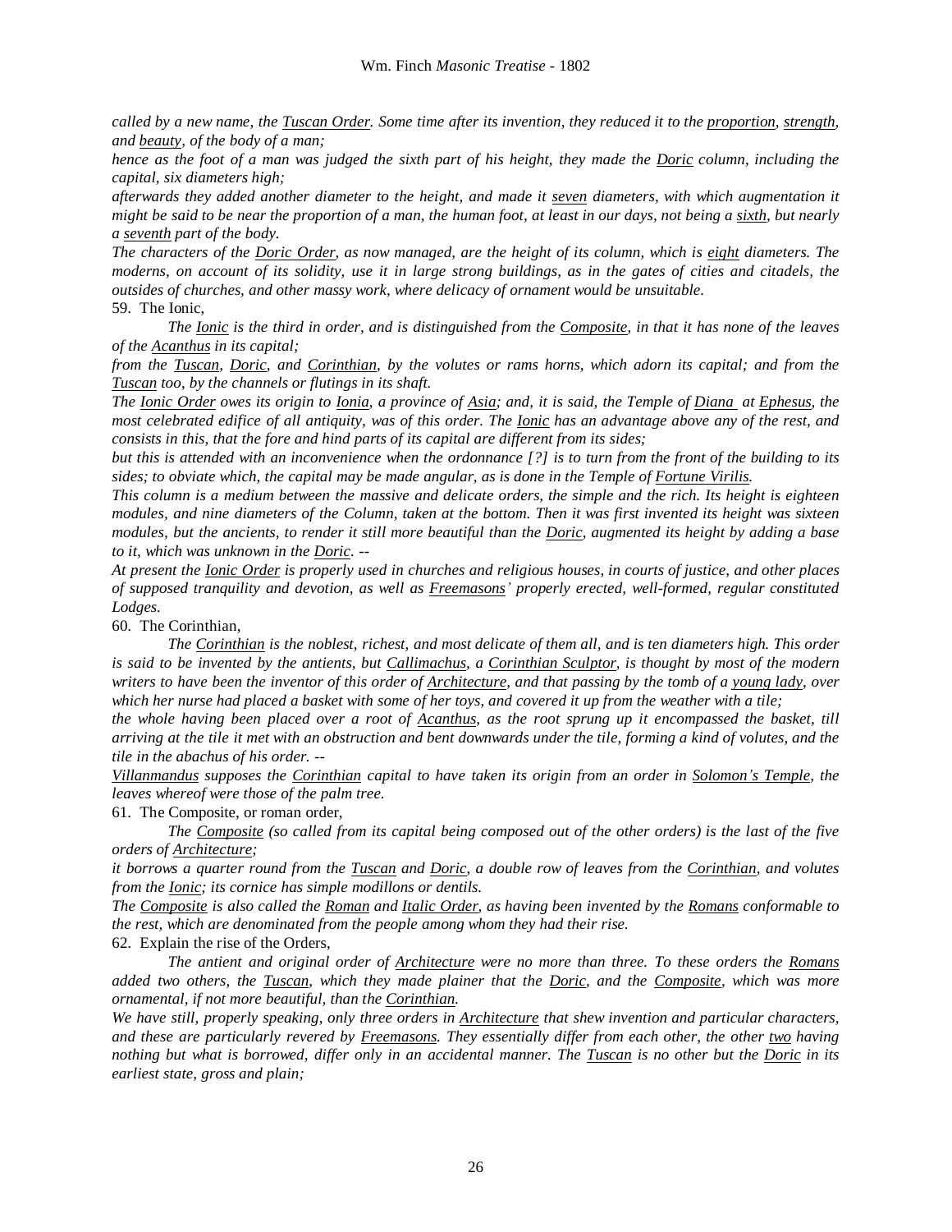*called by a new name, the* *<u>Tuscan Order</u>. Some time after its invention, they reduced it to the <u>proportion</u>, <u>strength</u>, and <u>beauty</u>, of the body of a man;*

*hence as the foot of a man was judged the sixth part of his height, they made the <u>Doric</u> column, including the capital, six diameters high;*

*afterwards they added another diameter to the height, and made it <u>seven</u> diameters, with which augmentation it might be said to be near the proportion of a man, the human foot, at least in our days, not being a <u>sixth</u>, but nearly a <u>seventh</u> part of the body.*

*The characters of the <u>Doric Order</u>, as now managed, are the height of its column, which is <u>eight</u> diameters. The moderns, on account of its solidity, use it in large strong buildings, as in the gates of cities and citadels, the outsides of churches, and other massy work, where delicacy of ornament would be unsuitable.*

59. The Ionic,

*The <u>Ionic</u> is the third in order, and is distinguished from the <u>Composite</u>, in that it has none of the leaves of the <u>Acanthus</u> in its capital;*

*from the <u>Tuscan</u>, <u>Doric</u>, and <u>Corinthian</u>, by the volutes or rams horns, which adorn its capital; and from the <u>Tuscan</u> too, by the channels or flutings in its shaft.*

*The <u>Ionic Order</u> owes its origin to <u>Ionia</u>, a province of <u>Asia</u>; and, it is said, the Temple of <u>Diana</u> at <u>Ephesus</u>, the most celebrated edifice of all antiquity, was of this order. The <u>Ionic</u> has an advantage above any of the rest, and consists in this, that the fore and hind parts of its capital are different from its sides;*

*but this is attended with an inconvenience when the ordonnance [?] is to turn from the front of the building to its sides; to obviate which, the capital may be made angular, as is done in the Temple of <u>Fortune Virilis</u>.*

*This column is a medium between the massive and delicate orders, the simple and the rich. Its height is eighteen modules, and nine diameters of the Column, taken at the bottom. Then it was first invented its height was sixteen modules, but the ancients, to render it still more beautiful than the <u>Doric</u>, augmented its height by adding a base to it, which was unknown in the <u>Doric</u>. --*

*At present the <u>Ionic Order</u> is properly used in churches and religious houses, in courts of justice, and other places of supposed tranquility and devotion, as well as <u>Freemasons</u>' properly erected, well-formed, regular constituted Lodges.*

60. The Corinthian,

*The <u>Corinthian</u> is the noblest, richest, and most delicate of them all, and is ten diameters high. This order is said to be invented by the antients, but <u>Callimachus</u>, a <u>Corinthian Sculptor</u>, is thought by most of the modern writers to have been the inventor of this order of <u>Architecture</u>, and that passing by the tomb of a <u>young lady</u>, over which her nurse had placed a basket with some of her toys, and covered it up from the weather with a tile;*

*the whole having been placed over a root of <u>Acanthus</u>, as the root sprung up it encompassed the basket, till arriving at the tile it met with an obstruction and bent downwards under the tile, forming a kind of volutes, and the tile in the abachus of his order. --*

*<u>Villanmandus</u> supposes the <u>Corinthian</u> capital to have taken its origin from an order in <u>Solomon's Temple</u>, the leaves whereof were those of the palm tree.*

61. The Composite, or roman order,

*The <u>Composite</u> (so called from its capital being composed out of the other orders) is the last of the five orders of <u>Architecture</u>;*

*it borrows a quarter round from the <u>Tuscan</u> and <u>Doric</u>, a double row of leaves from the <u>Corinthian</u>, and volutes from the <u>Ionic</u>; its cornice has simple modillons or dentils.*

*The <u>Composite</u> is also called the <u>Roman</u> and <u>Italic Order</u>, as having been invented by the <u>Romans</u> conformable to the rest, which are denominated from the people among whom they had their rise.*

62. Explain the rise of the Orders,

*The antient and original order of <u>Architecture</u> were no more than three. To these orders the <u>Romans</u> added two others, the <u>Tuscan</u>, which they made plainer that the <u>Doric</u>, and the <u>Composite</u>, which was more ornamental, if not more beautiful, than the <u>Corinthian</u>.*

*We have still, properly speaking, only three orders in <u>Architecture</u> that shew invention and particular characters, and these are particularly revered by <u>Freemasons</u>. They essentially differ from each other, the other <u>two</u> having nothing but what is borrowed, differ only in an accidental manner. The <u>Tuscan</u> is no other but the <u>Doric</u> in its earliest state, gross and plain;*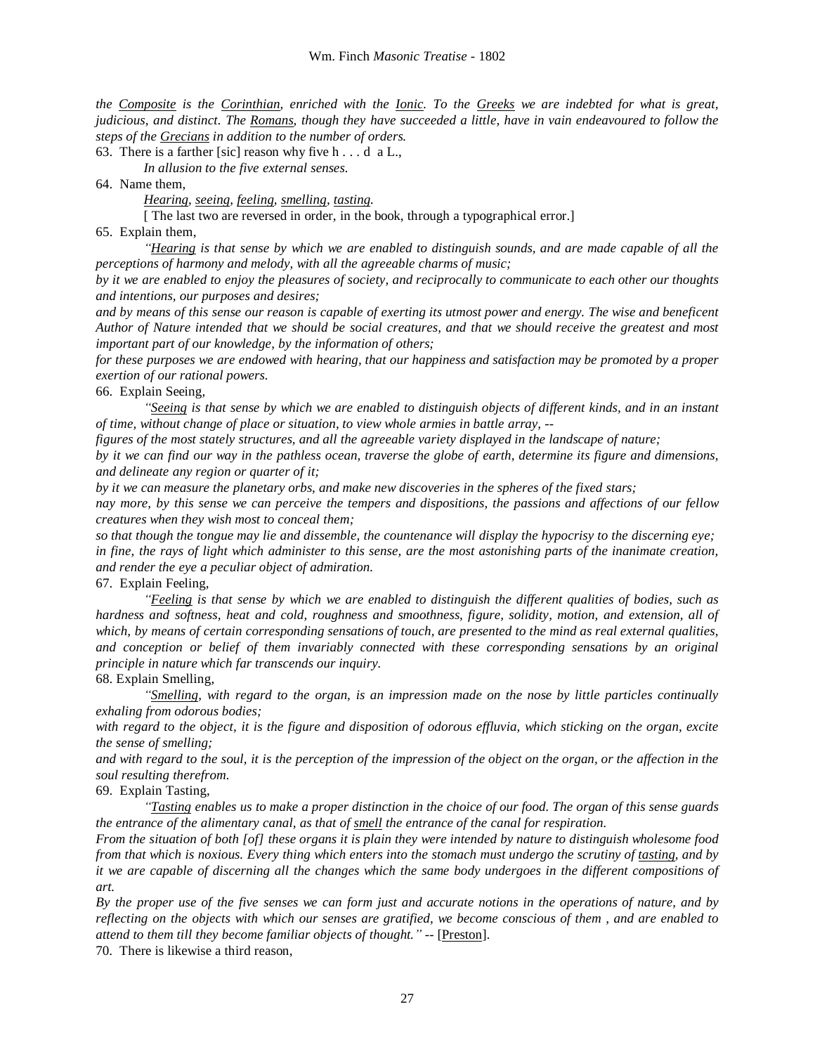*the <u>Composite</u> is the <u>Corinthian</u>, enriched with the <u>Ionic</u>. To the <u>Greeks</u> we are indebted for what is great, judicious, and distinct. The <u>Romans</u>, though they have succeeded a little, have in vain endeavoured to follow the steps of the <u>Grecians</u> in addition to the number of orders.*

63. There is a farther [sic] reason why five h . . . d a L.,

*In allusion to the five external senses.*

64. Name them,

*<u>Hearing</u>, <u>seeing</u>, <u>feeling</u>, <u>smelling</u>, <u>tasting</u>.*

[ The last two are reversed in order, in the book, through a typographical error.]

65. Explain them,

*"<u>Hearing</u> is that sense by which we are enabled to distinguish sounds, and are made capable of all the perceptions of harmony and melody, with all the agreeable charms of music;*

*by it we are enabled to enjoy the pleasures of society, and reciprocally to communicate to each other our thoughts and intentions, our purposes and desires;*

*and by means of this sense our reason is capable of exerting its utmost power and energy. The wise and beneficent Author of Nature intended that we should be social creatures, and that we should receive the greatest and most important part of our knowledge, by the information of others;*

*for these purposes we are endowed with hearing, that our happiness and satisfaction may be promoted by a proper exertion of our rational powers.*

66. Explain Seeing,

*"<u>Seeing</u> is that sense by which we are enabled to distinguish objects of different kinds, and in an instant of time, without change of place or situation, to view whole armies in battle array, --*

*figures of the most stately structures, and all the agreeable variety displayed in the landscape of nature;*

*by it we can find our way in the pathless ocean, traverse the globe of earth, determine its figure and dimensions, and delineate any region or quarter of it;*

*by it we can measure the planetary orbs, and make new discoveries in the spheres of the fixed stars;*

*nay more, by this sense we can perceive the tempers and dispositions, the passions and affections of our fellow creatures when they wish most to conceal them;*

*so that though the tongue may lie and dissemble, the countenance will display the hypocrisy to the discerning eye;*

*in fine, the rays of light which administer to this sense, are the most astonishing parts of the inanimate creation, and render the eye a peculiar object of admiration.*

67. Explain Feeling,

*"<u>Feeling</u> is that sense by which we are enabled to distinguish the different qualities of bodies, such as hardness and softness, heat and cold, roughness and smoothness, figure, solidity, motion, and extension, all of which, by means of certain corresponding sensations of touch, are presented to the mind as real external qualities, and conception or belief of them invariably connected with these corresponding sensations by an original principle in nature which far transcends our inquiry.*

68. Explain Smelling,

*"<u>Smelling</u>, with regard to the organ, is an impression made on the nose by little particles continually exhaling from odorous bodies;*

*with regard to the object, it is the figure and disposition of odorous effluvia, which sticking on the organ, excite the sense of smelling;*

*and with regard to the soul, it is the perception of the impression of the object on the organ, or the affection in the soul resulting therefrom.*

69. Explain Tasting,

*"<u>Tasting</u> enables us to make a proper distinction in the choice of our food. The organ of this sense guards the entrance of the alimentary canal, as that of <u>smell</u> the entrance of the canal for respiration.*

*From the situation of both [of] these organs it is plain they were intended by nature to distinguish wholesome food from that which is noxious. Every thing which enters into the stomach must undergo the scrutiny of <u>tasting</u>, and by it we are capable of discerning all the changes which the same body undergoes in the different compositions of art.*

*By the proper use of the five senses we can form just and accurate notions in the operations of nature, and by reflecting on the objects with which our senses are gratified, we become conscious of them , and are enabled to attend to them till they become familiar objects of thought."* -- [<u>Preston</u>].

70. There is likewise a third reason,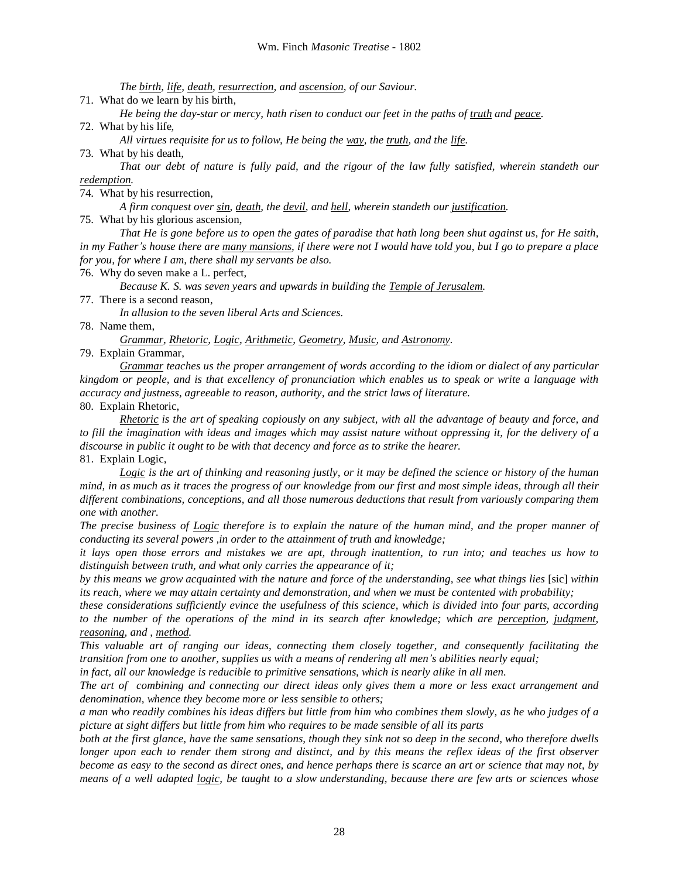*The birth, life, death, resurrection, and ascension, of our Saviour.*

71. What do we learn by his birth,

*He being the day-star or mercy, hath risen to conduct our feet in the paths of truth and peace.*

72. What by his life,

*All virtues requisite for us to follow, He being the way, the truth, and the life.*

73. What by his death,

*That our debt of nature is fully paid, and the rigour of the law fully satisfied, wherein standeth our redemption.*

74. What by his resurrection,

*A firm conquest over sin, death, the devil, and hell, wherein standeth our justification.*

75. What by his glorious ascension,

*That He is gone before us to open the gates of paradise that hath long been shut against us, for He saith, in my Father's house there are many mansions, if there were not I would have told you, but I go to prepare a place for you, for where I am, there shall my servants be also.*

76. Why do seven make a L. perfect,

*Because K. S. was seven years and upwards in building the Temple of Jerusalem.*

77. There is a second reason,

*In allusion to the seven liberal Arts and Sciences.*

78. Name them,

*Grammar, Rhetoric, Logic, Arithmetic, Geometry, Music, and Astronomy.*

79. Explain Grammar,

*Grammar teaches us the proper arrangement of words according to the idiom or dialect of any particular kingdom or people, and is that excellency of pronunciation which enables us to speak or write a language with accuracy and justness, agreeable to reason, authority, and the strict laws of literature.*

80. Explain Rhetoric,

*Rhetoric is the art of speaking copiously on any subject, with all the advantage of beauty and force, and to fill the imagination with ideas and images which may assist nature without oppressing it, for the delivery of a discourse in public it ought to be with that decency and force as to strike the hearer.*

81. Explain Logic,

*Logic is the art of thinking and reasoning justly, or it may be defined the science or history of the human mind, in as much as it traces the progress of our knowledge from our first and most simple ideas, through all their different combinations, conceptions, and all those numerous deductions that result from variously comparing them one with another.*

*The precise business of Logic therefore is to explain the nature of the human mind, and the proper manner of conducting its several powers ,in order to the attainment of truth and knowledge;*

*it lays open those errors and mistakes we are apt, through inattention, to run into; and teaches us how to distinguish between truth, and what only carries the appearance of it;*

*by this means we grow acquainted with the nature and force of the understanding, see what things lies* [sic] *within its reach, where we may attain certainty and demonstration, and when we must be contented with probability;*

*these considerations sufficiently evince the usefulness of this science, which is divided into four parts, according to the number of the operations of the mind in its search after knowledge; which are perception, judgment, reasoning, and , method.*

*This valuable art of ranging our ideas, connecting them closely together, and consequently facilitating the transition from one to another, supplies us with a means of rendering all men's abilities nearly equal;*

*in fact, all our knowledge is reducible to primitive sensations, which is nearly alike in all men.*

*The art of combining and connecting our direct ideas only gives them a more or less exact arrangement and denomination, whence they become more or less sensible to others;*

*a man who readily combines his ideas differs but little from him who combines them slowly, as he who judges of a picture at sight differs but little from him who requires to be made sensible of all its parts*

*both at the first glance, have the same sensations, though they sink not so deep in the second, who therefore dwells longer upon each to render them strong and distinct, and by this means the reflex ideas of the first observer become as easy to the second as direct ones, and hence perhaps there is scarce an art or science that may not, by means of a well adapted logic, be taught to a slow understanding, because there are few arts or sciences whose*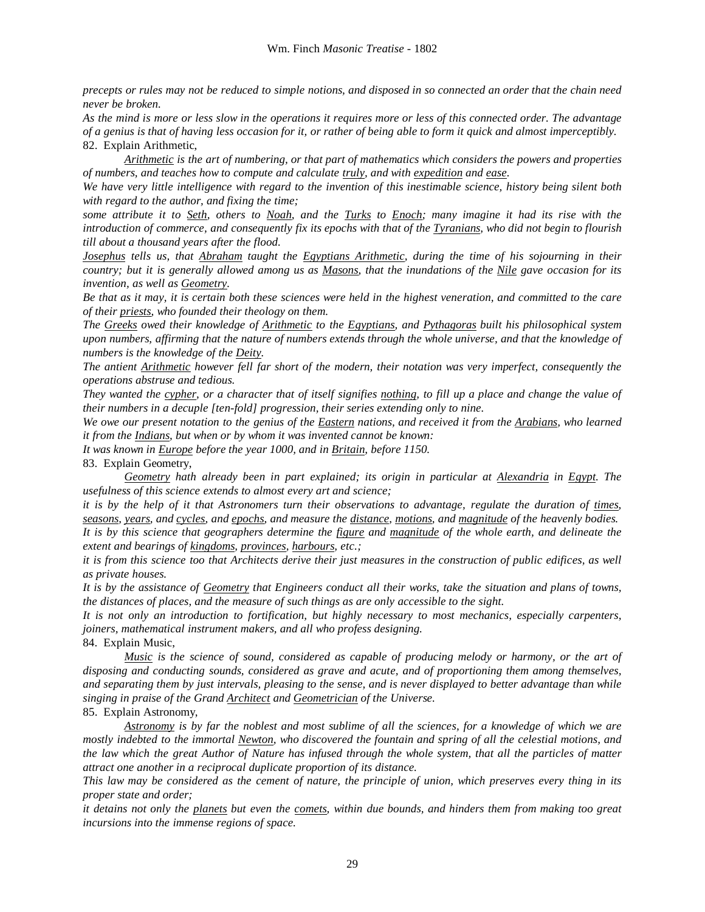*precepts or rules may not be reduced to simple notions, and disposed in so connected an order that the chain need never be broken.*

*As the mind is more or less slow in the operations it requires more or less of this connected order. The advantage of a genius is that of having less occasion for it, or rather of being able to form it quick and almost imperceptibly.*

82. Explain Arithmetic,

*Arithmetic is the art of numbering, or that part of mathematics which considers the powers and properties of numbers, and teaches how to compute and calculate truly, and with expedition and ease.*

*We have very little intelligence with regard to the invention of this inestimable science, history being silent both with regard to the author, and fixing the time;*

*some attribute it to Seth, others to Noah, and the Turks to Enoch; many imagine it had its rise with the introduction of commerce, and consequently fix its epochs with that of the Tyranians, who did not begin to flourish till about a thousand years after the flood.*

*Josephus tells us, that Abraham taught the Egyptians Arithmetic, during the time of his sojourning in their country; but it is generally allowed among us as Masons, that the inundations of the Nile gave occasion for its invention, as well as Geometry.*

*Be that as it may, it is certain both these sciences were held in the highest veneration, and committed to the care of their priests, who founded their theology on them.*

*The Greeks owed their knowledge of Arithmetic to the Egyptians, and Pythagoras built his philosophical system upon numbers, affirming that the nature of numbers extends through the whole universe, and that the knowledge of numbers is the knowledge of the Deity.*

*The antient Arithmetic however fell far short of the modern, their notation was very imperfect, consequently the operations abstruse and tedious.*

*They wanted the cypher, or a character that of itself signifies nothing, to fill up a place and change the value of their numbers in a decuple [ten-fold] progression, their series extending only to nine.*

*We owe our present notation to the genius of the Eastern nations, and received it from the Arabians, who learned it from the Indians, but when or by whom it was invented cannot be known:*

*It was known in Europe before the year 1000, and in Britain, before 1150.*

83. Explain Geometry,

*Geometry hath already been in part explained; its origin in particular at Alexandria in Egypt. The usefulness of this science extends to almost every art and science;*

*it is by the help of it that Astronomers turn their observations to advantage, regulate the duration of times, seasons, years, and cycles, and epochs, and measure the distance, motions, and magnitude of the heavenly bodies.*

*It is by this science that geographers determine the figure and magnitude of the whole earth, and delineate the extent and bearings of kingdoms, provinces, harbours, etc.;*

*it is from this science too that Architects derive their just measures in the construction of public edifices, as well as private houses.*

*It is by the assistance of Geometry that Engineers conduct all their works, take the situation and plans of towns, the distances of places, and the measure of such things as are only accessible to the sight.*

*It is not only an introduction to fortification, but highly necessary to most mechanics, especially carpenters, joiners, mathematical instrument makers, and all who profess designing.*

84. Explain Music,

*Music is the science of sound, considered as capable of producing melody or harmony, or the art of disposing and conducting sounds, considered as grave and acute, and of proportioning them among themselves, and separating them by just intervals, pleasing to the sense, and is never displayed to better advantage than while singing in praise of the Grand Architect and Geometrician of the Universe.*

85. Explain Astronomy,

*Astronomy is by far the noblest and most sublime of all the sciences, for a knowledge of which we are mostly indebted to the immortal Newton, who discovered the fountain and spring of all the celestial motions, and the law which the great Author of Nature has infused through the whole system, that all the particles of matter attract one another in a reciprocal duplicate proportion of its distance.*

*This law may be considered as the cement of nature, the principle of union, which preserves every thing in its proper state and order;*

*it detains not only the planets but even the comets, within due bounds, and hinders them from making too great incursions into the immense regions of space.*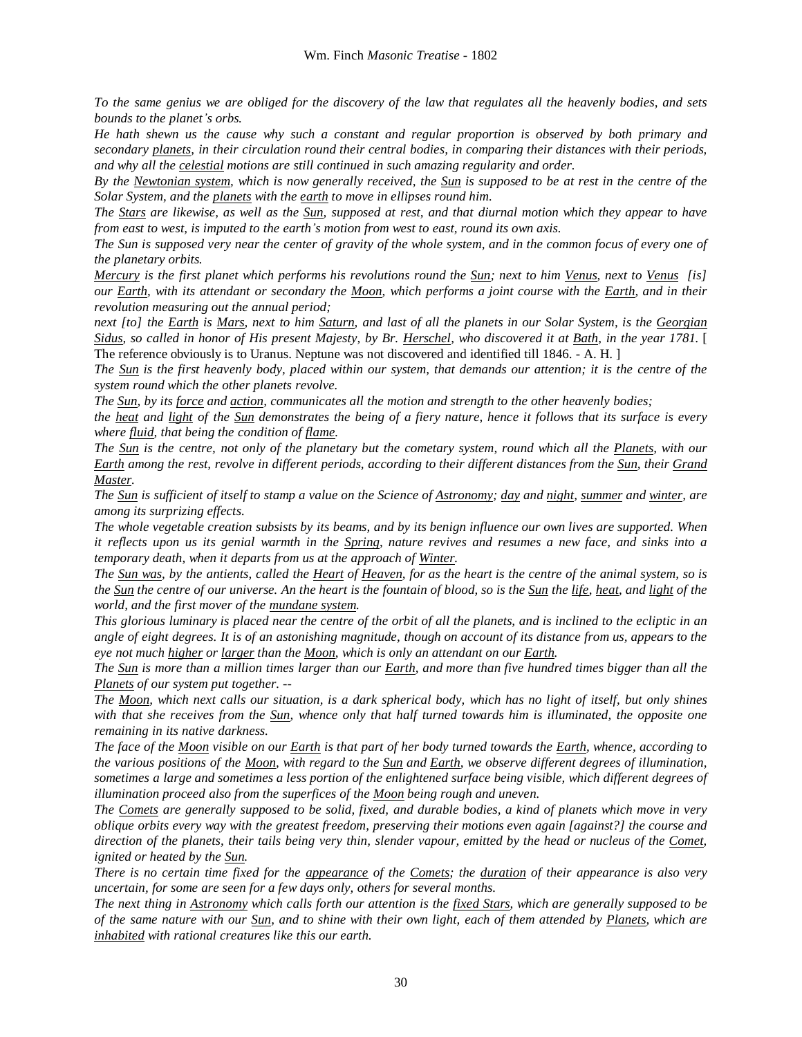*To the same genius we are obliged for the discovery of the law that regulates all the heavenly bodies, and sets bounds to the planet's orbs.*

*He hath shewn us the cause why such a constant and regular proportion is observed by both primary and secondary planets, in their circulation round their central bodies, in comparing their distances with their periods, and why all the celestial motions are still continued in such amazing regularity and order.*

*By the Newtonian system, which is now generally received, the Sun is supposed to be at rest in the centre of the Solar System, and the planets with the earth to move in ellipses round him.*

*The Stars are likewise, as well as the Sun, supposed at rest, and that diurnal motion which they appear to have from east to west, is imputed to the earth's motion from west to east, round its own axis.*

*The Sun is supposed very near the center of gravity of the whole system, and in the common focus of every one of the planetary orbits.*

*Mercury is the first planet which performs his revolutions round the Sun; next to him Venus, next to Venus [is] our Earth, with its attendant or secondary the Moon, which performs a joint course with the Earth, and in their revolution measuring out the annual period;*

*next [to] the Earth is Mars, next to him Saturn, and last of all the planets in our Solar System, is the Georgian Sidus, so called in honor of His present Majesty, by Br. Herschel, who discovered it at Bath, in the year 1781.* [ The reference obviously is to Uranus. Neptune was not discovered and identified till 1846. - A. H. ]

*The Sun is the first heavenly body, placed within our system, that demands our attention; it is the centre of the system round which the other planets revolve.*

*The Sun, by its force and action, communicates all the motion and strength to the other heavenly bodies;*

*the heat and light of the Sun demonstrates the being of a fiery nature, hence it follows that its surface is every where fluid, that being the condition of flame.*

*The Sun is the centre, not only of the planetary but the cometary system, round which all the Planets, with our Earth among the rest, revolve in different periods, according to their different distances from the Sun, their Grand Master.*

*The Sun is sufficient of itself to stamp a value on the Science of Astronomy; day and night, summer and winter, are among its surprizing effects.*

*The whole vegetable creation subsists by its beams, and by its benign influence our own lives are supported. When it reflects upon us its genial warmth in the Spring, nature revives and resumes a new face, and sinks into a temporary death, when it departs from us at the approach of Winter.*

*The Sun was, by the antients, called the Heart of Heaven, for as the heart is the centre of the animal system, so is the Sun the centre of our universe. An the heart is the fountain of blood, so is the Sun the life, heat, and light of the world, and the first mover of the mundane system.*

*This glorious luminary is placed near the centre of the orbit of all the planets, and is inclined to the ecliptic in an angle of eight degrees. It is of an astonishing magnitude, though on account of its distance from us, appears to the eye not much higher or larger than the Moon, which is only an attendant on our Earth.*

*The Sun is more than a million times larger than our Earth, and more than five hundred times bigger than all the Planets of our system put together. --*

*The Moon, which next calls our situation, is a dark spherical body, which has no light of itself, but only shines with that she receives from the Sun, whence only that half turned towards him is illuminated, the opposite one remaining in its native darkness.*

*The face of the Moon visible on our Earth is that part of her body turned towards the Earth, whence, according to the various positions of the Moon, with regard to the Sun and Earth, we observe different degrees of illumination, sometimes a large and sometimes a less portion of the enlightened surface being visible, which different degrees of illumination proceed also from the superfices of the Moon being rough and uneven.*

*The Comets are generally supposed to be solid, fixed, and durable bodies, a kind of planets which move in very oblique orbits every way with the greatest freedom, preserving their motions even again [against?] the course and direction of the planets, their tails being very thin, slender vapour, emitted by the head or nucleus of the Comet, ignited or heated by the Sun.*

*There is no certain time fixed for the appearance of the Comets; the duration of their appearance is also very uncertain, for some are seen for a few days only, others for several months.*

*The next thing in Astronomy which calls forth our attention is the fixed Stars, which are generally supposed to be of the same nature with our Sun, and to shine with their own light, each of them attended by Planets, which are inhabited with rational creatures like this our earth.*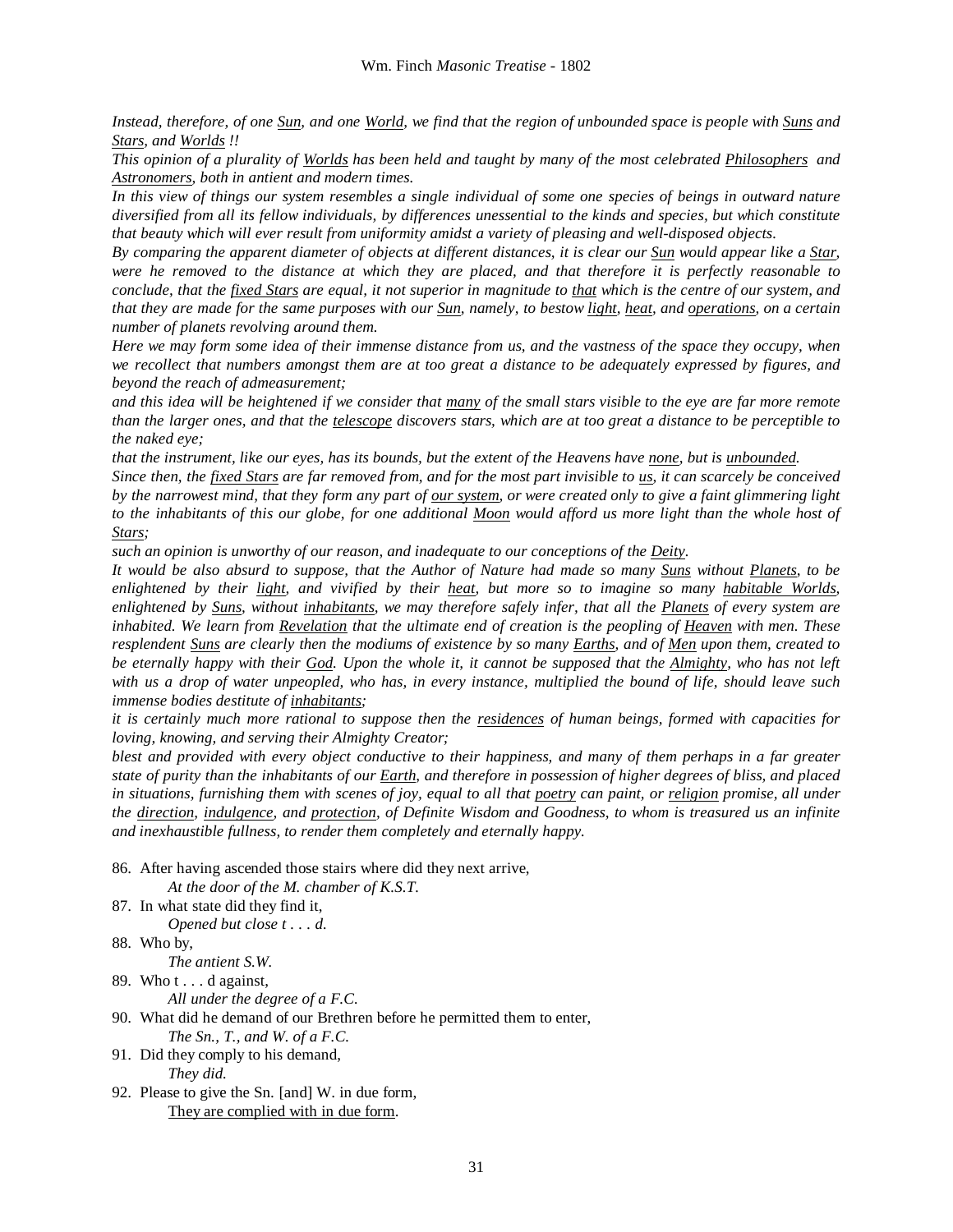*Instead, therefore, of one Sun, and one World, we find that the region of unbounded space is people with Suns and Stars, and Worlds !!*

*This opinion of a plurality of Worlds has been held and taught by many of the most celebrated Philosophers and Astronomers, both in antient and modern times.*

*In this view of things our system resembles a single individual of some one species of beings in outward nature diversified from all its fellow individuals, by differences unessential to the kinds and species, but which constitute that beauty which will ever result from uniformity amidst a variety of pleasing and well-disposed objects.*

*By comparing the apparent diameter of objects at different distances, it is clear our Sun would appear like a Star, were he removed to the distance at which they are placed, and that therefore it is perfectly reasonable to conclude, that the fixed Stars are equal, it not superior in magnitude to that which is the centre of our system, and that they are made for the same purposes with our Sun, namely, to bestow light, heat, and operations, on a certain number of planets revolving around them.*

*Here we may form some idea of their immense distance from us, and the vastness of the space they occupy, when we recollect that numbers amongst them are at too great a distance to be adequately expressed by figures, and beyond the reach of admeasurement;*

*and this idea will be heightened if we consider that many of the small stars visible to the eye are far more remote than the larger ones, and that the telescope discovers stars, which are at too great a distance to be perceptible to the naked eye;*

*that the instrument, like our eyes, has its bounds, but the extent of the Heavens have none, but is unbounded.*

*Since then, the fixed Stars are far removed from, and for the most part invisible to us, it can scarcely be conceived by the narrowest mind, that they form any part of our system, or were created only to give a faint glimmering light to the inhabitants of this our globe, for one additional Moon would afford us more light than the whole host of Stars;*

*such an opinion is unworthy of our reason, and inadequate to our conceptions of the Deity.*

*It would be also absurd to suppose, that the Author of Nature had made so many Suns without Planets, to be enlightened by their light, and vivified by their heat, but more so to imagine so many habitable Worlds, enlightened by Suns, without inhabitants, we may therefore safely infer, that all the Planets of every system are inhabited. We learn from Revelation that the ultimate end of creation is the peopling of Heaven with men. These resplendent Suns are clearly then the modiums of existence by so many Earths, and of Men upon them, created to be eternally happy with their God. Upon the whole it, it cannot be supposed that the Almighty, who has not left with us a drop of water unpeopled, who has, in every instance, multiplied the bound of life, should leave such immense bodies destitute of inhabitants;*

*it is certainly much more rational to suppose then the residences of human beings, formed with capacities for loving, knowing, and serving their Almighty Creator;*

*blest and provided with every object conductive to their happiness, and many of them perhaps in a far greater state of purity than the inhabitants of our Earth, and therefore in possession of higher degrees of bliss, and placed in situations, furnishing them with scenes of joy, equal to all that poetry can paint, or religion promise, all under the direction, indulgence, and protection, of Definite Wisdom and Goodness, to whom is treasured us an infinite and inexhaustible fullness, to render them completely and eternally happy.*

86. After having ascended those stairs where did they next arrive,
    *At the door of the M. chamber of K.S.T.*
87. In what state did they find it,
    *Opened but close t . . . d.*
88. Who by,
    *The antient S.W.*
89. Who t . . . d against,
    *All under the degree of a F.C.*
90. What did he demand of our Brethren before he permitted them to enter,
    *The Sn., T., and W. of a F.C.*
91. Did they comply to his demand,
    *They did.*
92. Please to give the Sn. [and] W. in due form,
    They are complied with in due form.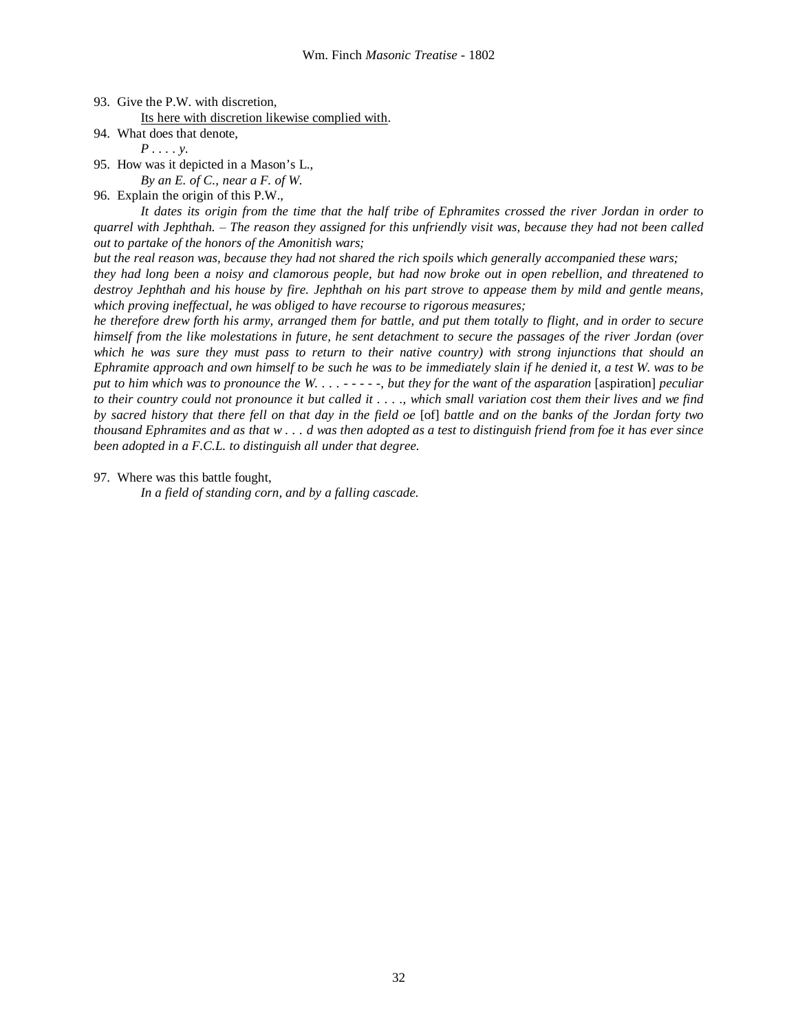93. Give the P.W. with discretion,

    <u>Its here with discretion likewise complied with</u>.

94. What does that denote,

    *P . . . . y.*

95. How was it depicted in a Mason's L.,

    *By an E. of C., near a F. of W.*

96. Explain the origin of this P.W.,

    *It dates its origin from the time that the half tribe of Ephramites crossed the river Jordan in order to quarrel with Jephthah. – The reason they assigned for this unfriendly visit was, because they had not been called out to partake of the honors of the Amonitish wars;*

*but the real reason was, because they had not shared the rich spoils which generally accompanied these wars;*

*they had long been a noisy and clamorous people, but had now broke out in open rebellion, and threatened to destroy Jephthah and his house by fire. Jephthah on his part strove to appease them by mild and gentle means, which proving ineffectual, he was obliged to have recourse to rigorous measures;*

*he therefore drew forth his army, arranged them for battle, and put them totally to flight, and in order to secure himself from the like molestations in future, he sent detachment to secure the passages of the river Jordan (over which he was sure they must pass to return to their native country) with strong injunctions that should an Ephramite approach and own himself to be such he was to be immediately slain if he denied it, a test W. was to be put to him which was to pronounce the W. . . . - - - - -, but they for the want of the asparation* [aspiration] *peculiar to their country could not pronounce it but called it . . . ., which small variation cost them their lives and we find by sacred history that there fell on that day in the field oe* [of] *battle and on the banks of the Jordan forty two thousand Ephramites and as that w . . . d was then adopted as a test to distinguish friend from foe it has ever since been adopted in a F.C.L. to distinguish all under that degree.*

97. Where was this battle fought,

    *In a field of standing corn, and by a falling cascade.*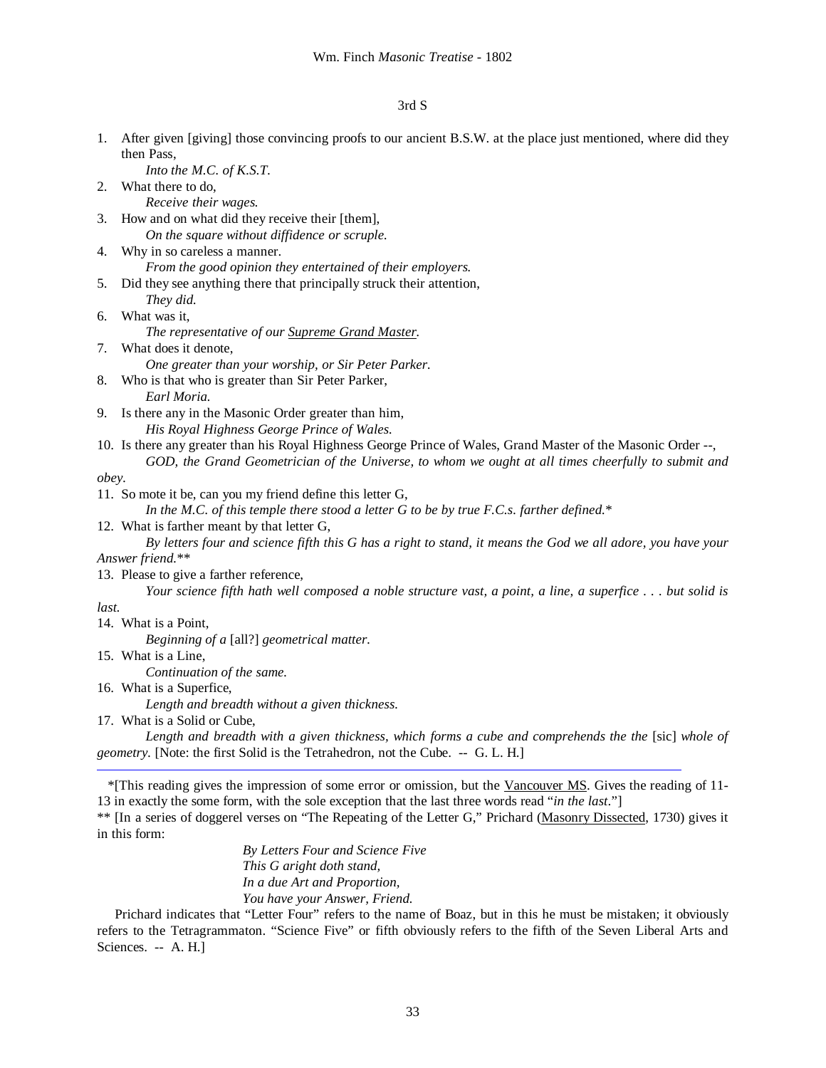### 3rd S

1. After given [giving] those convincing proofs to our ancient B.S.W. at the place just mentioned, where did they then Pass,
   *Into the M.C. of K.S.T.*
2. What there to do,
   *Receive their wages.*
3. How and on what did they receive their [them],
   *On the square without diffidence or scruple.*
4. Why in so careless a manner.
   *From the good opinion they entertained of their employers.*
5. Did they see anything there that principally struck their attention,
   *They did.*
6. What was it,
   *The representative of our Supreme Grand Master.*
7. What does it denote,
   *One greater than your worship, or Sir Peter Parker.*
8. Who is that who is greater than Sir Peter Parker,
   *Earl Moria.*
9. Is there any in the Masonic Order greater than him,
   *His Royal Highness George Prince of Wales.*
10. Is there any greater than his Royal Highness George Prince of Wales, Grand Master of the Masonic Order --,
    *GOD, the Grand Geometrician of the Universe, to whom we ought at all times cheerfully to submit and obey.*
11. So mote it be, can you my friend define this letter G,
    *In the M.C. of this temple there stood a letter G to be by true F.C.s. farther defined.**
12. What is farther meant by that letter G,
    *By letters four and science fifth this G has a right to stand, it means the God we all adore, you have your Answer friend.***
13. Please to give a farther reference,
    *Your science fifth hath well composed a noble structure vast, a point, a line, a superfice . . . but solid is last.*
14. What is a Point,
    *Beginning of a* [all?] *geometrical matter.*
15. What is a Line,
    *Continuation of the same.*
16. What is a Superfice,
    *Length and breadth without a given thickness.*
17. What is a Solid or Cube,
    *Length and breadth with a given thickness, which forms a cube and comprehends the the* [sic] *whole of geometry.* [Note: the first Solid is the Tetrahedron, not the Cube. -- G. L. H.]

---

*[This reading gives the impression of some error or omission, but the Vancouver MS. Gives the reading of 11-13 in exactly the some form, with the sole exception that the last three words read "*in the last*."]

** [In a series of doggerel verses on "The Repeating of the Letter G," Prichard (Masonry Dissected, 1730) gives it in this form:

*By Letters Four and Science Five*
*This G aright doth stand,*
*In a due Art and Proportion,*
*You have your Answer, Friend.*

Prichard indicates that "Letter Four" refers to the name of Boaz, but in this he must be mistaken; it obviously refers to the Tetragrammaton. "Science Five" or fifth obviously refers to the fifth of the Seven Liberal Arts and Sciences. -- A. H.]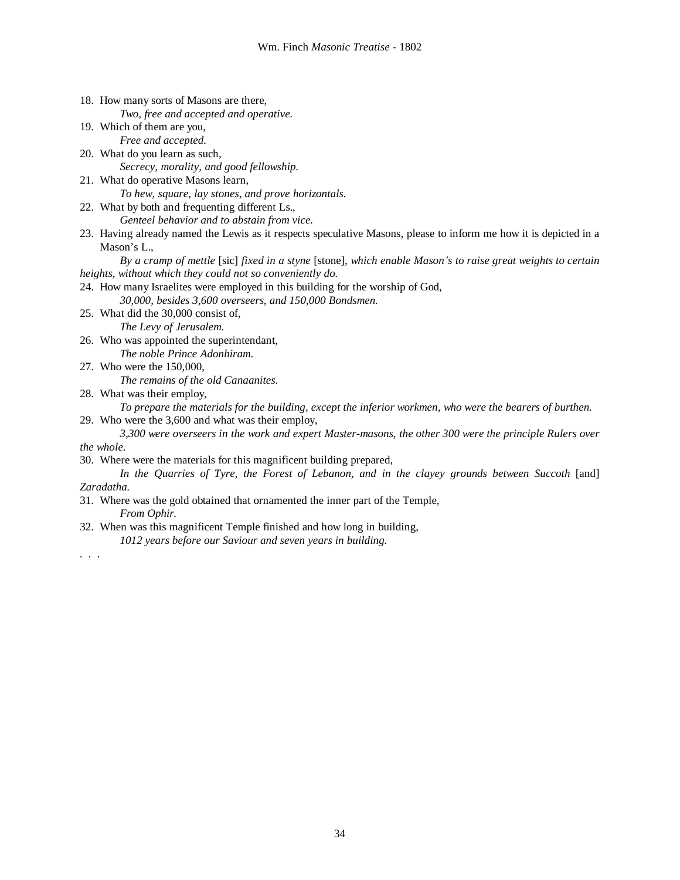18. How many sorts of Masons are there,

    *Two, free and accepted and operative.*

19. Which of them are you,

    *Free and accepted.*

20. What do you learn as such,

    *Secrecy, morality, and good fellowship.*

21. What do operative Masons learn,

    *To hew, square, lay stones, and prove horizontals.*

22. What by both and frequenting different Ls.,

    *Genteel behavior and to abstain from vice.*

23. Having already named the Lewis as it respects speculative Masons, please to inform me how it is depicted in a Mason's L.,

    *By a cramp of mettle* [sic] *fixed in a styne* [stone]*, which enable Mason's to raise great weights to certain heights, without which they could not so conveniently do.*

24. How many Israelites were employed in this building for the worship of God,

    *30,000, besides 3,600 overseers, and 150,000 Bondsmen.*

25. What did the 30,000 consist of,

    *The Levy of Jerusalem.*

26. Who was appointed the superintendant,

    *The noble Prince Adonhiram.*

27. Who were the 150,000,

    *The remains of the old Canaanites.*

28. What was their employ,

    *To prepare the materials for the building, except the inferior workmen, who were the bearers of burthen.*

29. Who were the 3,600 and what was their employ,

    *3,300 were overseers in the work and expert Master-masons, the other 300 were the principle Rulers over the whole.*

30. Where were the materials for this magnificent building prepared,

    *In the Quarries of Tyre, the Forest of Lebanon, and in the clayey grounds between Succoth* [and] *Zaradatha.*

31. Where was the gold obtained that ornamented the inner part of the Temple,

    *From Ophir.*

32. When was this magnificent Temple finished and how long in building,

    *1012 years before our Saviour and seven years in building.*

. . .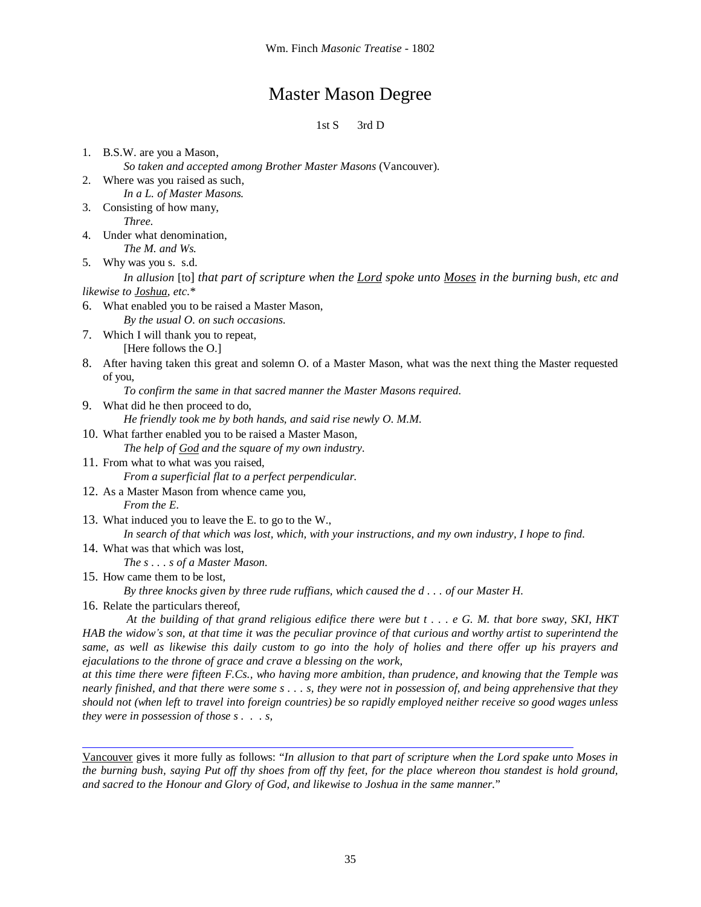# Master Mason Degree

1st S 3rd D

1. B.S.W. are you a Mason,
   *So taken and accepted among Brother Master Masons* (Vancouver).
2. Where was you raised as such,
   *In a L. of Master Masons.*
3. Consisting of how many,
   *Three.*
4. Under what denomination,
   *The M. and Ws.*
5. Why was you s. s.d.
   *In allusion* [to] *that part of scripture when the Lord spoke unto Moses in the burning bush, etc and likewise to Joshua, etc.**
6. What enabled you to be raised a Master Mason,
   *By the usual O. on such occasions.*
7. Which I will thank you to repeat,
   [Here follows the O.]
8. After having taken this great and solemn O. of a Master Mason, what was the next thing the Master requested of you,
   *To confirm the same in that sacred manner the Master Masons required.*
9. What did he then proceed to do,
   *He friendly took me by both hands, and said rise newly O. M.M.*
10. What farther enabled you to be raised a Master Mason,
    *The help of God and the square of my own industry.*
11. From what to what was you raised,
    *From a superficial flat to a perfect perpendicular.*
12. As a Master Mason from whence came you,
    *From the E.*
13. What induced you to leave the E. to go to the W.,
    *In search of that which was lost, which, with your instructions, and my own industry, I hope to find.*
14. What was that which was lost,
    *The s . . . s of a Master Mason.*
15. How came them to be lost,
    *By three knocks given by three rude ruffians, which caused the d . . . of our Master H.*
16. Relate the particulars thereof,
    *At the building of that grand religious edifice there were but t . . . e G. M. that bore sway, SKI, HKT HAB the widow's son, at that time it was the peculiar province of that curious and worthy artist to superintend the same, as well as likewise this daily custom to go into the holy of holies and there offer up his prayers and ejaculations to the throne of grace and crave a blessing on the work,*
    *at this time there were fifteen F.Cs., who having more ambition, than prudence, and knowing that the Temple was nearly finished, and that there were some s . . . s, they were not in possession of, and being apprehensive that they should not (when left to travel into foreign countries) be so rapidly employed neither receive so good wages unless they were in possession of those s . . . s,*

---

Vancouver gives it more fully as follows: "*In allusion to that part of scripture when the Lord spake unto Moses in the burning bush, saying Put off thy shoes from off thy feet, for the place whereon thou standest is hold ground, and sacred to the Honour and Glory of God, and likewise to Joshua in the same manner.*"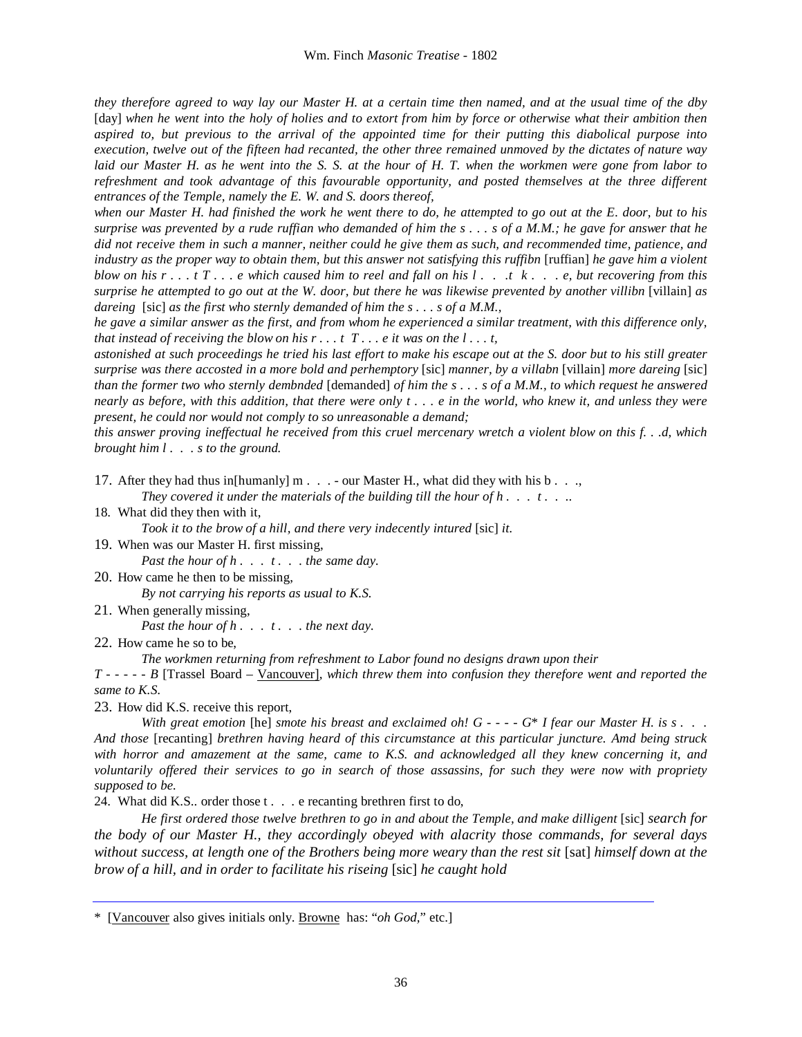*they therefore agreed to way lay our Master H. at a certain time then named, and at the usual time of the dby* [day] *when he went into the holy of holies and to extort from him by force or otherwise what their ambition then aspired to, but previous to the arrival of the appointed time for their putting this diabolical purpose into execution, twelve out of the fifteen had recanted, the other three remained unmoved by the dictates of nature way laid our Master H. as he went into the S. S. at the hour of H. T. when the workmen were gone from labor to refreshment and took advantage of this favourable opportunity, and posted themselves at the three different entrances of the Temple, namely the E. W. and S. doors thereof,*

*when our Master H. had finished the work he went there to do, he attempted to go out at the E. door, but to his surprise was prevented by a rude ruffian who demanded of him the s . . . s of a M.M.; he gave for answer that he did not receive them in such a manner, neither could he give them as such, and recommended time, patience, and industry as the proper way to obtain them, but this answer not satisfying this ruffibn* [ruffian] *he gave him a violent blow on his r . . . t T . . . e which caused him to reel and fall on his l . . .t k . . . e, but recovering from this surprise he attempted to go out at the W. door, but there he was likewise prevented by another villibn* [villain] *as dareing* [sic] *as the first who sternly demanded of him the s . . . s of a M.M.,*

*he gave a similar answer as the first, and from whom he experienced a similar treatment, with this difference only, that instead of receiving the blow on his r . . . t T . . . e it was on the l . . . t,*

*astonished at such proceedings he tried his last effort to make his escape out at the S. door but to his still greater surprise was there accosted in a more bold and perhemptory* [sic] *manner, by a villabn* [villain] *more dareing* [sic] *than the former two who sternly dembnded* [demanded] *of him the s . . . s of a M.M., to which request he answered nearly as before, with this addition, that there were only t . . . e in the world, who knew it, and unless they were present, he could nor would not comply to so unreasonable a demand;*

*this answer proving ineffectual he received from this cruel mercenary wretch a violent blow on this f. . .d, which brought him l . . . s to the ground.*

17. After they had thus in[humanly] m . . . - our Master H., what did they with his b . . .,
    *They covered it under the materials of the building till the hour of h . . . t . . ..*
18. What did they then with it,
    *Took it to the brow of a hill, and there very indecently intured* [sic] *it.*
19. When was our Master H. first missing,
    *Past the hour of h . . . t . . . the same day.*
20. How came he then to be missing,
    *By not carrying his reports as usual to K.S.*
21. When generally missing,
    *Past the hour of h . . . t . . . the next day.*
22. How came he so to be,
    *The workmen returning from refreshment to Labor found no designs drawn upon their*

*T - - - - - B* [Trassel Board – Vancouver], *which threw them into confusion they therefore went and reported the same to K.S.*

23. How did K.S. receive this report,
    *With great emotion* [he] *smote his breast and exclaimed oh! G - - - - G\* I fear our Master H. is s . . . And those* [recanting] *brethren having heard of this circumstance at this particular juncture. Amd being struck with horror and amazement at the same, came to K.S. and acknowledged all they knew concerning it, and voluntarily offered their services to go in search of those assassins, for such they were now with propriety supposed to be.*

24. What did K.S.. order those t . . . e recanting brethren first to do,
    *He first ordered those twelve brethren to go in and about the Temple, and make dilligent* [sic] *search for the body of our Master H., they accordingly obeyed with alacrity those commands, for several days without success, at length one of the Brothers being more weary than the rest sit* [sat] *himself down at the brow of a hill, and in order to facilitate his riseing* [sic] *he caught hold*

---

\* [Vancouver also gives initials only. Browne has: "*oh God,*" etc.]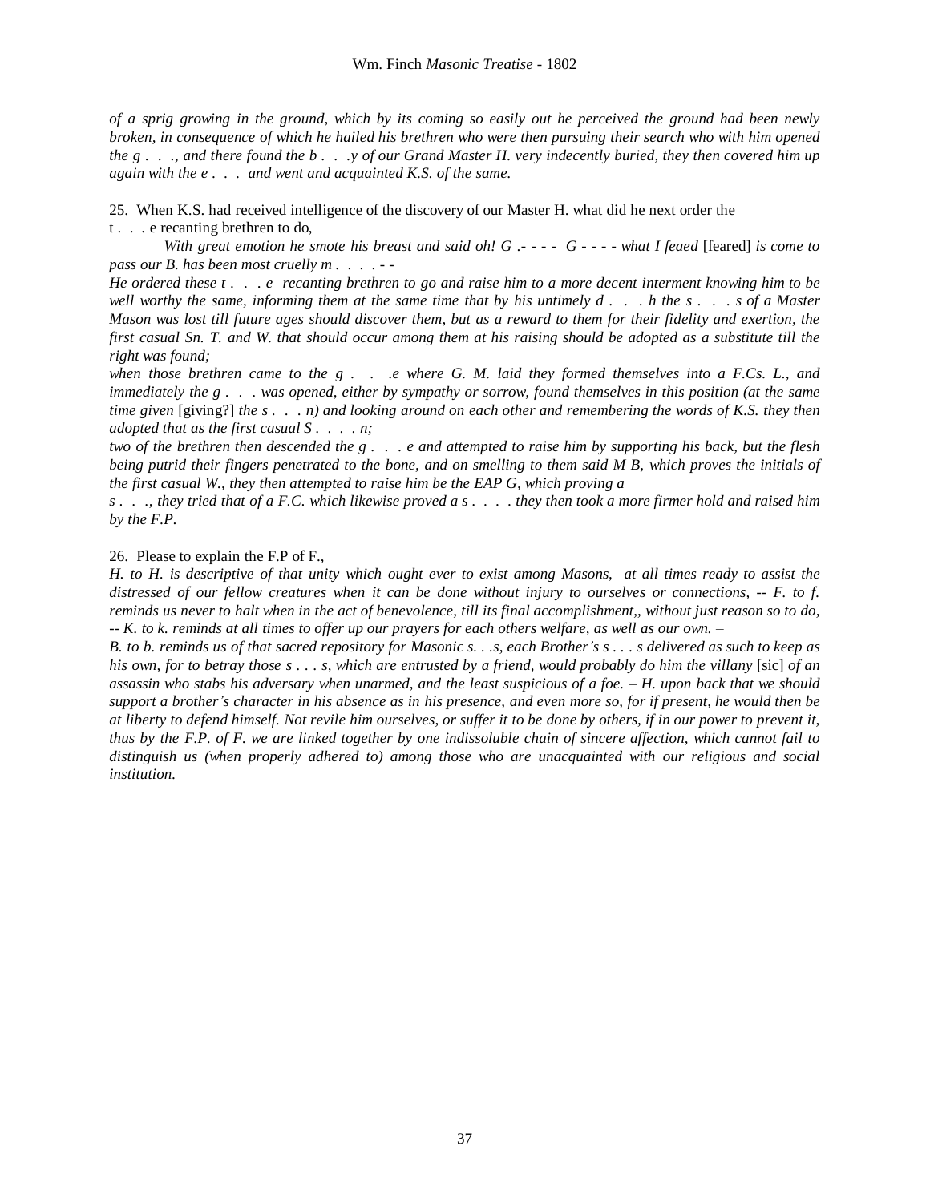*of a sprig growing in the ground, which by its coming so easily out he perceived the ground had been newly broken, in consequence of which he hailed his brethren who were then pursuing their search who with him opened the g . . ., and there found the b . . .y of our Grand Master H. very indecently buried, they then covered him up again with the e . . . and went and acquainted K.S. of the same.*

25. When K.S. had received intelligence of the discovery of our Master H. what did he next order the t . . . e recanting brethren to do,

*With great emotion he smote his breast and said oh! G .- - - - G - - - - what I feaed* [feared] *is come to pass our B. has been most cruelly m . . . . - -*

*He ordered these t . . . e recanting brethren to go and raise him to a more decent interment knowing him to be well worthy the same, informing them at the same time that by his untimely d . . . h the s . . . s of a Master Mason was lost till future ages should discover them, but as a reward to them for their fidelity and exertion, the first casual Sn. T. and W. that should occur among them at his raising should be adopted as a substitute till the right was found;*

*when those brethren came to the g . . .e where G. M. laid they formed themselves into a F.Cs. L., and immediately the g . . . was opened, either by sympathy or sorrow, found themselves in this position (at the same time given* [giving?] *the s . . . n) and looking around on each other and remembering the words of K.S. they then adopted that as the first casual S . . . . n;*

*two of the brethren then descended the g . . . e and attempted to raise him by supporting his back, but the flesh being putrid their fingers penetrated to the bone, and on smelling to them said M B, which proves the initials of the first casual W., they then attempted to raise him be the EAP G, which proving a s . . ., they tried that of a F.C. which likewise proved a s . . . . they then took a more firmer hold and raised him by the F.P.*

26. Please to explain the F.P of F.,

*H. to H. is descriptive of that unity which ought ever to exist among Masons, at all times ready to assist the distressed of our fellow creatures when it can be done without injury to ourselves or connections, -- F. to f. reminds us never to halt when in the act of benevolence, till its final accomplishment,, without just reason so to do, -- K. to k. reminds at all times to offer up our prayers for each others welfare, as well as our own. –*

*B. to b. reminds us of that sacred repository for Masonic s. . .s, each Brother's s . . . s delivered as such to keep as his own, for to betray those s . . . s, which are entrusted by a friend, would probably do him the villany* [sic] *of an assassin who stabs his adversary when unarmed, and the least suspicious of a foe. – H. upon back that we should support a brother's character in his absence as in his presence, and even more so, for if present, he would then be at liberty to defend himself. Not revile him ourselves, or suffer it to be done by others, if in our power to prevent it, thus by the F.P. of F. we are linked together by one indissoluble chain of sincere affection, which cannot fail to distinguish us (when properly adhered to) among those who are unacquainted with our religious and social institution.*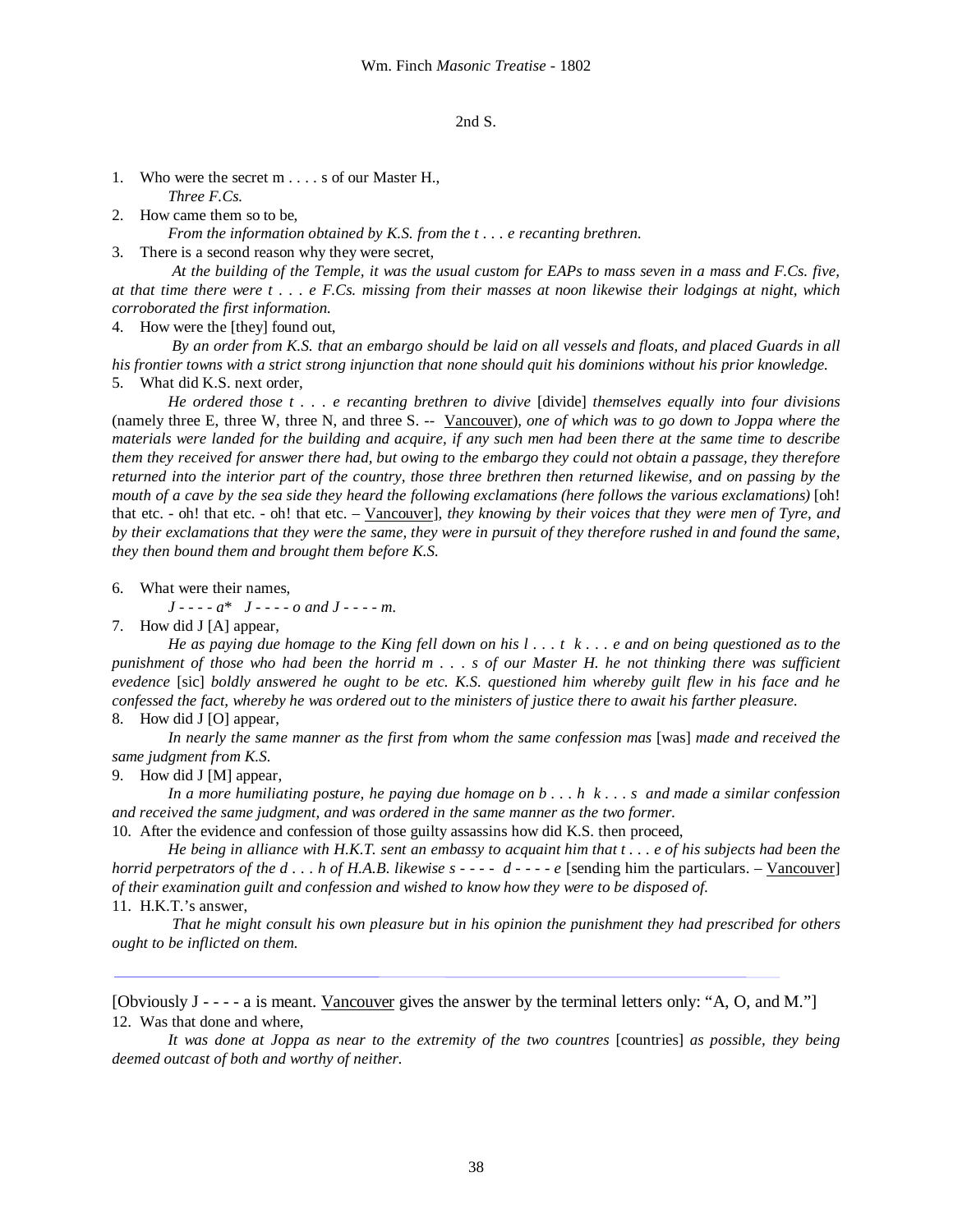2nd S.

1. Who were the secret m . . . . s of our Master H.,

   *Three F.Cs.*

2. How came them so to be,

   *From the information obtained by K.S. from the t . . . e recanting brethren.*

3. There is a second reason why they were secret,

   *At the building of the Temple, it was the usual custom for EAPs to mass seven in a mass and F.Cs. five, at that time there were t . . . e F.Cs. missing from their masses at noon likewise their lodgings at night, which corroborated the first information.*

4. How were the [they] found out,

   *By an order from K.S. that an embargo should be laid on all vessels and floats, and placed Guards in all his frontier towns with a strict strong injunction that none should quit his dominions without his prior knowledge.*

5. What did K.S. next order,

   *He ordered those t . . . e recanting brethren to divive* [divide] *themselves equally into four divisions* (namely three E, three W, three N, and three S. -- Vancouver)*, one of which was to go down to Joppa where the materials were landed for the building and acquire, if any such men had been there at the same time to describe them they received for answer there had, but owing to the embargo they could not obtain a passage, they therefore returned into the interior part of the country, those three brethren then returned likewise, and on passing by the mouth of a cave by the sea side they heard the following exclamations (here follows the various exclamations)* [oh! that etc. - oh! that etc. - oh! that etc. – Vancouver]*, they knowing by their voices that they were men of Tyre, and by their exclamations that they were the same, they were in pursuit of they therefore rushed in and found the same, they then bound them and brought them before K.S.*

6. What were their names,

   *J - - - - a\*   J - - - - o and J - - - - m.*

7. How did J [A] appear,

   *He as paying due homage to the King fell down on his l . . . t k . . . e and on being questioned as to the punishment of those who had been the horrid m . . . s of our Master H. he not thinking there was sufficient evedence* [sic] *boldly answered he ought to be etc. K.S. questioned him whereby guilt flew in his face and he confessed the fact, whereby he was ordered out to the ministers of justice there to await his farther pleasure.*

8. How did J [O] appear,

   *In nearly the same manner as the first from whom the same confession mas* [was] *made and received the same judgment from K.S.*

9. How did J [M] appear,

   *In a more humiliating posture, he paying due homage on b . . . h k . . . s and made a similar confession and received the same judgment, and was ordered in the same manner as the two former.*

10. After the evidence and confession of those guilty assassins how did K.S. then proceed,

    *He being in alliance with H.K.T. sent an embassy to acquaint him that t . . . e of his subjects had been the horrid perpetrators of the d . . . h of H.A.B. likewise s - - - - d - - - - e* [sending him the particulars. – Vancouver] *of their examination guilt and confession and wished to know how they were to be disposed of.*

11. H.K.T.'s answer,

    *That he might consult his own pleasure but in his opinion the punishment they had prescribed for others ought to be inflicted on them.*

---

[Obviously J - - - - a is meant. Vancouver gives the answer by the terminal letters only: "A, O, and M."]

12. Was that done and where,

    *It was done at Joppa as near to the extremity of the two countres* [countries] *as possible, they being deemed outcast of both and worthy of neither.*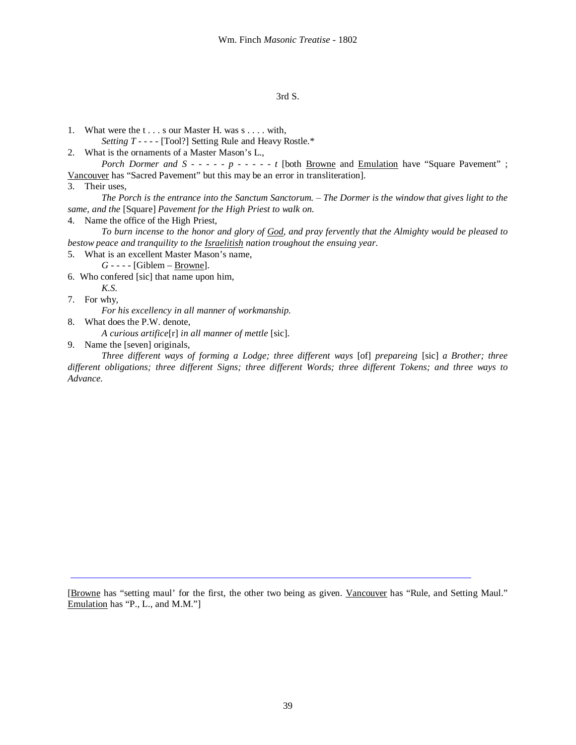3rd S.

1. What were the t . . . s our Master H. was s . . . . with,

   *Setting T - - - -* [Tool?] Setting Rule and Heavy Rostle.*

2. What is the ornaments of a Master Mason's L.,

   *Porch Dormer and S - - - - - p - - - - - t* [both <u>Browne</u> and <u>Emulation</u> have "Square Pavement" ; <u>Vancouver</u> has "Sacred Pavement" but this may be an error in transliteration].

3. Their uses,

   *The Porch is the entrance into the Sanctum Sanctorum. – The Dormer is the window that gives light to the same, and the* [Square] *Pavement for the High Priest to walk on.*

4. Name the office of the High Priest,

   *To burn incense to the honor and glory of <u>God</u>, and pray fervently that the Almighty would be pleased to bestow peace and tranquility to the <u>Israelitish</u> nation troughout the ensuing year.*

5. What is an excellent Master Mason's name,

   *G - - - -* [Giblem – <u>Browne</u>].

6. Who confered [sic] that name upon him,

   *K.S.*

7. For why,

   *For his excellency in all manner of workmanship.*

8. What does the P.W. denote,

   *A curious artifice*[r] *in all manner of mettle* [sic].

9. Name the [seven] originals,

   *Three different ways of forming a Lodge; three different ways* [of] *prepareing* [sic] *a Brother; three different obligations; three different Signs; three different Words; three different Tokens; and three ways to Advance.*

---

[<u>Browne</u> has "setting maul' for the first, the other two being as given. <u>Vancouver</u> has "Rule, and Setting Maul." <u>Emulation</u> has "P., L., and M.M."]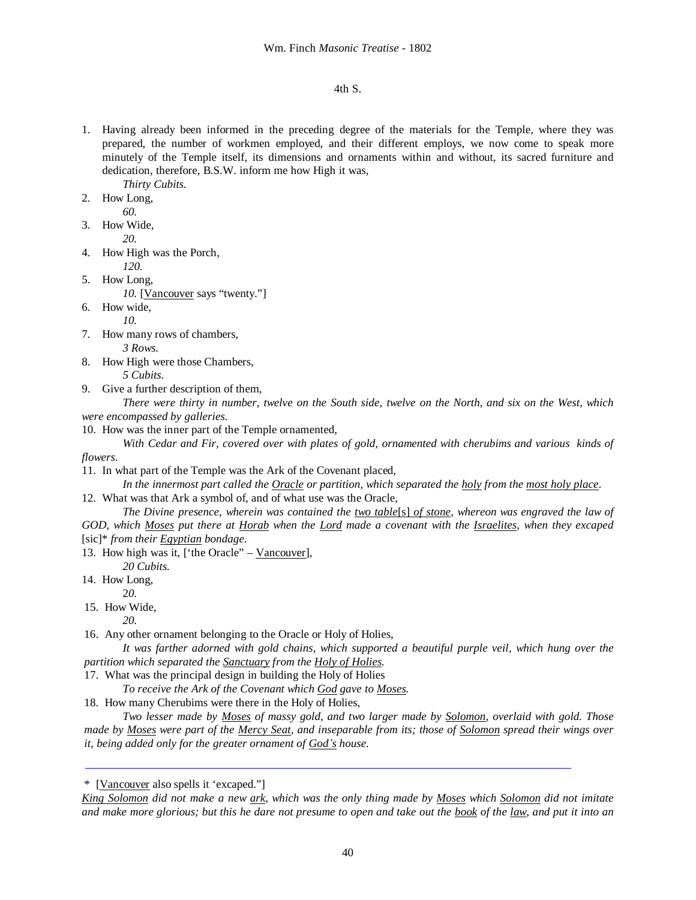4th S.

1. Having already been informed in the preceding degree of the materials for the Temple, where they was prepared, the number of workmen employed, and their different employs, we now come to speak more minutely of the Temple itself, its dimensions and ornaments within and without, its sacred furniture and dedication, therefore, B.S.W. inform me how High it was,

   *Thirty Cubits.*

2. How Long,

   *60.*

3. How Wide,

   *20.*

4. How High was the Porch,

   *120.*

5. How Long,

   *10.* [Vancouver says "twenty."]

6. How wide,

   *10.*

7. How many rows of chambers,

   *3 Rows.*

8. How High were those Chambers,

   *5 Cubits.*

9. Give a further description of them,

   *There were thirty in number, twelve on the South side, twelve on the North, and six on the West, which were encompassed by galleries.*

10. How was the inner part of the Temple ornamented,

    *With Cedar and Fir, covered over with plates of gold, ornamented with cherubims and various kinds of flowers.*

11. In what part of the Temple was the Ark of the Covenant placed,

    *In the innermost part called the Oracle or partition, which separated the holy from the most holy place.*

12. What was that Ark a symbol of, and of what use was the Oracle,

    *The Divine presence, wherein was contained the two table*[s] *of stone, whereon was engraved the law of GOD, which Moses put there at Horab when the Lord made a covenant with the Israelites, when they excaped* [sic]* *from their Egyptian bondage.*

13. How high was it, ['the Oracle" – Vancouver],

    *20 Cubits.*

14. How Long,

    2*0.*

15. How Wide,

    *20.*

16. Any other ornament belonging to the Oracle or Holy of Holies,

    *It was farther adorned with gold chains, which supported a beautiful purple veil, which hung over the partition which separated the Sanctuary from the Holy of Holies.*

17. What was the principal design in building the Holy of Holies

    *To receive the Ark of the Covenant which God gave to Moses.*

18. How many Cherubims were there in the Holy of Holies,

    *Two lesser made by Moses of massy gold, and two larger made by Solomon, overlaid with gold. Those made by Moses were part of the Mercy Seat, and inseparable from its; those of Solomon spread their wings over it, being added only for the greater ornament of God's house.*

---

\* [Vancouver also spells it 'excaped."]

*King Solomon did not make a new ark, which was the only thing made by Moses which Solomon did not imitate and make more glorious; but this he dare not presume to open and take out the book of the law, and put it into an*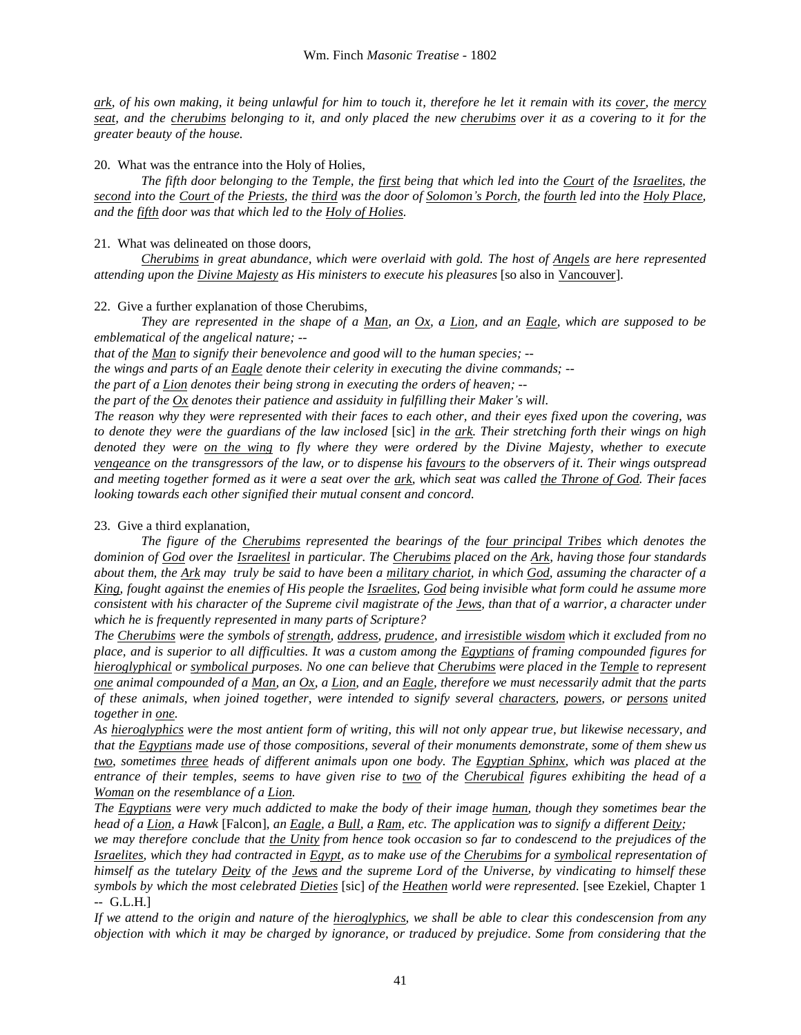*ark, of his own making, it being unlawful for him to touch it, therefore he let it remain with its cover, the mercy seat, and the cherubims belonging to it, and only placed the new cherubims over it as a covering to it for the greater beauty of the house.*

20. What was the entrance into the Holy of Holies,

*The fifth door belonging to the Temple, the first being that which led into the Court of the Israelites, the second into the Court of the Priests, the third was the door of Solomon's Porch, the fourth led into the Holy Place, and the fifth door was that which led to the Holy of Holies.*

21. What was delineated on those doors,

*Cherubims in great abundance, which were overlaid with gold. The host of Angels are here represented attending upon the Divine Majesty as His ministers to execute his pleasures* [so also in Vancouver].

22. Give a further explanation of those Cherubims,

*They are represented in the shape of a Man, an Ox, a Lion, and an Eagle, which are supposed to be emblematical of the angelical nature; --*

*that of the Man to signify their benevolence and good will to the human species; --*

*the wings and parts of an Eagle denote their celerity in executing the divine commands; --*

*the part of a Lion denotes their being strong in executing the orders of heaven; --*

*the part of the Ox denotes their patience and assiduity in fulfilling their Maker's will.*

*The reason why they were represented with their faces to each other, and their eyes fixed upon the covering, was to denote they were the guardians of the law inclosed* [sic] *in the ark. Their stretching forth their wings on high denoted they were on the wing to fly where they were ordered by the Divine Majesty, whether to execute vengeance on the transgressors of the law, or to dispense his favours to the observers of it. Their wings outspread and meeting together formed as it were a seat over the ark, which seat was called the Throne of God. Their faces looking towards each other signified their mutual consent and concord.*

23. Give a third explanation,

*The figure of the Cherubims represented the bearings of the four principal Tribes which denotes the dominion of God over the Israelitesl in particular. The Cherubims placed on the Ark, having those four standards about them, the Ark may truly be said to have been a military chariot, in which God, assuming the character of a King, fought against the enemies of His people the Israelites, God being invisible what form could he assume more consistent with his character of the Supreme civil magistrate of the Jews, than that of a warrior, a character under which he is frequently represented in many parts of Scripture?*

*The Cherubims were the symbols of strength, address, prudence, and irresistible wisdom which it excluded from no place, and is superior to all difficulties. It was a custom among the Egyptians of framing compounded figures for hieroglyphical or symbolical purposes. No one can believe that Cherubims were placed in the Temple to represent one animal compounded of a Man, an Ox, a Lion, and an Eagle, therefore we must necessarily admit that the parts of these animals, when joined together, were intended to signify several characters, powers, or persons united together in one.*

*As hieroglyphics were the most antient form of writing, this will not only appear true, but likewise necessary, and that the Egyptians made use of those compositions, several of their monuments demonstrate, some of them shew us two, sometimes three heads of different animals upon one body. The Egyptian Sphinx, which was placed at the entrance of their temples, seems to have given rise to two of the Cherubical figures exhibiting the head of a Woman on the resemblance of a Lion.*

*The Egyptians were very much addicted to make the body of their image human, though they sometimes bear the head of a Lion, a Hawk* [Falcon]*, an Eagle, a Bull, a Ram, etc. The application was to signify a different Deity;*

*we may therefore conclude that the Unity from hence took occasion so far to condescend to the prejudices of the Israelites, which they had contracted in Egypt, as to make use of the Cherubims for a symbolical representation of himself as the tutelary Deity of the Jews and the supreme Lord of the Universe, by vindicating to himself these symbols by which the most celebrated Dieties* [sic] *of the Heathen world were represented.* [see Ezekiel, Chapter 1 -- G.L.H.]

*If we attend to the origin and nature of the hieroglyphics, we shall be able to clear this condescension from any objection with which it may be charged by ignorance, or traduced by prejudice. Some from considering that the*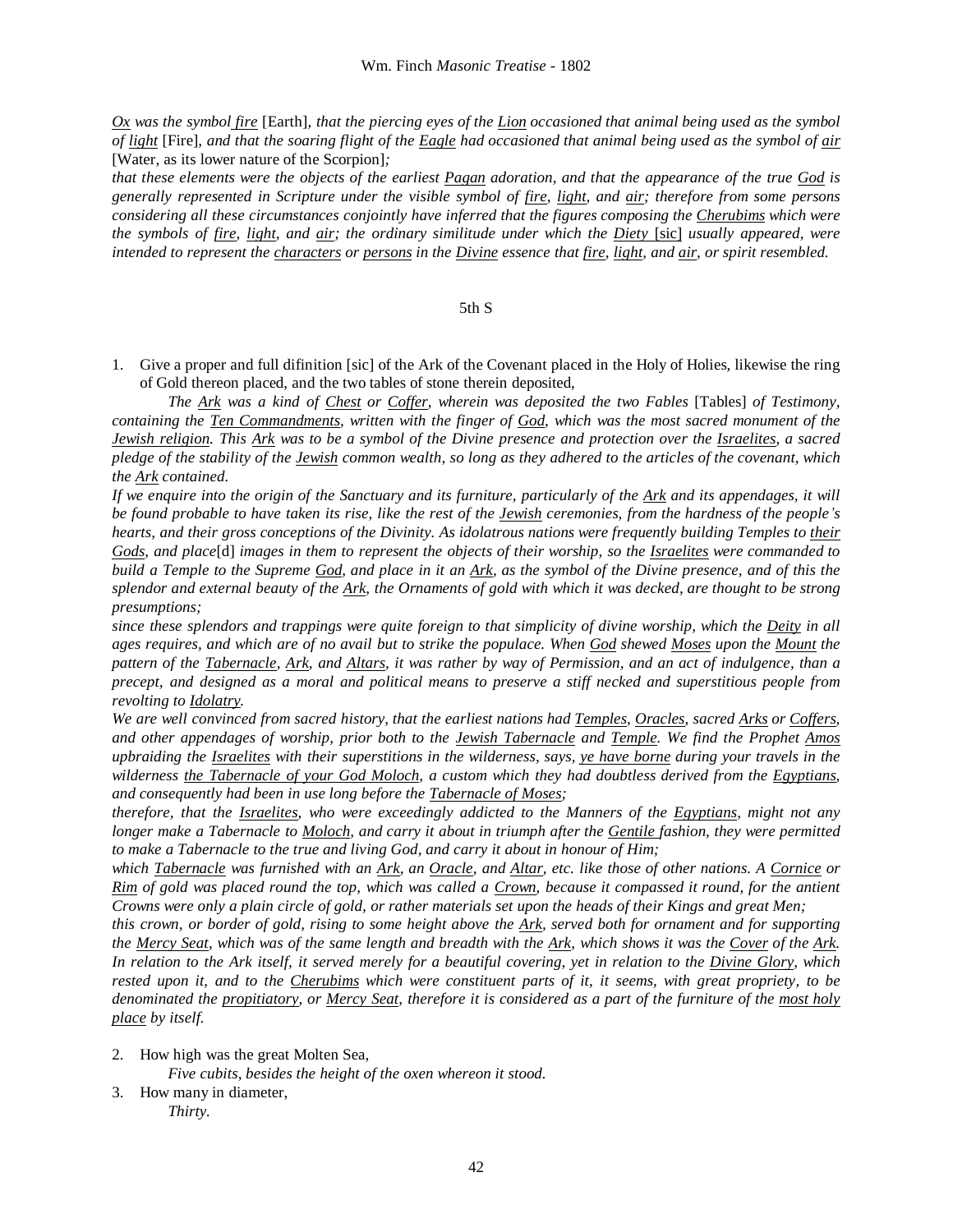*<u>Ox</u> was the symbol <u>fire</u>* [Earth]*, that the piercing eyes of the <u>Lion</u> occasioned that animal being used as the symbol of <u>light</u>* [Fire]*, and that the soaring flight of the <u>Eagle</u> had occasioned that animal being used as the symbol of <u>air</u>* [Water, as its lower nature of the Scorpion]*;*

*that these elements were the objects of the earliest <u>Pagan</u> adoration, and that the appearance of the true <u>God</u> is generally represented in Scripture under the visible symbol of <u>fire</u>, <u>light</u>, and <u>air</u>; therefore from some persons considering all these circumstances conjointly have inferred that the figures composing the <u>Cherubims</u> which were the symbols of <u>fire</u>, <u>light</u>, and <u>air</u>; the ordinary similitude under which the <u>Diety</u>* [sic] *usually appeared, were intended to represent the <u>characters</u> or <u>persons</u> in the <u>Divine</u> essence that <u>fire</u>, <u>light</u>, and <u>air</u>, or spirit resembled.*

5th S

1. Give a proper and full difinition [sic] of the Ark of the Covenant placed in the Holy of Holies, likewise the ring of Gold thereon placed, and the two tables of stone therein deposited,

   *The <u>Ark</u> was a kind of <u>Chest</u> or <u>Coffer</u>, wherein was deposited the two Fables* [Tables] *of Testimony, containing the <u>Ten Commandments</u>, written with the finger of <u>God</u>, which was the most sacred monument of the <u>Jewish religion</u>. This <u>Ark</u> was to be a symbol of the Divine presence and protection over the <u>Israelites</u>, a sacred pledge of the stability of the <u>Jewish</u> common wealth, so long as they adhered to the articles of the covenant, which the <u>Ark</u> contained.*

*If we enquire into the origin of the Sanctuary and its furniture, particularly of the <u>Ark</u> and its appendages, it will be found probable to have taken its rise, like the rest of the <u>Jewish</u> ceremonies, from the hardness of the people's hearts, and their gross conceptions of the Divinity. As idolatrous nations were frequently building Temples to <u>their Gods</u>, and place*[d] *images in them to represent the objects of their worship, so the <u>Israelites</u> were commanded to build a Temple to the Supreme <u>God</u>, and place in it an <u>Ark</u>, as the symbol of the Divine presence, and of this the splendor and external beauty of the <u>Ark</u>, the Ornaments of gold with which it was decked, are thought to be strong presumptions;*

*since these splendors and trappings were quite foreign to that simplicity of divine worship, which the <u>Deity</u> in all ages requires, and which are of no avail but to strike the populace. When <u>God</u> shewed <u>Moses</u> upon the <u>Mount</u> the pattern of the <u>Tabernacle</u>, <u>Ark</u>, and <u>Altars</u>, it was rather by way of Permission, and an act of indulgence, than a precept, and designed as a moral and political means to preserve a stiff necked and superstitious people from revolting to <u>Idolatry</u>.*

*We are well convinced from sacred history, that the earliest nations had <u>Temples</u>, <u>Oracles</u>, sacred <u>Arks</u> or <u>Coffers</u>, and other appendages of worship, prior both to the <u>Jewish Tabernacle</u> and <u>Temple</u>. We find the Prophet <u>Amos</u> upbraiding the <u>Israelites</u> with their superstitions in the wilderness, says, <u>ye have borne</u> during your travels in the wilderness <u>the Tabernacle of your God Moloch</u>, a custom which they had doubtless derived from the <u>Egyptians</u>, and consequently had been in use long before the <u>Tabernacle of Moses</u>;*

*therefore, that the <u>Israelites</u>, who were exceedingly addicted to the Manners of the <u>Egyptians</u>, might not any longer make a Tabernacle to <u>Moloch</u>, and carry it about in triumph after the <u>Gentile</u> fashion, they were permitted to make a Tabernacle to the true and living God, and carry it about in honour of Him;*

*which <u>Tabernacle</u> was furnished with an <u>Ark</u>, an <u>Oracle</u>, and <u>Altar</u>, etc. like those of other nations. A <u>Cornice</u> or <u>Rim</u> of gold was placed round the top, which was called a <u>Crown</u>, because it compassed it round, for the antient Crowns were only a plain circle of gold, or rather materials set upon the heads of their Kings and great Men;*

*this crown, or border of gold, rising to some height above the <u>Ark</u>, served both for ornament and for supporting the <u>Mercy Seat</u>, which was of the same length and breadth with the <u>Ark</u>, which shows it was the <u>Cover</u> of the <u>Ark</u>. In relation to the Ark itself, it served merely for a beautiful covering, yet in relation to the <u>Divine Glory</u>, which rested upon it, and to the <u>Cherubims</u> which were constituent parts of it, it seems, with great propriety, to be denominated the <u>propitiatory</u>, or <u>Mercy Seat</u>, therefore it is considered as a part of the furniture of the <u>most holy place</u> by itself.*

2. How high was the great Molten Sea,

   *Five cubits, besides the height of the oxen whereon it stood.*

3. How many in diameter,

   *Thirty.*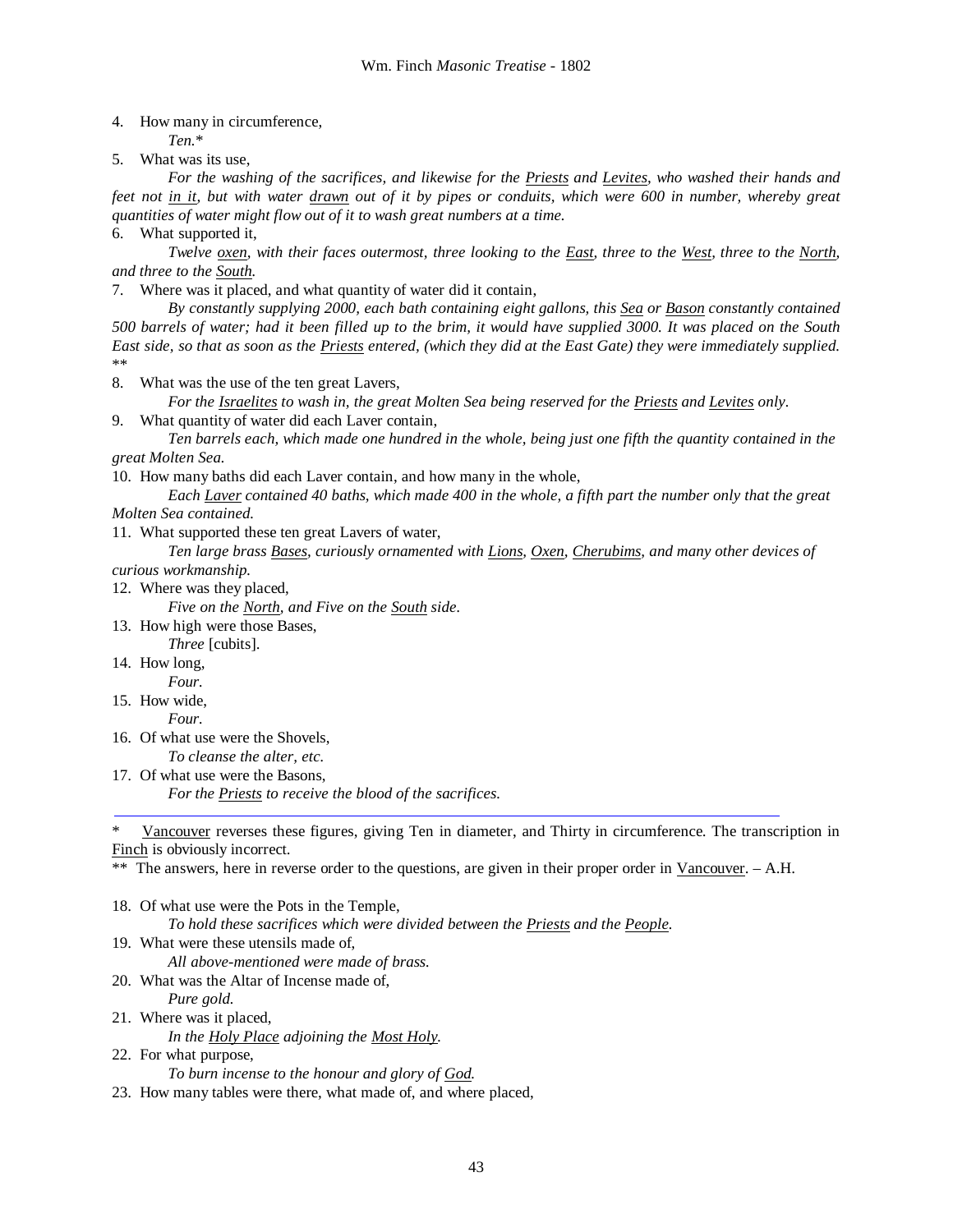4. How many in circumference,

   *Ten.**

5. What was its use,

   *For the washing of the sacrifices, and likewise for the Priests and Levites, who washed their hands and feet not in it, but with water drawn out of it by pipes or conduits, which were 600 in number, whereby great quantities of water might flow out of it to wash great numbers at a time.*

6. What supported it,

   *Twelve oxen, with their faces outermost, three looking to the East, three to the West, three to the North, and three to the South.*

7. Where was it placed, and what quantity of water did it contain,

   *By constantly supplying 2000, each bath containing eight gallons, this Sea or Bason constantly contained 500 barrels of water; had it been filled up to the brim, it would have supplied 3000. It was placed on the South East side, so that as soon as the Priests entered, (which they did at the East Gate) they were immediately supplied.* **

8. What was the use of the ten great Lavers,

   *For the Israelites to wash in, the great Molten Sea being reserved for the Priests and Levites only.*

9. What quantity of water did each Laver contain,

   *Ten barrels each, which made one hundred in the whole, being just one fifth the quantity contained in the great Molten Sea.*

10. How many baths did each Laver contain, and how many in the whole,

    *Each Laver contained 40 baths, which made 400 in the whole, a fifth part the number only that the great Molten Sea contained.*

11. What supported these ten great Lavers of water,

    *Ten large brass Bases, curiously ornamented with Lions, Oxen, Cherubims, and many other devices of curious workmanship.*

12. Where was they placed,

    *Five on the North, and Five on the South side.*

13. How high were those Bases,

    *Three* [cubits].

14. How long,

    *Four.*

15. How wide,

    *Four.*

16. Of what use were the Shovels,

    *To cleanse the alter, etc.*

17. Of what use were the Basons,

    *For the Priests to receive the blood of the sacrifices.*

---

\* Vancouver reverses these figures, giving Ten in diameter, and Thirty in circumference. The transcription in Finch is obviously incorrect.

** The answers, here in reverse order to the questions, are given in their proper order in Vancouver. – A.H.

18. Of what use were the Pots in the Temple,

    *To hold these sacrifices which were divided between the Priests and the People.*

19. What were these utensils made of,

    *All above-mentioned were made of brass.*

20. What was the Altar of Incense made of,

    *Pure gold.*

21. Where was it placed,

    *In the Holy Place adjoining the Most Holy.*

22. For what purpose,

    *To burn incense to the honour and glory of God.*

23. How many tables were there, what made of, and where placed,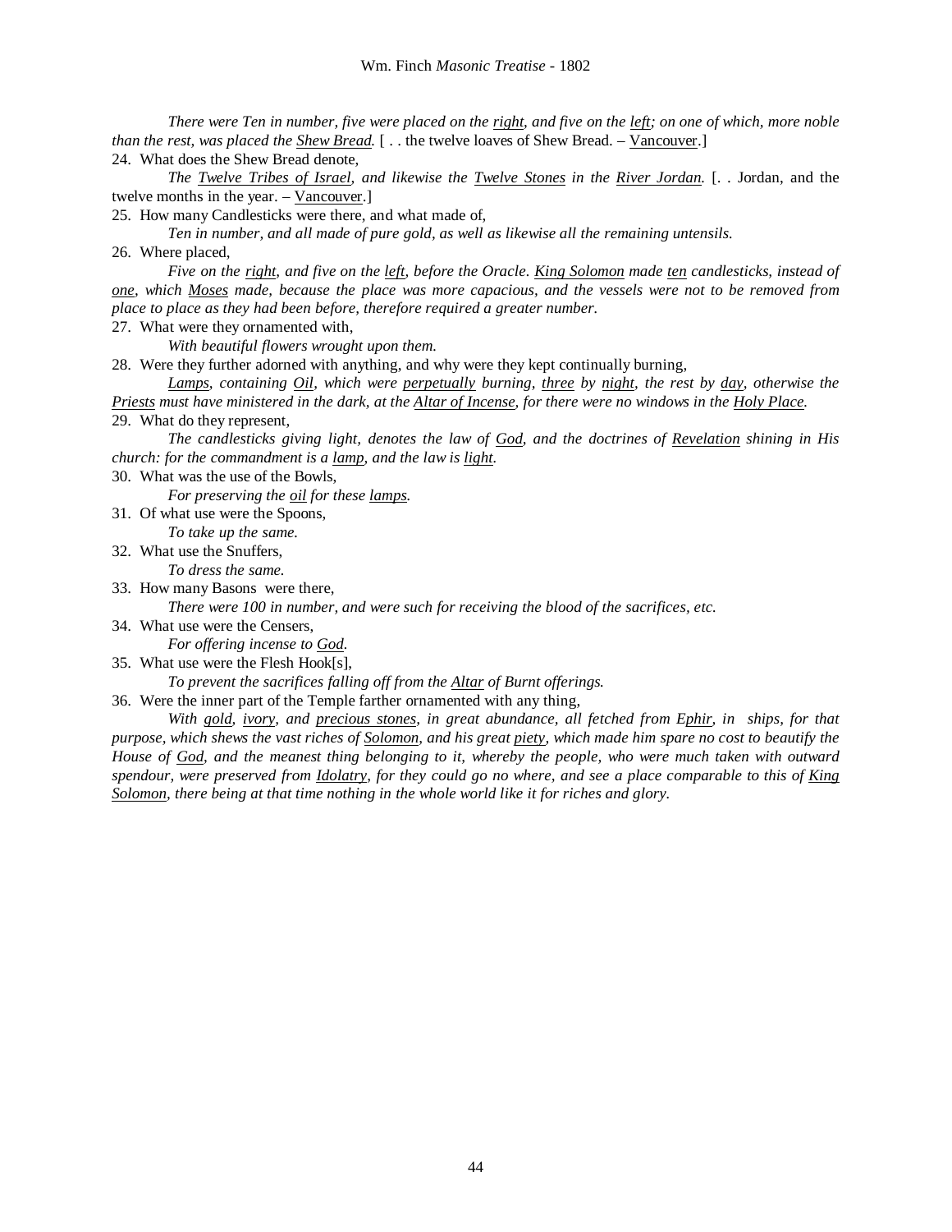*There were Ten in number, five were placed on the right, and five on the left; on one of which, more noble than the rest, was placed the Shew Bread.* [ . . the twelve loaves of Shew Bread. – Vancouver.]

24. What does the Shew Bread denote,

*The Twelve Tribes of Israel, and likewise the Twelve Stones in the River Jordan.* [. . Jordan, and the twelve months in the year. – Vancouver.]

25. How many Candlesticks were there, and what made of,

*Ten in number, and all made of pure gold, as well as likewise all the remaining untensils.*

26. Where placed,

*Five on the right, and five on the left, before the Oracle. King Solomon made ten candlesticks, instead of one, which Moses made, because the place was more capacious, and the vessels were not to be removed from place to place as they had been before, therefore required a greater number.*

27. What were they ornamented with,

*With beautiful flowers wrought upon them.*

28. Were they further adorned with anything, and why were they kept continually burning,

*Lamps, containing Oil, which were perpetually burning, three by night, the rest by day, otherwise the Priests must have ministered in the dark, at the Altar of Incense, for there were no windows in the Holy Place.*

29. What do they represent,

*The candlesticks giving light, denotes the law of God, and the doctrines of Revelation shining in His church: for the commandment is a lamp, and the law is light.*

30. What was the use of the Bowls,

*For preserving the oil for these lamps.*

31. Of what use were the Spoons,

*To take up the same.*

32. What use the Snuffers,

*To dress the same.*

33. How many Basons were there,

*There were 100 in number, and were such for receiving the blood of the sacrifices, etc.*

34. What use were the Censers,

*For offering incense to God.*

35. What use were the Flesh Hook[s],

*To prevent the sacrifices falling off from the Altar of Burnt offerings.*

36. Were the inner part of the Temple farther ornamented with any thing,

*With gold, ivory, and precious stones, in great abundance, all fetched from Ephir, in ships, for that purpose, which shews the vast riches of Solomon, and his great piety, which made him spare no cost to beautify the House of God, and the meanest thing belonging to it, whereby the people, who were much taken with outward spendour, were preserved from Idolatry, for they could go no where, and see a place comparable to this of King Solomon, there being at that time nothing in the whole world like it for riches and glory.*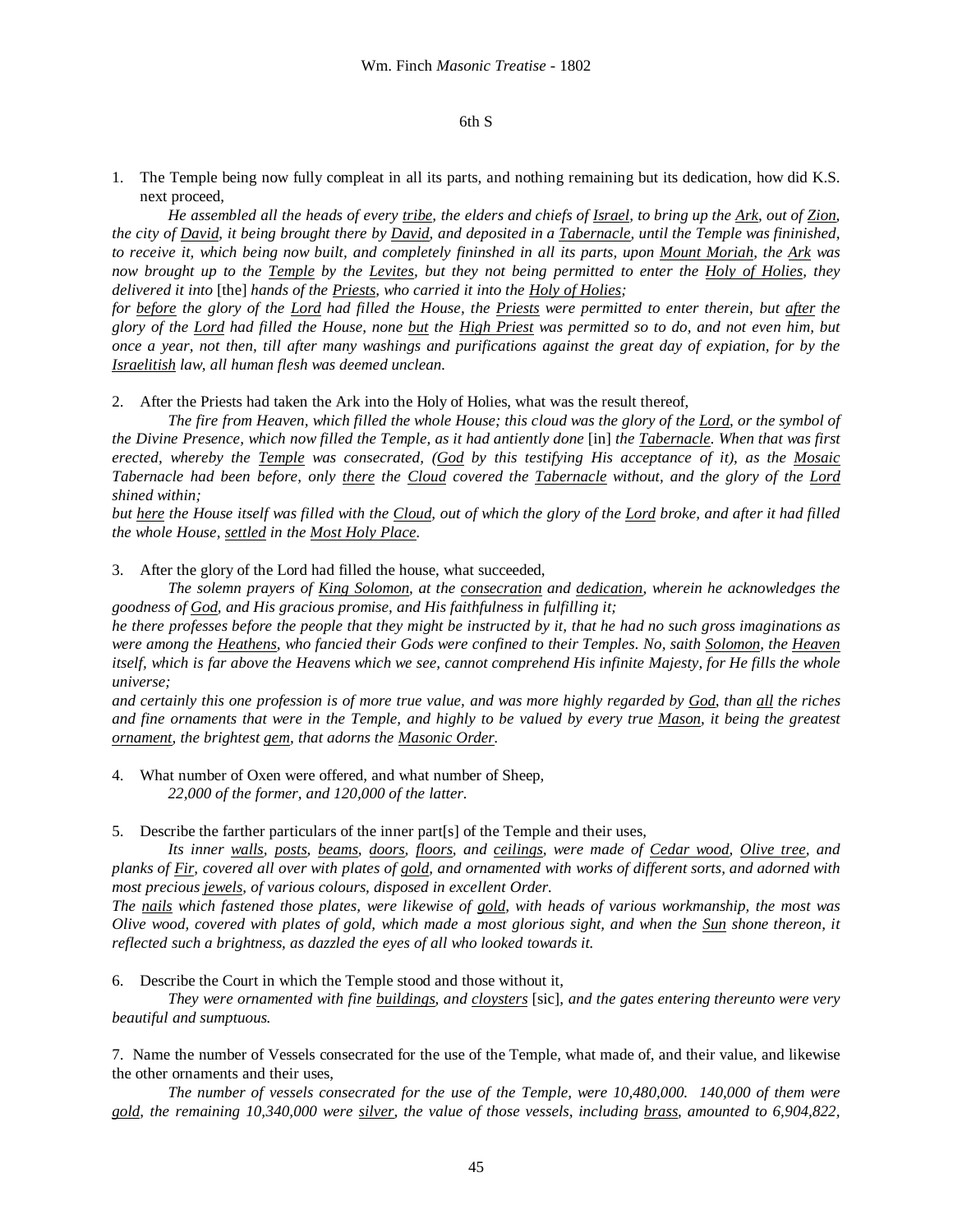6th S

1. The Temple being now fully compleat in all its parts, and nothing remaining but its dedication, how did K.S. next proceed,

   *He assembled all the heads of every tribe, the elders and chiefs of Israel, to bring up the Ark, out of Zion, the city of David, it being brought there by David, and deposited in a Tabernacle, until the Temple was fininished, to receive it, which being now built, and completely fininshed in all its parts, upon Mount Moriah, the Ark was now brought up to the Temple by the Levites, but they not being permitted to enter the Holy of Holies, they delivered it into* [the] *hands of the Priests, who carried it into the Holy of Holies;*

   *for before the glory of the Lord had filled the House, the Priests were permitted to enter therein, but after the glory of the Lord had filled the House, none but the High Priest was permitted so to do, and not even him, but once a year, not then, till after many washings and purifications against the great day of expiation, for by the Israelitish law, all human flesh was deemed unclean.*

2. After the Priests had taken the Ark into the Holy of Holies, what was the result thereof,

   *The fire from Heaven, which filled the whole House; this cloud was the glory of the Lord, or the symbol of the Divine Presence, which now filled the Temple, as it had antiently done* [in] *the Tabernacle. When that was first erected, whereby the Temple was consecrated, (God by this testifying His acceptance of it), as the Mosaic Tabernacle had been before, only there the Cloud covered the Tabernacle without, and the glory of the Lord shined within;*

   *but here the House itself was filled with the Cloud, out of which the glory of the Lord broke, and after it had filled the whole House, settled in the Most Holy Place.*

3. After the glory of the Lord had filled the house, what succeeded,

   *The solemn prayers of King Solomon, at the consecration and dedication, wherein he acknowledges the goodness of God, and His gracious promise, and His faithfulness in fulfilling it;*

   *he there professes before the people that they might be instructed by it, that he had no such gross imaginations as were among the Heathens, who fancied their Gods were confined to their Temples. No, saith Solomon, the Heaven itself, which is far above the Heavens which we see, cannot comprehend His infinite Majesty, for He fills the whole universe;*

   *and certainly this one profession is of more true value, and was more highly regarded by God, than all the riches and fine ornaments that were in the Temple, and highly to be valued by every true Mason, it being the greatest ornament, the brightest gem, that adorns the Masonic Order.*

4. What number of Oxen were offered, and what number of Sheep,

   *22,000 of the former, and 120,000 of the latter.*

5. Describe the farther particulars of the inner part[s] of the Temple and their uses,

   *Its inner walls, posts, beams, doors, floors, and ceilings, were made of Cedar wood, Olive tree, and planks of Fir, covered all over with plates of gold, and ornamented with works of different sorts, and adorned with most precious jewels, of various colours, disposed in excellent Order.*

   *The nails which fastened those plates, were likewise of gold, with heads of various workmanship, the most was Olive wood, covered with plates of gold, which made a most glorious sight, and when the Sun shone thereon, it reflected such a brightness, as dazzled the eyes of all who looked towards it.*

6. Describe the Court in which the Temple stood and those without it,

   *They were ornamented with fine buildings, and cloysters* [sic]*, and the gates entering thereunto were very beautiful and sumptuous.*

7. Name the number of Vessels consecrated for the use of the Temple, what made of, and their value, and likewise the other ornaments and their uses,

   *The number of vessels consecrated for the use of the Temple, were 10,480,000. 140,000 of them were gold, the remaining 10,340,000 were silver, the value of those vessels, including brass, amounted to 6,904,822,*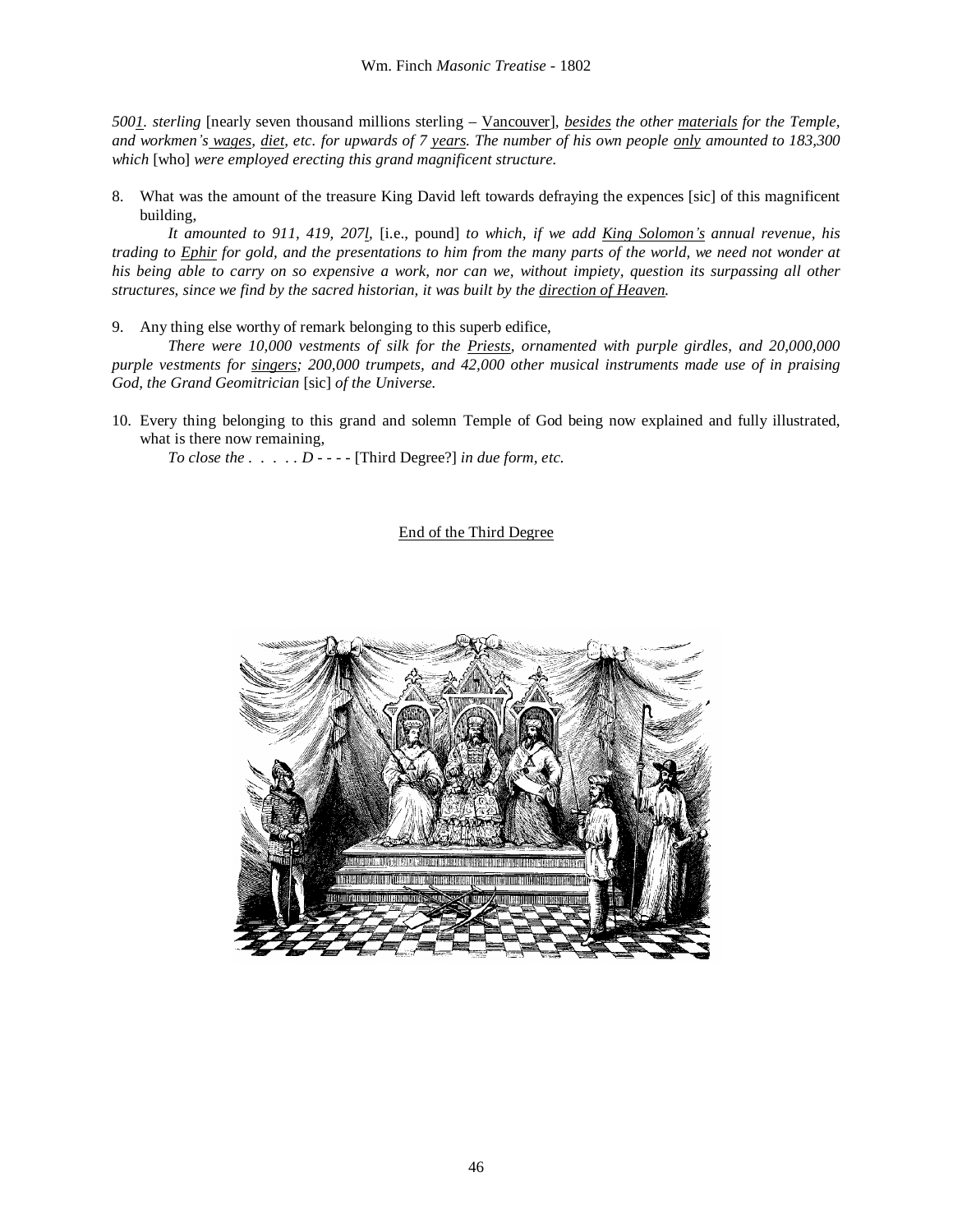*500l. sterling* [nearly seven thousand millions sterling – Vancouver], *besides the other materials for the Temple, and workmen's wages, diet, etc. for upwards of 7 years. The number of his own people only amounted to 183,300 which* [who] *were employed erecting this grand magnificent structure.*

8. What was the amount of the treasure King David left towards defraying the expences [sic] of this magnificent building,

   *It amounted to 911, 419, 207l,* [i.e., pound] *to which, if we add King Solomon's annual revenue, his trading to Ephir for gold, and the presentations to him from the many parts of the world, we need not wonder at his being able to carry on so expensive a work, nor can we, without impiety, question its surpassing all other structures, since we find by the sacred historian, it was built by the direction of Heaven.*

9. Any thing else worthy of remark belonging to this superb edifice,

   *There were 10,000 vestments of silk for the Priests, ornamented with purple girdles, and 20,000,000 purple vestments for singers; 200,000 trumpets, and 42,000 other musical instruments made use of in praising God, the Grand Geomitrician* [sic] *of the Universe.*

10. Every thing belonging to this grand and solemn Temple of God being now explained and fully illustrated, what is there now remaining,

    *To close the . . . . . D - - - -* [Third Degree?] *in due form, etc.*

End of the Third Degree